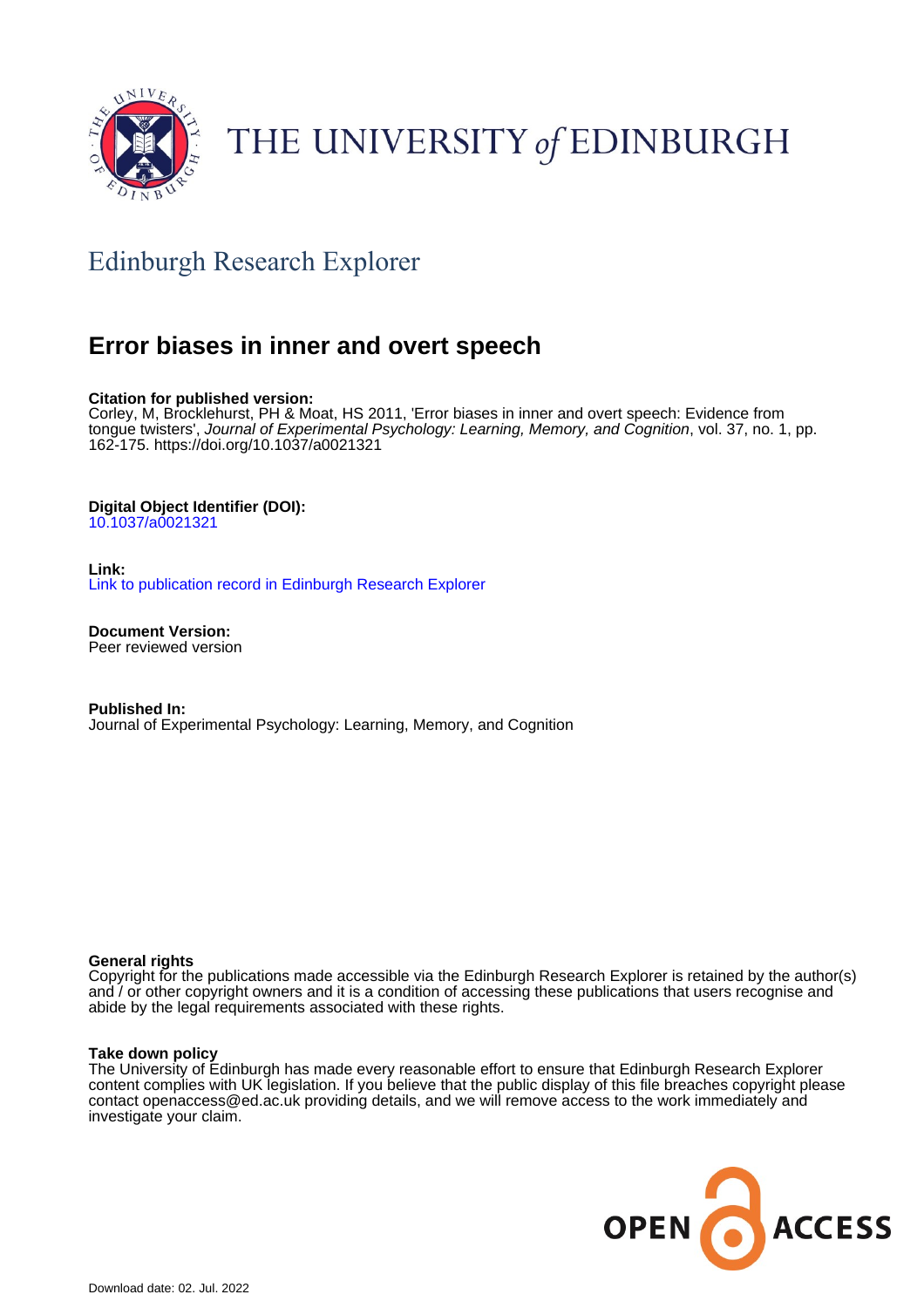THE UNIVERSITY of EDINBURGH

## Edinburgh Research Explorer

# Error biases in inner and overt speech

**Citation for published version:**
Corley, M, Brocklehurst, PH & Moat, HS 2011, 'Error biases in inner and overt speech: Evidence from tongue twisters', *Journal of Experimental Psychology: Learning, Memory, and Cognition*, vol. 37, no. 1, pp. 162-175. https://doi.org/10.1037/a0021321

**Digital Object Identifier (DOI):**
10.1037/a0021321

**Link:**
Link to publication record in Edinburgh Research Explorer

**Document Version:**
Peer reviewed version

**Published In:**
Journal of Experimental Psychology: Learning, Memory, and Cognition

**General rights**
Copyright for the publications made accessible via the Edinburgh Research Explorer is retained by the author(s) and / or other copyright owners and it is a condition of accessing these publications that users recognise and abide by the legal requirements associated with these rights.

**Take down policy**
The University of Edinburgh has made every reasonable effort to ensure that Edinburgh Research Explorer content complies with UK legislation. If you believe that the public display of this file breaches copyright please contact openaccess@ed.ac.uk providing details, and we will remove access to the work immediately and investigate your claim.

OPEN ACCESS

Download date: 02. Jul. 2022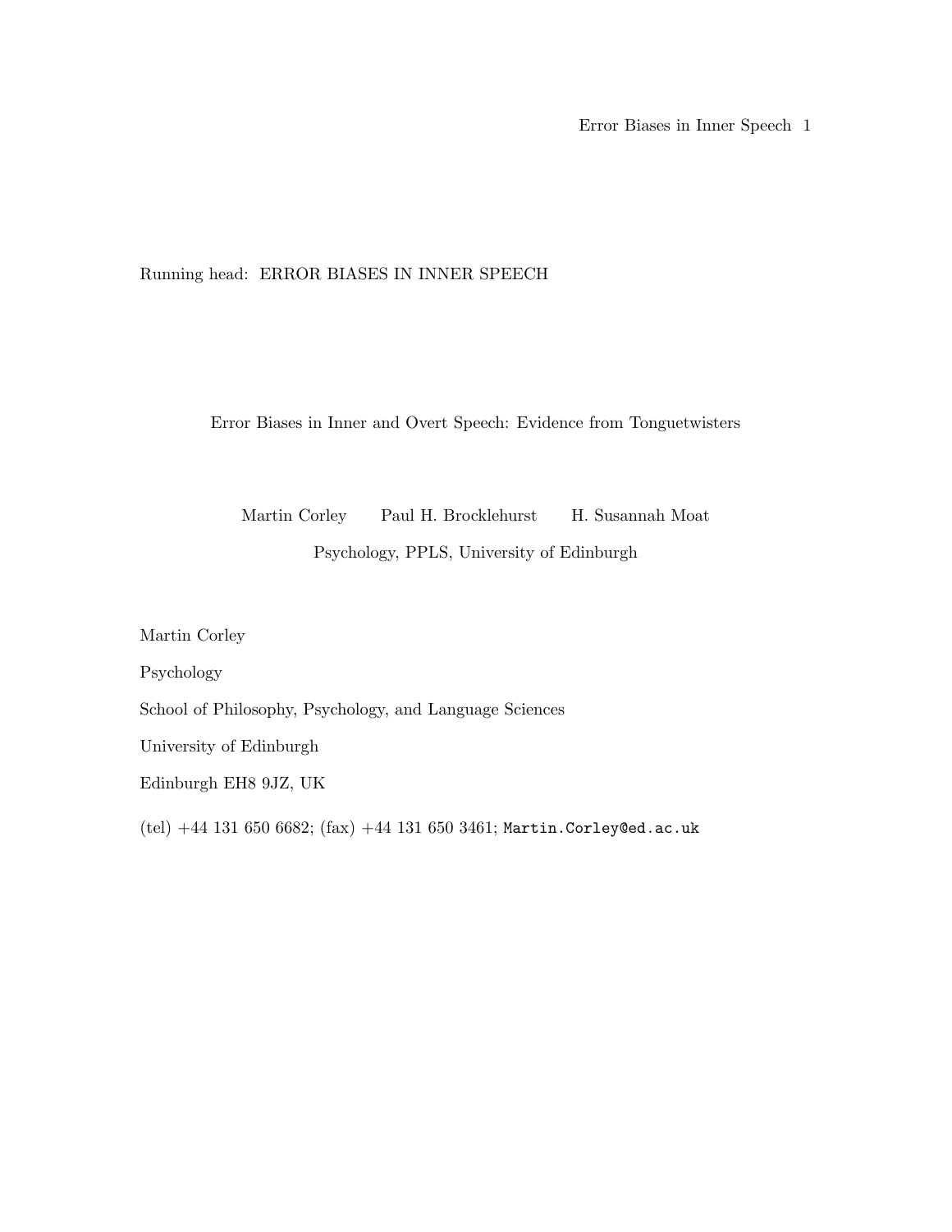Running head: ERROR BIASES IN INNER SPEECH

# Error Biases in Inner and Overt Speech: Evidence from Tonguetwisters

Martin Corley    Paul H. Brocklehurst    H. Susannah Moat

Psychology, PPLS, University of Edinburgh

Martin Corley

Psychology

School of Philosophy, Psychology, and Language Sciences

University of Edinburgh

Edinburgh EH8 9JZ, UK

(tel) +44 131 650 6682; (fax) +44 131 650 3461; `Martin.Corley@ed.ac.uk`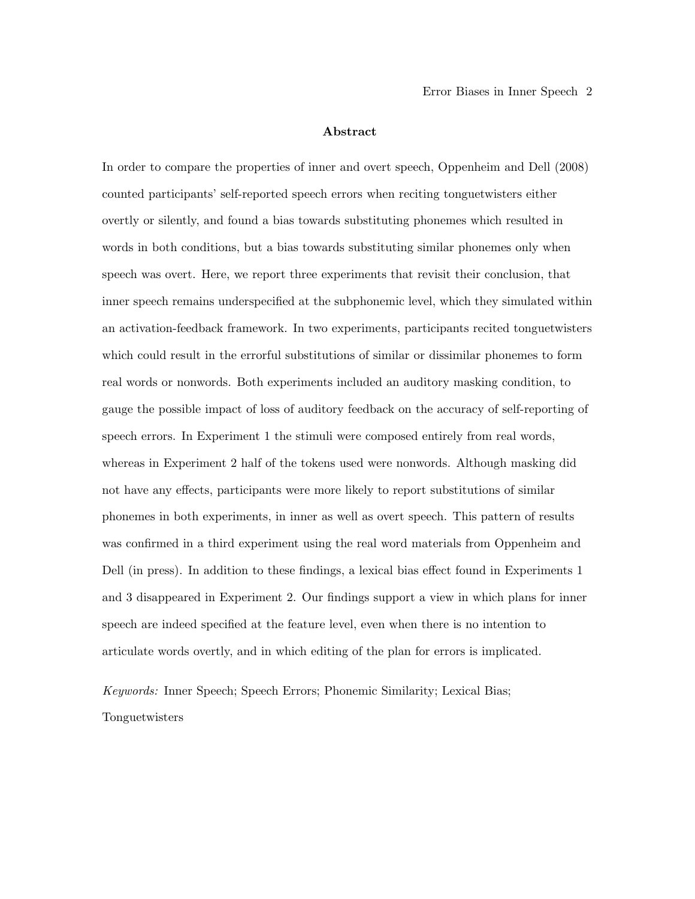## Abstract

In order to compare the properties of inner and overt speech, Oppenheim and Dell (2008) counted participants' self-reported speech errors when reciting tonguetwisters either overtly or silently, and found a bias towards substituting phonemes which resulted in words in both conditions, but a bias towards substituting similar phonemes only when speech was overt. Here, we report three experiments that revisit their conclusion, that inner speech remains underspecified at the subphonemic level, which they simulated within an activation-feedback framework. In two experiments, participants recited tonguetwisters which could result in the errorful substitutions of similar or dissimilar phonemes to form real words or nonwords. Both experiments included an auditory masking condition, to gauge the possible impact of loss of auditory feedback on the accuracy of self-reporting of speech errors. In Experiment 1 the stimuli were composed entirely from real words, whereas in Experiment 2 half of the tokens used were nonwords. Although masking did not have any effects, participants were more likely to report substitutions of similar phonemes in both experiments, in inner as well as overt speech. This pattern of results was confirmed in a third experiment using the real word materials from Oppenheim and Dell (in press). In addition to these findings, a lexical bias effect found in Experiments 1 and 3 disappeared in Experiment 2. Our findings support a view in which plans for inner speech are indeed specified at the feature level, even when there is no intention to articulate words overtly, and in which editing of the plan for errors is implicated.

*Keywords:* Inner Speech; Speech Errors; Phonemic Similarity; Lexical Bias; Tonguetwisters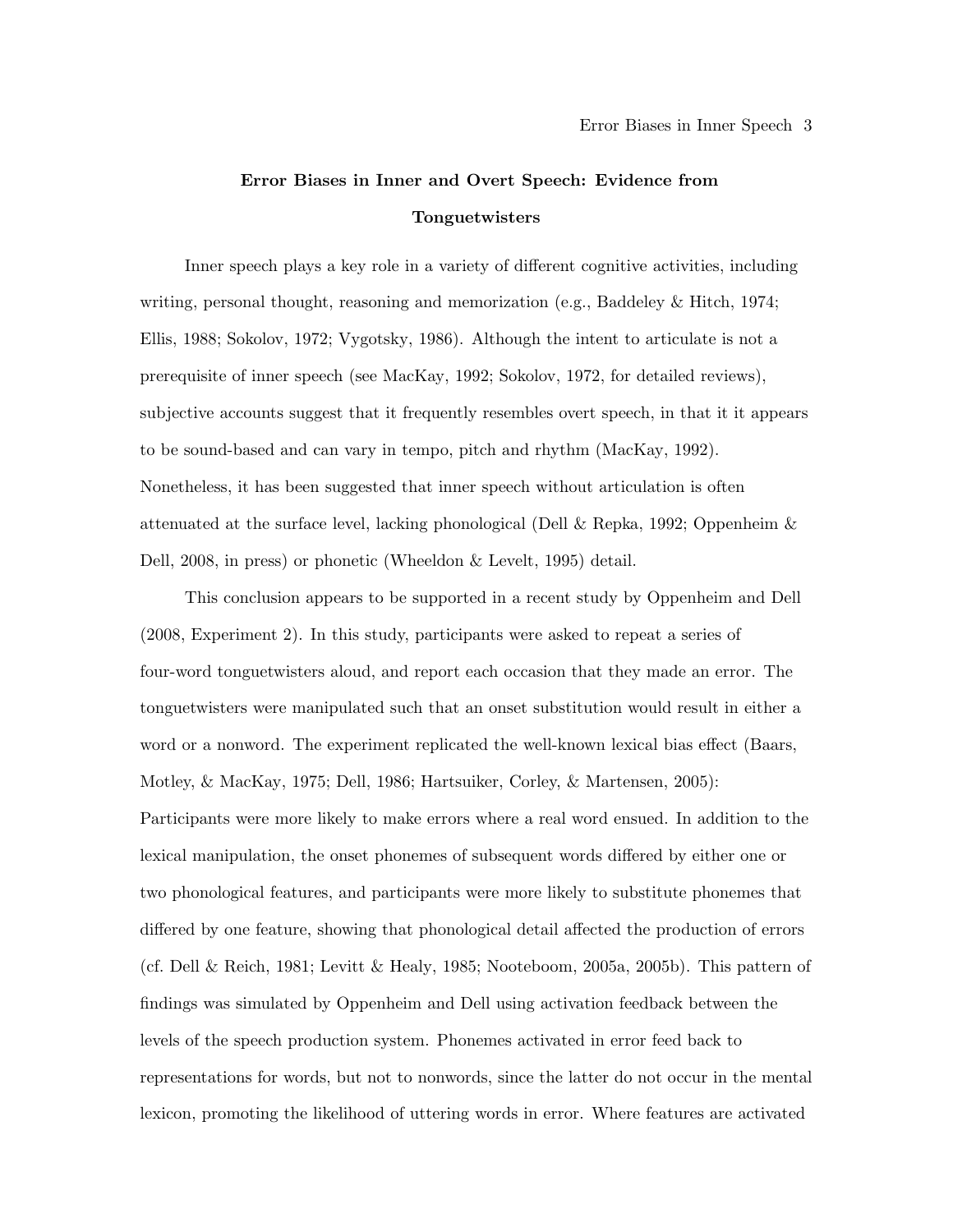## **Error Biases in Inner and Overt Speech: Evidence from Tonguetwisters**

Inner speech plays a key role in a variety of different cognitive activities, including writing, personal thought, reasoning and memorization (e.g., Baddeley & Hitch, 1974; Ellis, 1988; Sokolov, 1972; Vygotsky, 1986). Although the intent to articulate is not a prerequisite of inner speech (see MacKay, 1992; Sokolov, 1972, for detailed reviews), subjective accounts suggest that it frequently resembles overt speech, in that it it appears to be sound-based and can vary in tempo, pitch and rhythm (MacKay, 1992). Nonetheless, it has been suggested that inner speech without articulation is often attenuated at the surface level, lacking phonological (Dell & Repka, 1992; Oppenheim & Dell, 2008, in press) or phonetic (Wheeldon & Levelt, 1995) detail.

This conclusion appears to be supported in a recent study by Oppenheim and Dell (2008, Experiment 2). In this study, participants were asked to repeat a series of four-word tonguetwisters aloud, and report each occasion that they made an error. The tonguetwisters were manipulated such that an onset substitution would result in either a word or a nonword. The experiment replicated the well-known lexical bias effect (Baars, Motley, & MacKay, 1975; Dell, 1986; Hartsuiker, Corley, & Martensen, 2005): Participants were more likely to make errors where a real word ensued. In addition to the lexical manipulation, the onset phonemes of subsequent words differed by either one or two phonological features, and participants were more likely to substitute phonemes that differed by one feature, showing that phonological detail affected the production of errors (cf. Dell & Reich, 1981; Levitt & Healy, 1985; Nooteboom, 2005a, 2005b). This pattern of findings was simulated by Oppenheim and Dell using activation feedback between the levels of the speech production system. Phonemes activated in error feed back to representations for words, but not to nonwords, since the latter do not occur in the mental lexicon, promoting the likelihood of uttering words in error. Where features are activated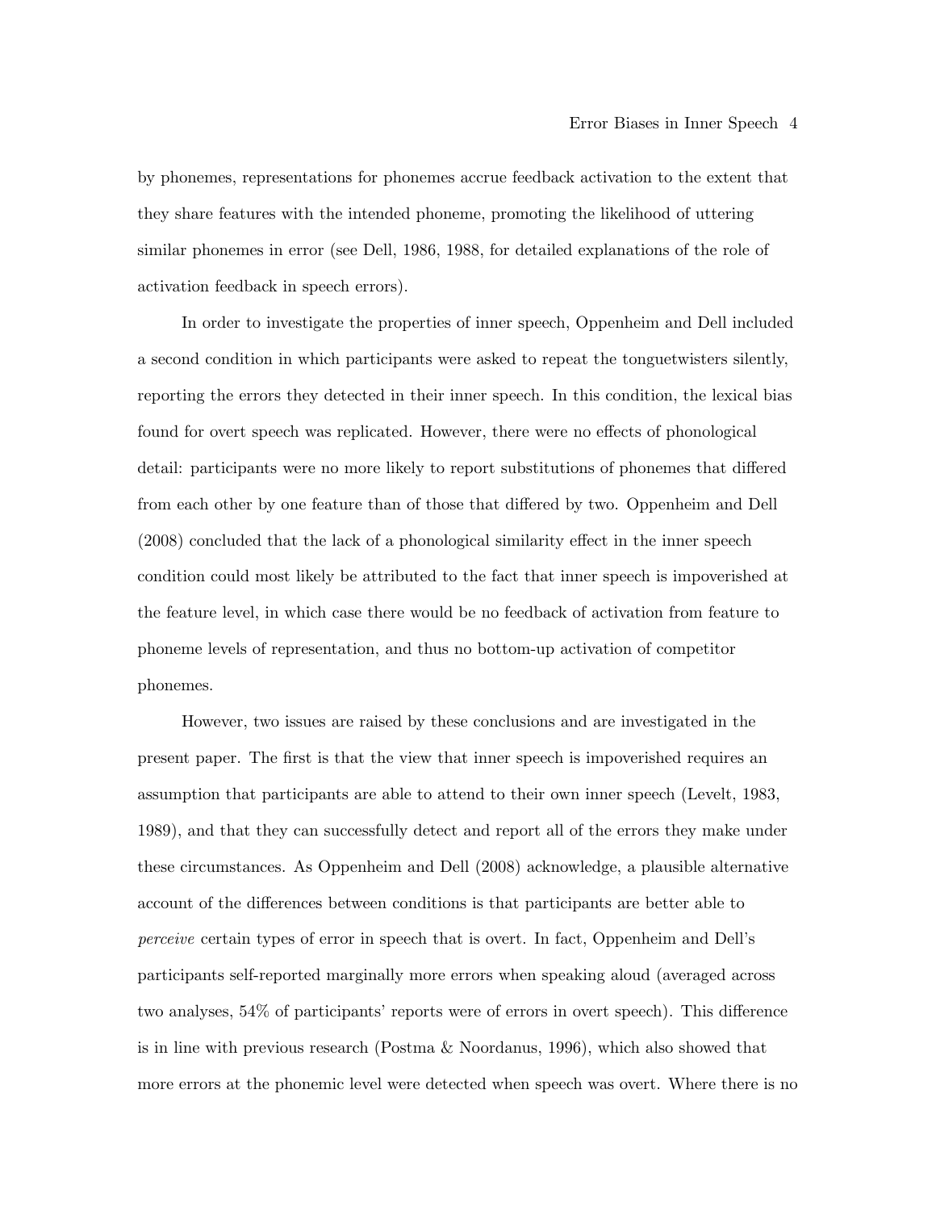by phonemes, representations for phonemes accrue feedback activation to the extent that they share features with the intended phoneme, promoting the likelihood of uttering similar phonemes in error (see Dell, 1986, 1988, for detailed explanations of the role of activation feedback in speech errors).

In order to investigate the properties of inner speech, Oppenheim and Dell included a second condition in which participants were asked to repeat the tonguetwisters silently, reporting the errors they detected in their inner speech. In this condition, the lexical bias found for overt speech was replicated. However, there were no effects of phonological detail: participants were no more likely to report substitutions of phonemes that differed from each other by one feature than of those that differed by two. Oppenheim and Dell (2008) concluded that the lack of a phonological similarity effect in the inner speech condition could most likely be attributed to the fact that inner speech is impoverished at the feature level, in which case there would be no feedback of activation from feature to phoneme levels of representation, and thus no bottom-up activation of competitor phonemes.

However, two issues are raised by these conclusions and are investigated in the present paper. The first is that the view that inner speech is impoverished requires an assumption that participants are able to attend to their own inner speech (Levelt, 1983, 1989), and that they can successfully detect and report all of the errors they make under these circumstances. As Oppenheim and Dell (2008) acknowledge, a plausible alternative account of the differences between conditions is that participants are better able to *perceive* certain types of error in speech that is overt. In fact, Oppenheim and Dell's participants self-reported marginally more errors when speaking aloud (averaged across two analyses, 54% of participants' reports were of errors in overt speech). This difference is in line with previous research (Postma & Noordanus, 1996), which also showed that more errors at the phonemic level were detected when speech was overt. Where there is no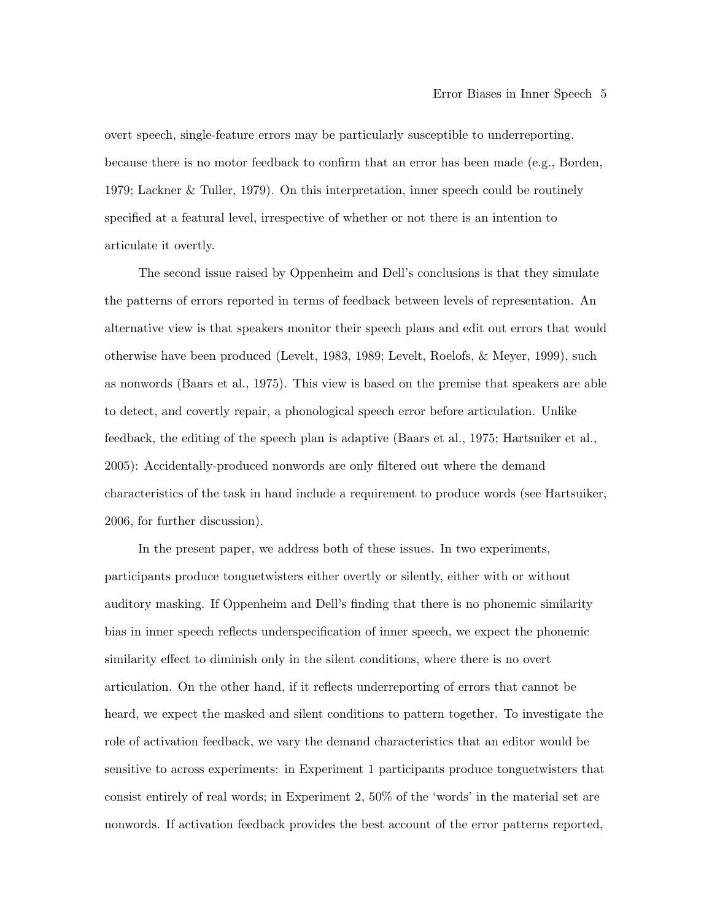overt speech, single-feature errors may be particularly susceptible to underreporting, because there is no motor feedback to confirm that an error has been made (e.g., Borden, 1979; Lackner & Tuller, 1979). On this interpretation, inner speech could be routinely specified at a featural level, irrespective of whether or not there is an intention to articulate it overtly.

The second issue raised by Oppenheim and Dell's conclusions is that they simulate the patterns of errors reported in terms of feedback between levels of representation. An alternative view is that speakers monitor their speech plans and edit out errors that would otherwise have been produced (Levelt, 1983, 1989; Levelt, Roelofs, & Meyer, 1999), such as nonwords (Baars et al., 1975). This view is based on the premise that speakers are able to detect, and covertly repair, a phonological speech error before articulation. Unlike feedback, the editing of the speech plan is adaptive (Baars et al., 1975; Hartsuiker et al., 2005): Accidentally-produced nonwords are only filtered out where the demand characteristics of the task in hand include a requirement to produce words (see Hartsuiker, 2006, for further discussion).

In the present paper, we address both of these issues. In two experiments, participants produce tonguetwisters either overtly or silently, either with or without auditory masking. If Oppenheim and Dell's finding that there is no phonemic similarity bias in inner speech reflects underspecification of inner speech, we expect the phonemic similarity effect to diminish only in the silent conditions, where there is no overt articulation. On the other hand, if it reflects underreporting of errors that cannot be heard, we expect the masked and silent conditions to pattern together. To investigate the role of activation feedback, we vary the demand characteristics that an editor would be sensitive to across experiments: in Experiment 1 participants produce tonguetwisters that consist entirely of real words; in Experiment 2, 50% of the 'words' in the material set are nonwords. If activation feedback provides the best account of the error patterns reported,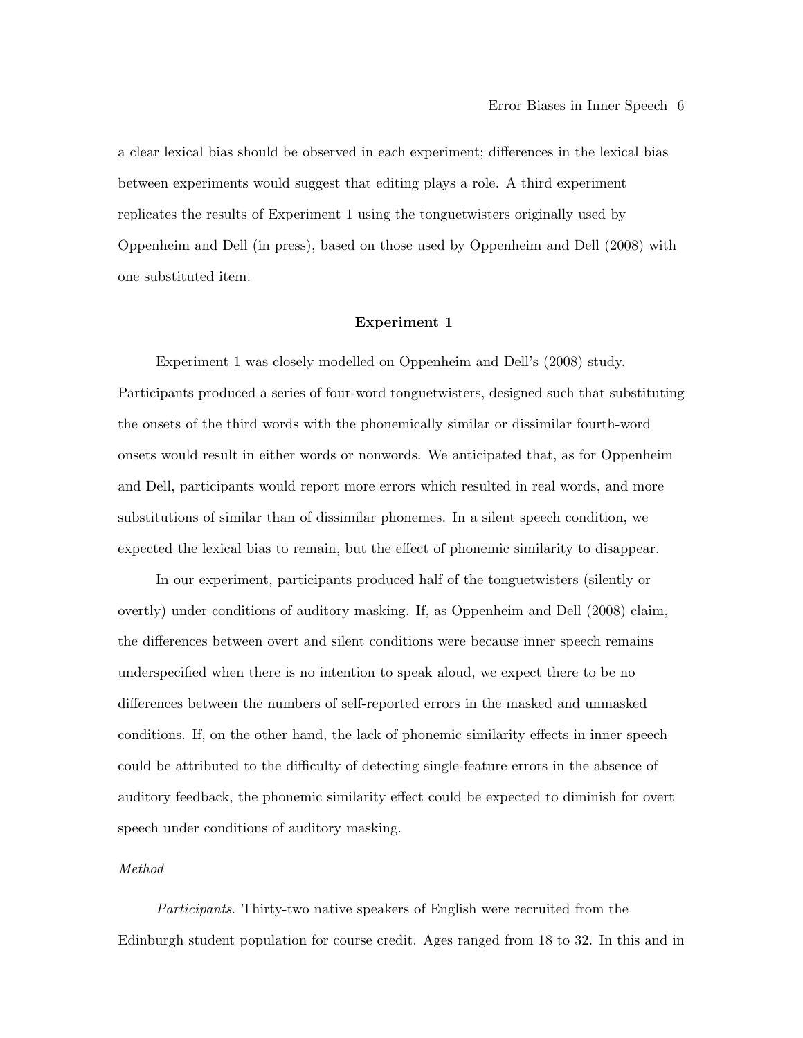a clear lexical bias should be observed in each experiment; differences in the lexical bias between experiments would suggest that editing plays a role. A third experiment replicates the results of Experiment 1 using the tonguetwisters originally used by Oppenheim and Dell (in press), based on those used by Oppenheim and Dell (2008) with one substituted item.

## Experiment 1

Experiment 1 was closely modelled on Oppenheim and Dell's (2008) study. Participants produced a series of four-word tonguetwisters, designed such that substituting the onsets of the third words with the phonemically similar or dissimilar fourth-word onsets would result in either words or nonwords. We anticipated that, as for Oppenheim and Dell, participants would report more errors which resulted in real words, and more substitutions of similar than of dissimilar phonemes. In a silent speech condition, we expected the lexical bias to remain, but the effect of phonemic similarity to disappear.

In our experiment, participants produced half of the tonguetwisters (silently or overtly) under conditions of auditory masking. If, as Oppenheim and Dell (2008) claim, the differences between overt and silent conditions were because inner speech remains underspecified when there is no intention to speak aloud, we expect there to be no differences between the numbers of self-reported errors in the masked and unmasked conditions. If, on the other hand, the lack of phonemic similarity effects in inner speech could be attributed to the difficulty of detecting single-feature errors in the absence of auditory feedback, the phonemic similarity effect could be expected to diminish for overt speech under conditions of auditory masking.

### *Method*

*Participants.* Thirty-two native speakers of English were recruited from the Edinburgh student population for course credit. Ages ranged from 18 to 32. In this and in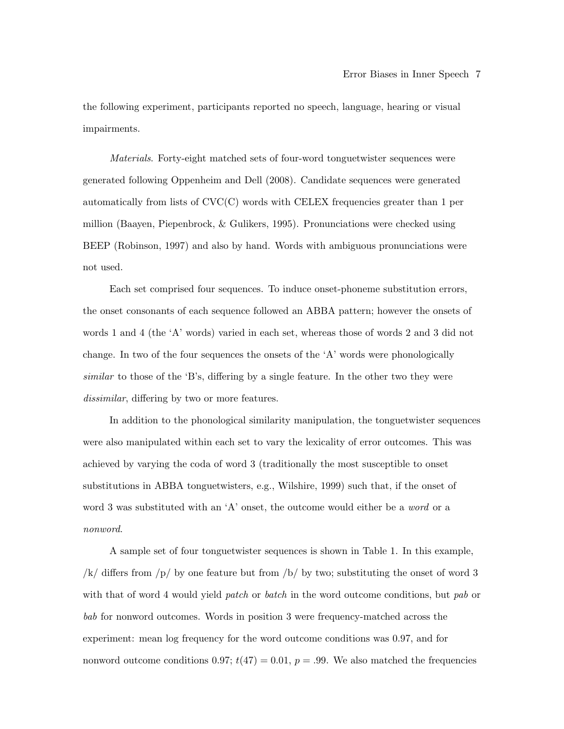the following experiment, participants reported no speech, language, hearing or visual impairments.

*Materials*. Forty-eight matched sets of four-word tonguetwister sequences were generated following Oppenheim and Dell (2008). Candidate sequences were generated automatically from lists of CVC(C) words with CELEX frequencies greater than 1 per million (Baayen, Piepenbrock, & Gulikers, 1995). Pronunciations were checked using BEEP (Robinson, 1997) and also by hand. Words with ambiguous pronunciations were not used.

Each set comprised four sequences. To induce onset-phoneme substitution errors, the onset consonants of each sequence followed an ABBA pattern; however the onsets of words 1 and 4 (the 'A' words) varied in each set, whereas those of words 2 and 3 did not change. In two of the four sequences the onsets of the 'A' words were phonologically *similar* to those of the 'B's, differing by a single feature. In the other two they were *dissimilar*, differing by two or more features.

In addition to the phonological similarity manipulation, the tonguetwister sequences were also manipulated within each set to vary the lexicality of error outcomes. This was achieved by varying the coda of word 3 (traditionally the most susceptible to onset substitutions in ABBA tonguetwisters, e.g., Wilshire, 1999) such that, if the onset of word 3 was substituted with an 'A' onset, the outcome would either be a *word* or a *nonword*.

A sample set of four tonguetwister sequences is shown in Table 1. In this example, /k/ differs from /p/ by one feature but from /b/ by two; substituting the onset of word 3 with that of word 4 would yield *patch* or *batch* in the word outcome conditions, but *pab* or *bab* for nonword outcomes. Words in position 3 were frequency-matched across the experiment: mean log frequency for the word outcome conditions was 0.97, and for nonword outcome conditions 0.97; $t(47) = 0.01$, $p = .99$. We also matched the frequencies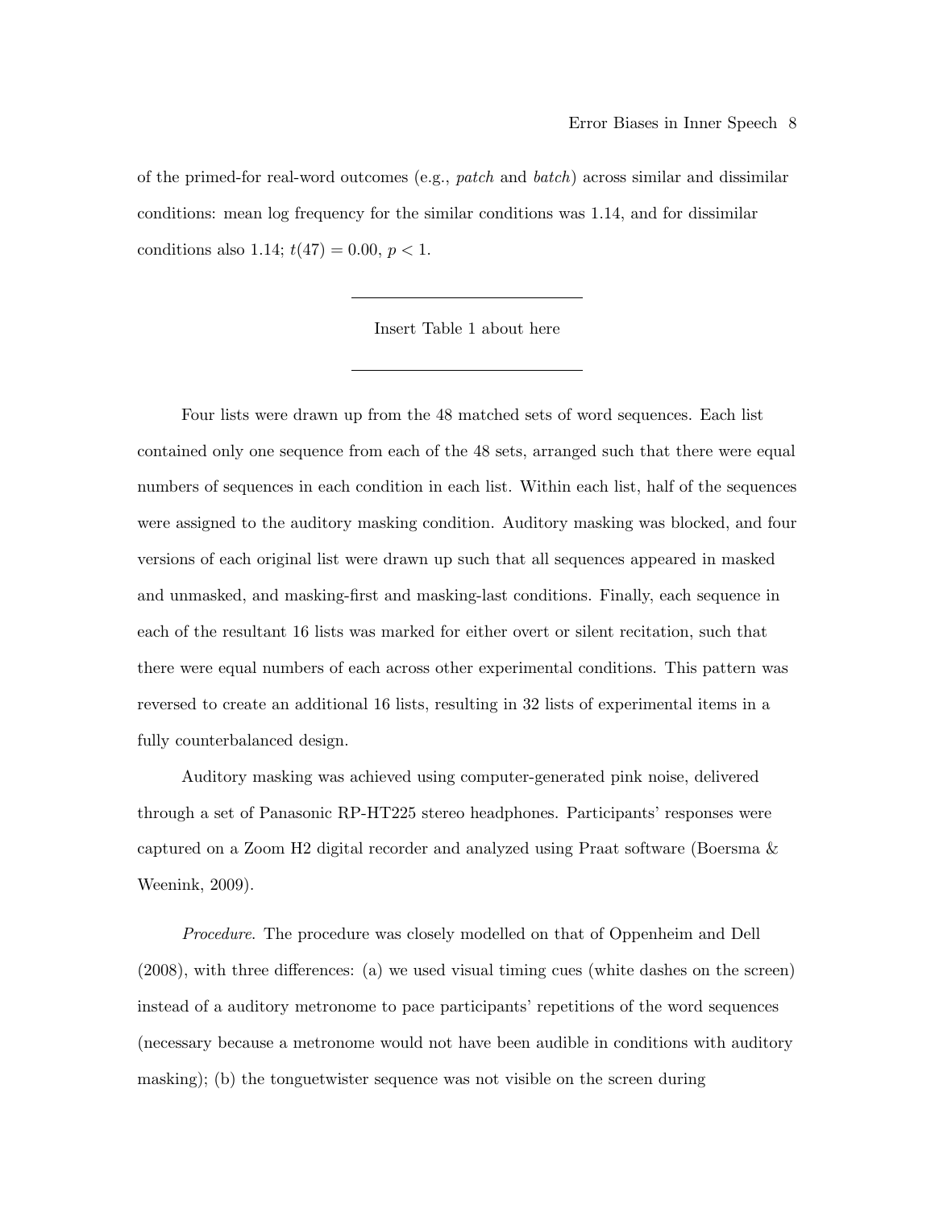of the primed-for real-word outcomes (e.g., *patch* and *batch*) across similar and dissimilar conditions: mean log frequency for the similar conditions was 1.14, and for dissimilar conditions also 1.14; $t(47) = 0.00$, $p < 1$.

---

Insert Table 1 about here

---

Four lists were drawn up from the 48 matched sets of word sequences. Each list contained only one sequence from each of the 48 sets, arranged such that there were equal numbers of sequences in each condition in each list. Within each list, half of the sequences were assigned to the auditory masking condition. Auditory masking was blocked, and four versions of each original list were drawn up such that all sequences appeared in masked and unmasked, and masking-first and masking-last conditions. Finally, each sequence in each of the resultant 16 lists was marked for either overt or silent recitation, such that there were equal numbers of each across other experimental conditions. This pattern was reversed to create an additional 16 lists, resulting in 32 lists of experimental items in a fully counterbalanced design.

Auditory masking was achieved using computer-generated pink noise, delivered through a set of Panasonic RP-HT225 stereo headphones. Participants' responses were captured on a Zoom H2 digital recorder and analyzed using Praat software (Boersma & Weenink, 2009).

*Procedure.* The procedure was closely modelled on that of Oppenheim and Dell (2008), with three differences: (a) we used visual timing cues (white dashes on the screen) instead of a auditory metronome to pace participants' repetitions of the word sequences (necessary because a metronome would not have been audible in conditions with auditory masking); (b) the tonguetwister sequence was not visible on the screen during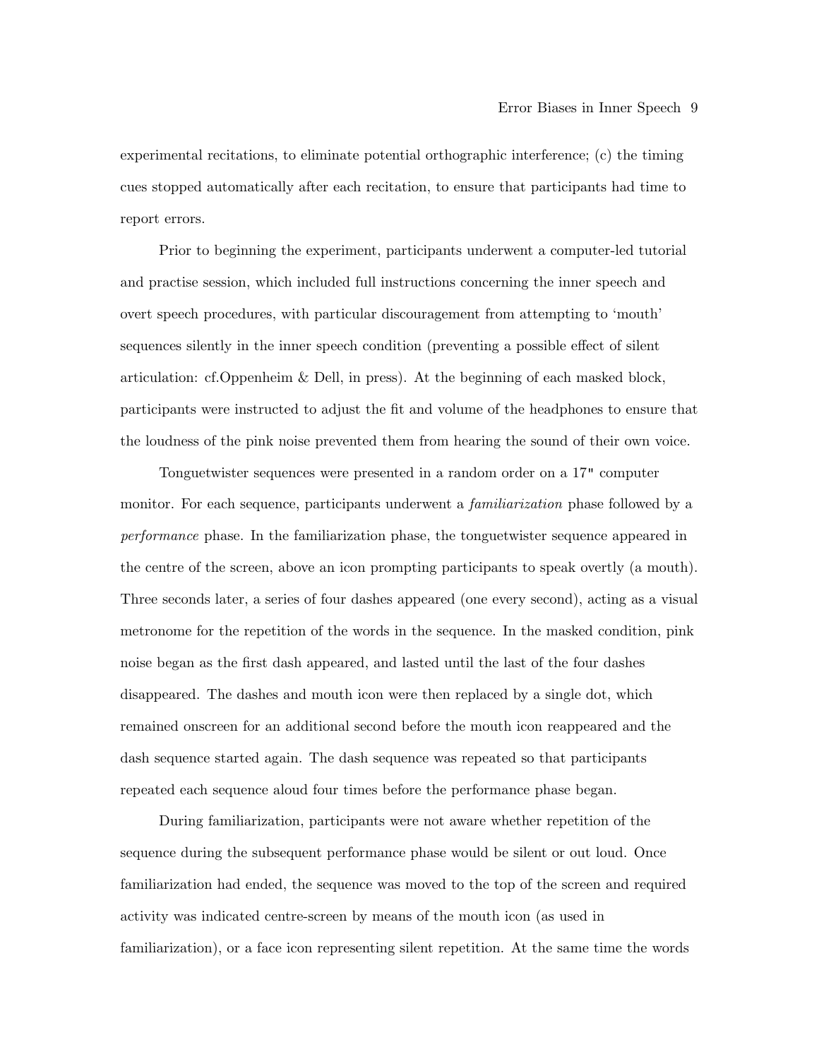experimental recitations, to eliminate potential orthographic interference; (c) the timing cues stopped automatically after each recitation, to ensure that participants had time to report errors.

Prior to beginning the experiment, participants underwent a computer-led tutorial and practise session, which included full instructions concerning the inner speech and overt speech procedures, with particular discouragement from attempting to 'mouth' sequences silently in the inner speech condition (preventing a possible effect of silent articulation: cf.Oppenheim & Dell, in press). At the beginning of each masked block, participants were instructed to adjust the fit and volume of the headphones to ensure that the loudness of the pink noise prevented them from hearing the sound of their own voice.

Tonguetwister sequences were presented in a random order on a 17" computer monitor. For each sequence, participants underwent a *familiarization* phase followed by a *performance* phase. In the familiarization phase, the tonguetwister sequence appeared in the centre of the screen, above an icon prompting participants to speak overtly (a mouth). Three seconds later, a series of four dashes appeared (one every second), acting as a visual metronome for the repetition of the words in the sequence. In the masked condition, pink noise began as the first dash appeared, and lasted until the last of the four dashes disappeared. The dashes and mouth icon were then replaced by a single dot, which remained onscreen for an additional second before the mouth icon reappeared and the dash sequence started again. The dash sequence was repeated so that participants repeated each sequence aloud four times before the performance phase began.

During familiarization, participants were not aware whether repetition of the sequence during the subsequent performance phase would be silent or out loud. Once familiarization had ended, the sequence was moved to the top of the screen and required activity was indicated centre-screen by means of the mouth icon (as used in familiarization), or a face icon representing silent repetition. At the same time the words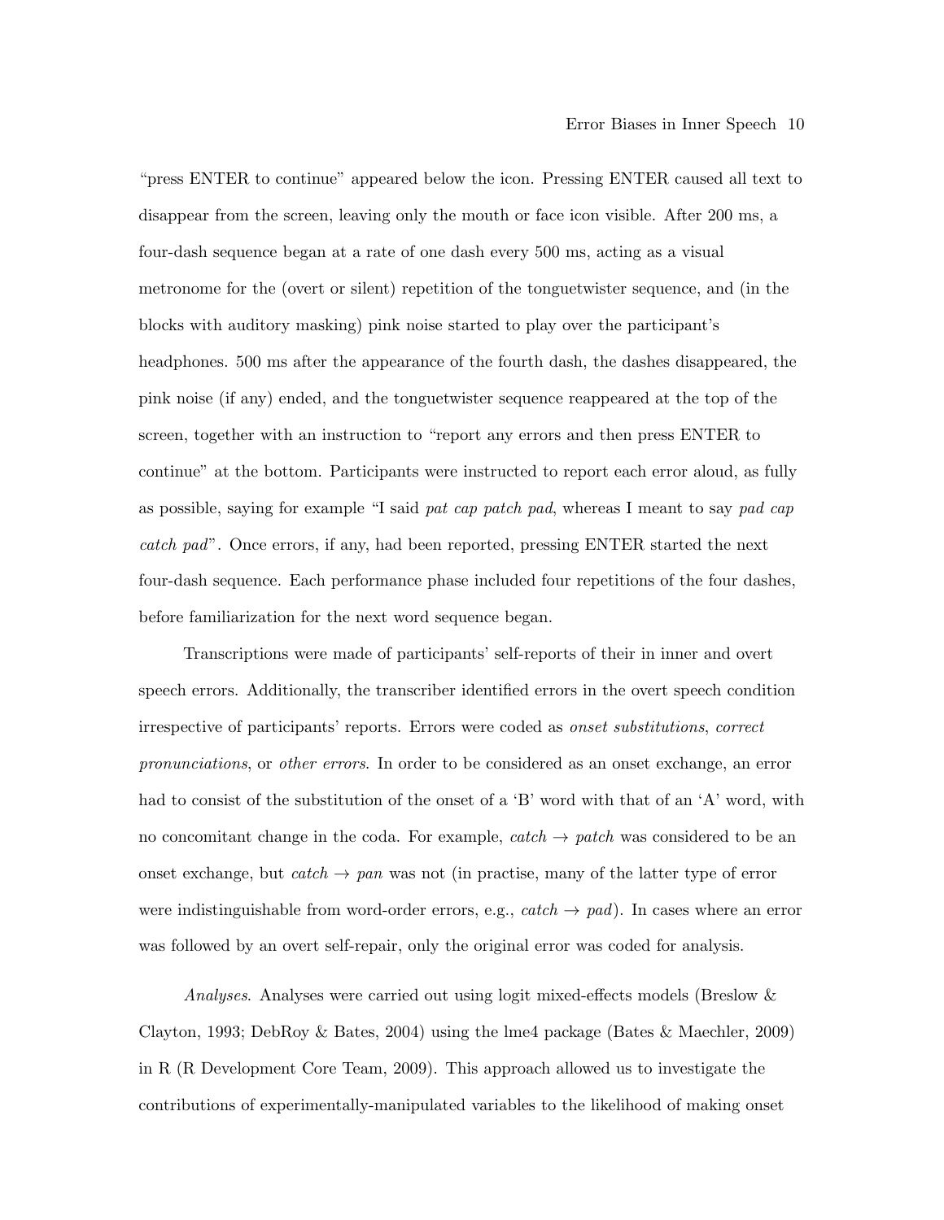"press ENTER to continue" appeared below the icon. Pressing ENTER caused all text to disappear from the screen, leaving only the mouth or face icon visible. After 200 ms, a four-dash sequence began at a rate of one dash every 500 ms, acting as a visual metronome for the (overt or silent) repetition of the tonguetwister sequence, and (in the blocks with auditory masking) pink noise started to play over the participant's headphones. 500 ms after the appearance of the fourth dash, the dashes disappeared, the pink noise (if any) ended, and the tonguetwister sequence reappeared at the top of the screen, together with an instruction to "report any errors and then press ENTER to continue" at the bottom. Participants were instructed to report each error aloud, as fully as possible, saying for example "I said *pat cap patch pad*, whereas I meant to say *pad cap catch pad*". Once errors, if any, had been reported, pressing ENTER started the next four-dash sequence. Each performance phase included four repetitions of the four dashes, before familiarization for the next word sequence began.

Transcriptions were made of participants' self-reports of their in inner and overt speech errors. Additionally, the transcriber identified errors in the overt speech condition irrespective of participants' reports. Errors were coded as *onset substitutions*, *correct pronunciations*, or *other errors*. In order to be considered as an onset exchange, an error had to consist of the substitution of the onset of a 'B' word with that of an 'A' word, with no concomitant change in the coda. For example, *catch* → *patch* was considered to be an onset exchange, but *catch* → *pan* was not (in practise, many of the latter type of error were indistinguishable from word-order errors, e.g., *catch* → *pad*). In cases where an error was followed by an overt self-repair, only the original error was coded for analysis.

*Analyses*. Analyses were carried out using logit mixed-effects models (Breslow & Clayton, 1993; DebRoy & Bates, 2004) using the lme4 package (Bates & Maechler, 2009) in R (R Development Core Team, 2009). This approach allowed us to investigate the contributions of experimentally-manipulated variables to the likelihood of making onset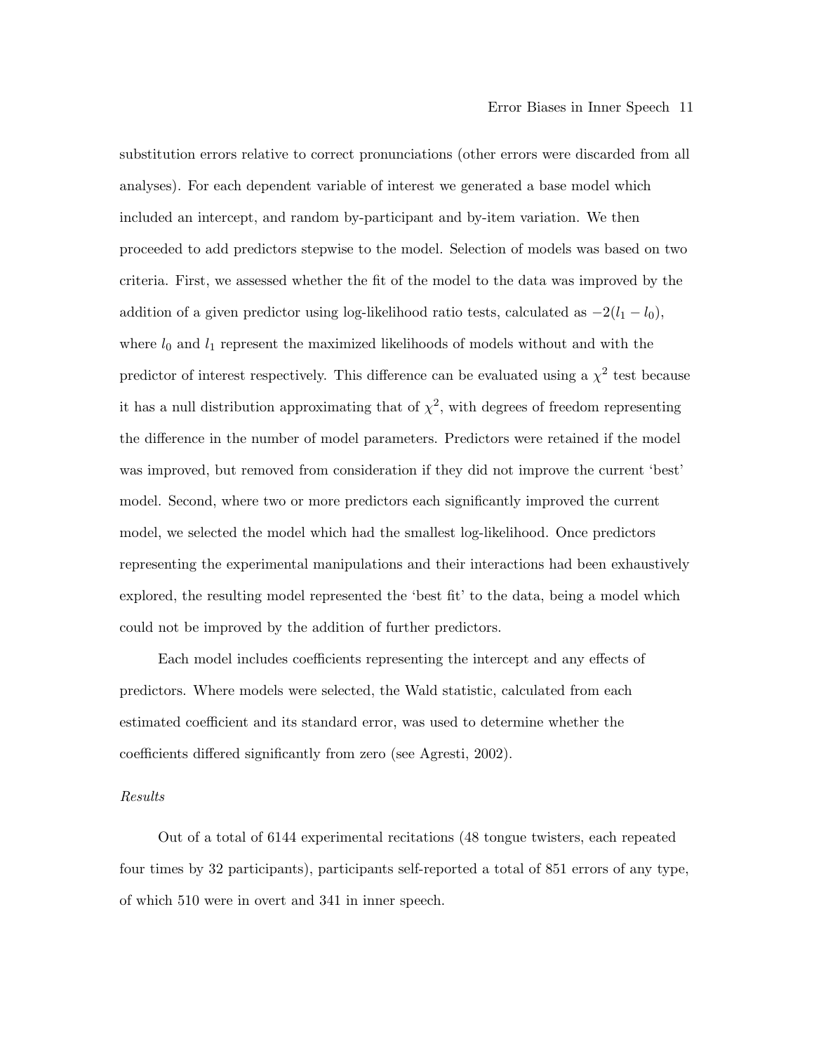substitution errors relative to correct pronunciations (other errors were discarded from all analyses). For each dependent variable of interest we generated a base model which included an intercept, and random by-participant and by-item variation. We then proceeded to add predictors stepwise to the model. Selection of models was based on two criteria. First, we assessed whether the fit of the model to the data was improved by the addition of a given predictor using log-likelihood ratio tests, calculated as $-2(l_1 - l_0)$, where $l_0$ and $l_1$ represent the maximized likelihoods of models without and with the predictor of interest respectively. This difference can be evaluated using a $\chi^2$ test because it has a null distribution approximating that of $\chi^2$, with degrees of freedom representing the difference in the number of model parameters. Predictors were retained if the model was improved, but removed from consideration if they did not improve the current 'best' model. Second, where two or more predictors each significantly improved the current model, we selected the model which had the smallest log-likelihood. Once predictors representing the experimental manipulations and their interactions had been exhaustively explored, the resulting model represented the 'best fit' to the data, being a model which could not be improved by the addition of further predictors.

Each model includes coefficients representing the intercept and any effects of predictors. Where models were selected, the Wald statistic, calculated from each estimated coefficient and its standard error, was used to determine whether the coefficients differed significantly from zero (see Agresti, 2002).

*Results*

Out of a total of 6144 experimental recitations (48 tongue twisters, each repeated four times by 32 participants), participants self-reported a total of 851 errors of any type, of which 510 were in overt and 341 in inner speech.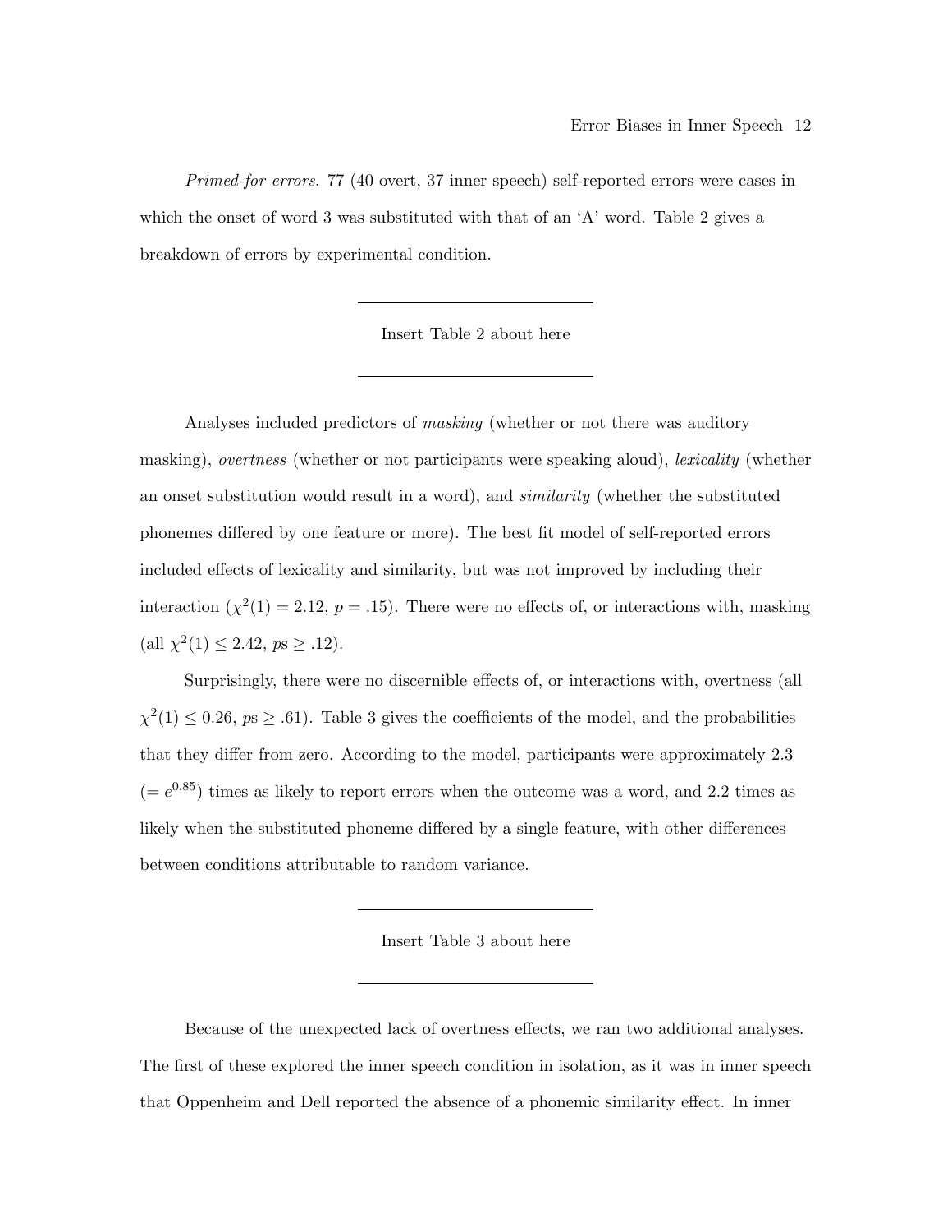*Primed-for errors.* 77 (40 overt, 37 inner speech) self-reported errors were cases in which the onset of word 3 was substituted with that of an 'A' word. Table 2 gives a breakdown of errors by experimental condition.

---

Insert Table 2 about here

---

Analyses included predictors of *masking* (whether or not there was auditory masking), *overtness* (whether or not participants were speaking aloud), *lexicality* (whether an onset substitution would result in a word), and *similarity* (whether the substituted phonemes differed by one feature or more). The best fit model of self-reported errors included effects of lexicality and similarity, but was not improved by including their interaction ($\chi^2(1) = 2.12$, $p = .15$). There were no effects of, or interactions with, masking (all $\chi^2(1) \leq 2.42$, $p$s $\geq .12$).

Surprisingly, there were no discernible effects of, or interactions with, overtness (all $\chi^2(1) \leq 0.26$, $p$s $\geq .61$). Table 3 gives the coefficients of the model, and the probabilities that they differ from zero. According to the model, participants were approximately 2.3 ($= e^{0.85}$) times as likely to report errors when the outcome was a word, and 2.2 times as likely when the substituted phoneme differed by a single feature, with other differences between conditions attributable to random variance.

---

Insert Table 3 about here

---

Because of the unexpected lack of overtness effects, we ran two additional analyses. The first of these explored the inner speech condition in isolation, as it was in inner speech that Oppenheim and Dell reported the absence of a phonemic similarity effect. In inner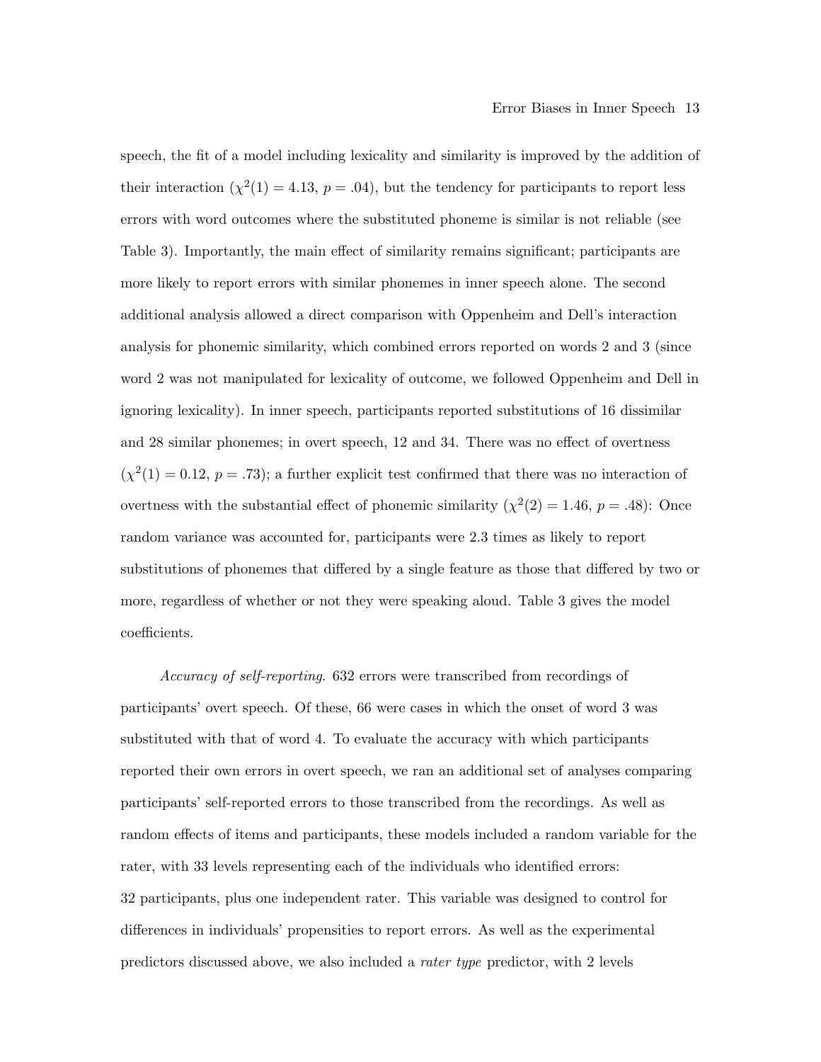speech, the fit of a model including lexicality and similarity is improved by the addition of their interaction ($\chi^2(1) = 4.13$, $p = .04$), but the tendency for participants to report less errors with word outcomes where the substituted phoneme is similar is not reliable (see Table 3). Importantly, the main effect of similarity remains significant; participants are more likely to report errors with similar phonemes in inner speech alone. The second additional analysis allowed a direct comparison with Oppenheim and Dell's interaction analysis for phonemic similarity, which combined errors reported on words 2 and 3 (since word 2 was not manipulated for lexicality of outcome, we followed Oppenheim and Dell in ignoring lexicality). In inner speech, participants reported substitutions of 16 dissimilar and 28 similar phonemes; in overt speech, 12 and 34. There was no effect of overtness ($\chi^2(1) = 0.12$, $p = .73$); a further explicit test confirmed that there was no interaction of overtness with the substantial effect of phonemic similarity ($\chi^2(2) = 1.46$, $p = .48$): Once random variance was accounted for, participants were 2.3 times as likely to report substitutions of phonemes that differed by a single feature as those that differed by two or more, regardless of whether or not they were speaking aloud. Table 3 gives the model coefficients.

*Accuracy of self-reporting.* 632 errors were transcribed from recordings of participants' overt speech. Of these, 66 were cases in which the onset of word 3 was substituted with that of word 4. To evaluate the accuracy with which participants reported their own errors in overt speech, we ran an additional set of analyses comparing participants' self-reported errors to those transcribed from the recordings. As well as random effects of items and participants, these models included a random variable for the rater, with 33 levels representing each of the individuals who identified errors: 32 participants, plus one independent rater. This variable was designed to control for differences in individuals' propensities to report errors. As well as the experimental predictors discussed above, we also included a *rater type* predictor, with 2 levels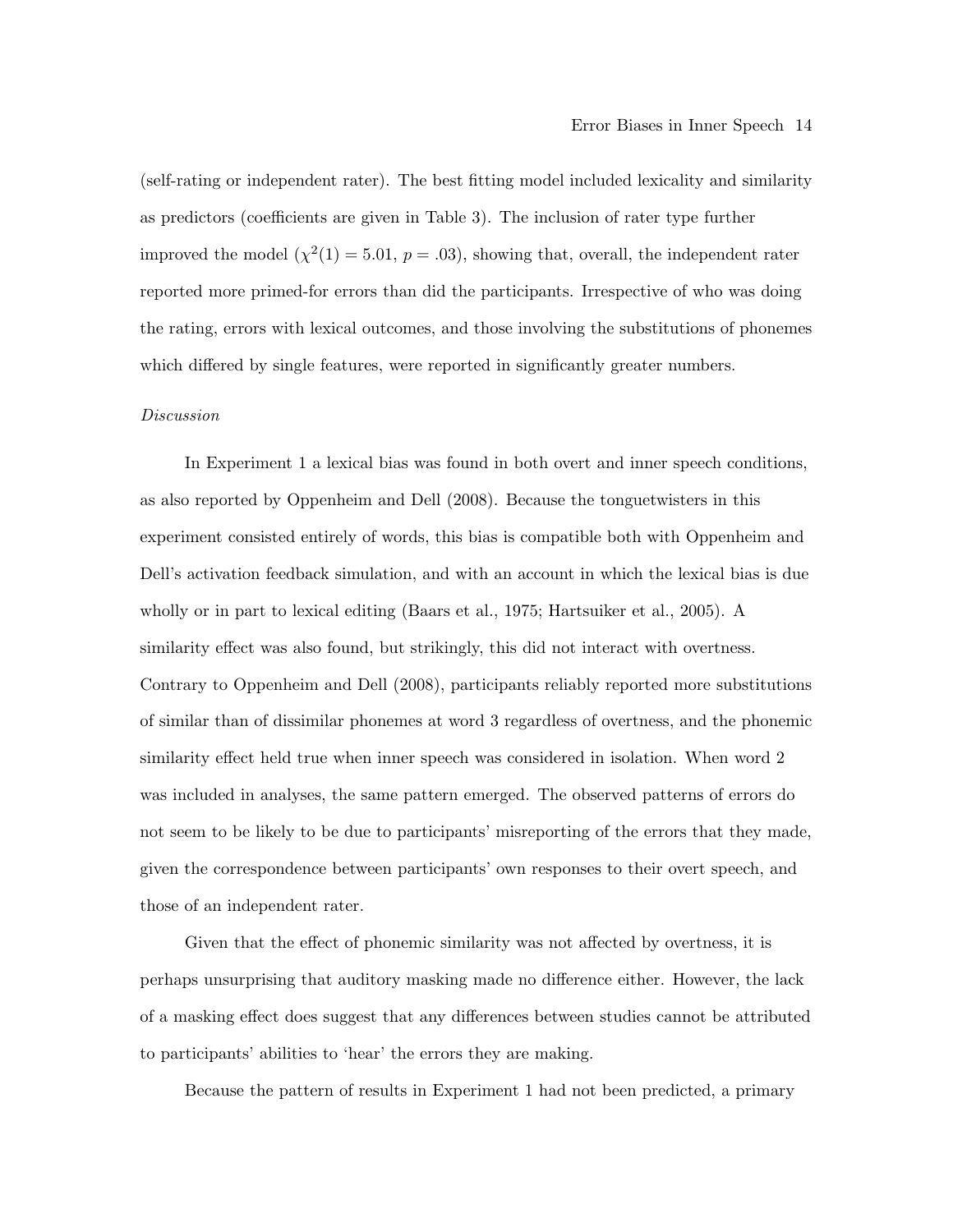(self-rating or independent rater). The best fitting model included lexicality and similarity as predictors (coefficients are given in Table 3). The inclusion of rater type further improved the model ($\chi^2(1) = 5.01$, $p = .03$), showing that, overall, the independent rater reported more primed-for errors than did the participants. Irrespective of who was doing the rating, errors with lexical outcomes, and those involving the substitutions of phonemes which differed by single features, were reported in significantly greater numbers.

*Discussion*

In Experiment 1 a lexical bias was found in both overt and inner speech conditions, as also reported by Oppenheim and Dell (2008). Because the tonguetwisters in this experiment consisted entirely of words, this bias is compatible both with Oppenheim and Dell's activation feedback simulation, and with an account in which the lexical bias is due wholly or in part to lexical editing (Baars et al., 1975; Hartsuiker et al., 2005). A similarity effect was also found, but strikingly, this did not interact with overtness. Contrary to Oppenheim and Dell (2008), participants reliably reported more substitutions of similar than of dissimilar phonemes at word 3 regardless of overtness, and the phonemic similarity effect held true when inner speech was considered in isolation. When word 2 was included in analyses, the same pattern emerged. The observed patterns of errors do not seem to be likely to be due to participants' misreporting of the errors that they made, given the correspondence between participants' own responses to their overt speech, and those of an independent rater.

Given that the effect of phonemic similarity was not affected by overtness, it is perhaps unsurprising that auditory masking made no difference either. However, the lack of a masking effect does suggest that any differences between studies cannot be attributed to participants' abilities to 'hear' the errors they are making.

Because the pattern of results in Experiment 1 had not been predicted, a primary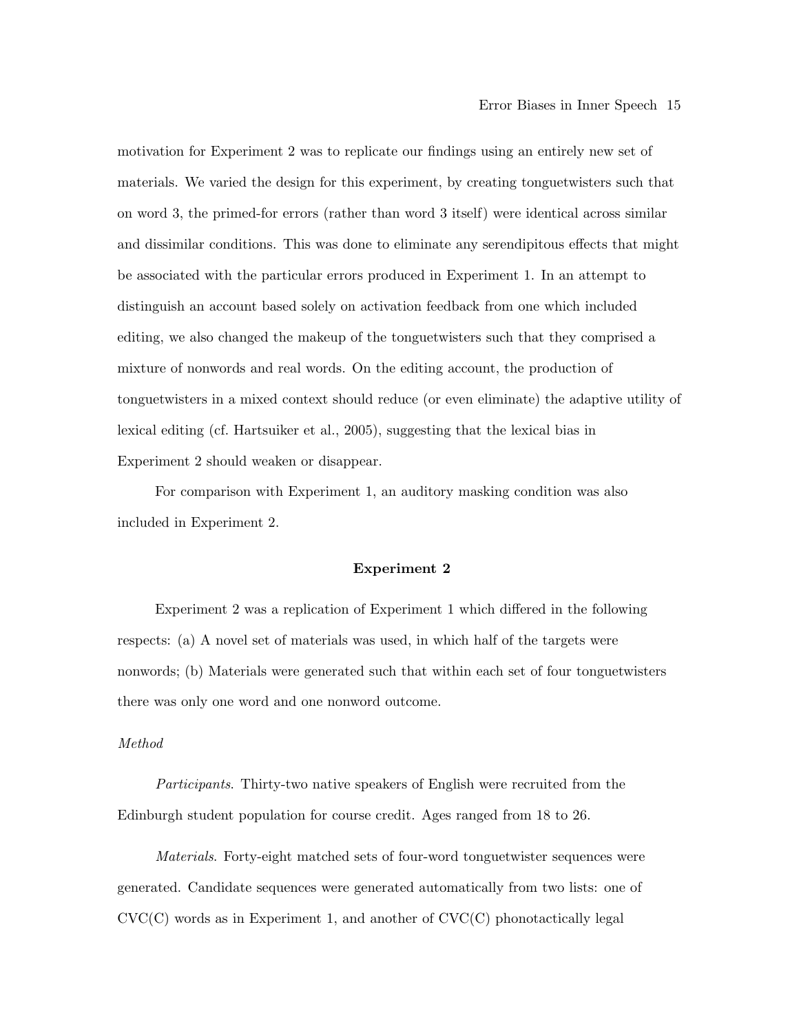motivation for Experiment 2 was to replicate our findings using an entirely new set of materials. We varied the design for this experiment, by creating tonguetwisters such that on word 3, the primed-for errors (rather than word 3 itself) were identical across similar and dissimilar conditions. This was done to eliminate any serendipitous effects that might be associated with the particular errors produced in Experiment 1. In an attempt to distinguish an account based solely on activation feedback from one which included editing, we also changed the makeup of the tonguetwisters such that they comprised a mixture of nonwords and real words. On the editing account, the production of tonguetwisters in a mixed context should reduce (or even eliminate) the adaptive utility of lexical editing (cf. Hartsuiker et al., 2005), suggesting that the lexical bias in Experiment 2 should weaken or disappear.

For comparison with Experiment 1, an auditory masking condition was also included in Experiment 2.

## Experiment 2

Experiment 2 was a replication of Experiment 1 which differed in the following respects: (a) A novel set of materials was used, in which half of the targets were nonwords; (b) Materials were generated such that within each set of four tonguetwisters there was only one word and one nonword outcome.

### *Method*

*Participants*. Thirty-two native speakers of English were recruited from the Edinburgh student population for course credit. Ages ranged from 18 to 26.

*Materials*. Forty-eight matched sets of four-word tonguetwister sequences were generated. Candidate sequences were generated automatically from two lists: one of CVC(C) words as in Experiment 1, and another of CVC(C) phonotactically legal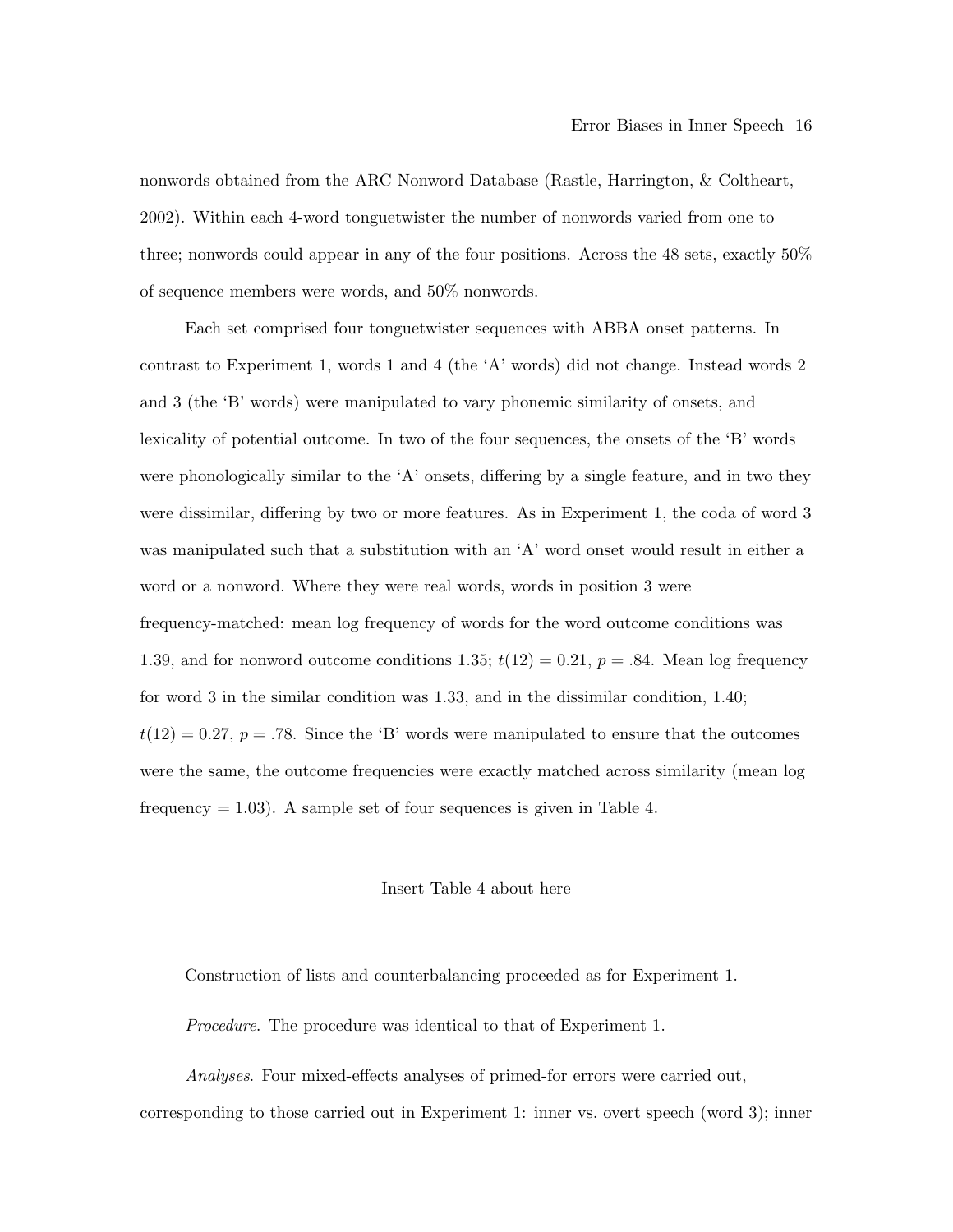nonwords obtained from the ARC Nonword Database (Rastle, Harrington, & Coltheart, 2002). Within each 4-word tonguetwister the number of nonwords varied from one to three; nonwords could appear in any of the four positions. Across the 48 sets, exactly 50% of sequence members were words, and 50% nonwords.

Each set comprised four tonguetwister sequences with ABBA onset patterns. In contrast to Experiment 1, words 1 and 4 (the 'A' words) did not change. Instead words 2 and 3 (the 'B' words) were manipulated to vary phonemic similarity of onsets, and lexicality of potential outcome. In two of the four sequences, the onsets of the 'B' words were phonologically similar to the 'A' onsets, differing by a single feature, and in two they were dissimilar, differing by two or more features. As in Experiment 1, the coda of word 3 was manipulated such that a substitution with an 'A' word onset would result in either a word or a nonword. Where they were real words, words in position 3 were frequency-matched: mean log frequency of words for the word outcome conditions was 1.39, and for nonword outcome conditions 1.35; $t(12) = 0.21$, $p = .84$. Mean log frequency for word 3 in the similar condition was 1.33, and in the dissimilar condition, 1.40; $t(12) = 0.27$, $p = .78$. Since the 'B' words were manipulated to ensure that the outcomes were the same, the outcome frequencies were exactly matched across similarity (mean log frequency = 1.03). A sample set of four sequences is given in Table 4.

Insert Table 4 about here

Construction of lists and counterbalancing proceeded as for Experiment 1.

*Procedure*. The procedure was identical to that of Experiment 1.

*Analyses*. Four mixed-effects analyses of primed-for errors were carried out, corresponding to those carried out in Experiment 1: inner vs. overt speech (word 3); inner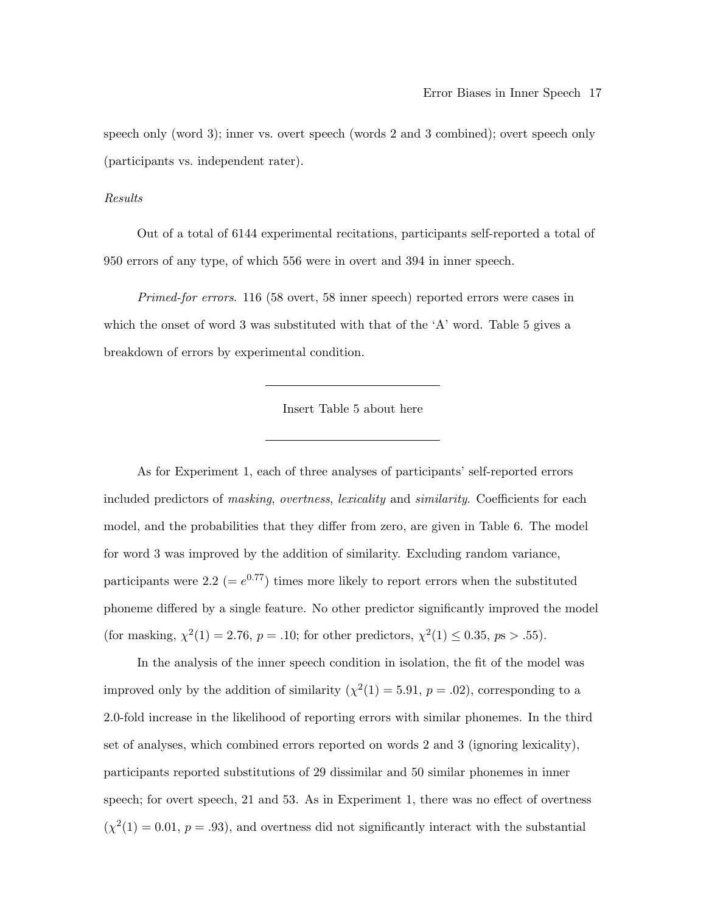speech only (word 3); inner vs. overt speech (words 2 and 3 combined); overt speech only (participants vs. independent rater).

*Results*

Out of a total of 6144 experimental recitations, participants self-reported a total of 950 errors of any type, of which 556 were in overt and 394 in inner speech.

*Primed-for errors.* 116 (58 overt, 58 inner speech) reported errors were cases in which the onset of word 3 was substituted with that of the 'A' word. Table 5 gives a breakdown of errors by experimental condition.

---

Insert Table 5 about here

---

As for Experiment 1, each of three analyses of participants' self-reported errors included predictors of *masking*, *overtness*, *lexicality* and *similarity*. Coefficients for each model, and the probabilities that they differ from zero, are given in Table 6. The model for word 3 was improved by the addition of similarity. Excluding random variance, participants were 2.2 ($= e^{0.77}$) times more likely to report errors when the substituted phoneme differed by a single feature. No other predictor significantly improved the model (for masking, $\chi^2(1) = 2.76$, $p = .10$; for other predictors, $\chi^2(1) \leq 0.35$, $p$s $> .55$).

In the analysis of the inner speech condition in isolation, the fit of the model was improved only by the addition of similarity ($\chi^2(1) = 5.91$, $p = .02$), corresponding to a 2.0-fold increase in the likelihood of reporting errors with similar phonemes. In the third set of analyses, which combined errors reported on words 2 and 3 (ignoring lexicality), participants reported substitutions of 29 dissimilar and 50 similar phonemes in inner speech; for overt speech, 21 and 53. As in Experiment 1, there was no effect of overtness ($\chi^2(1) = 0.01$, $p = .93$), and overtness did not significantly interact with the substantial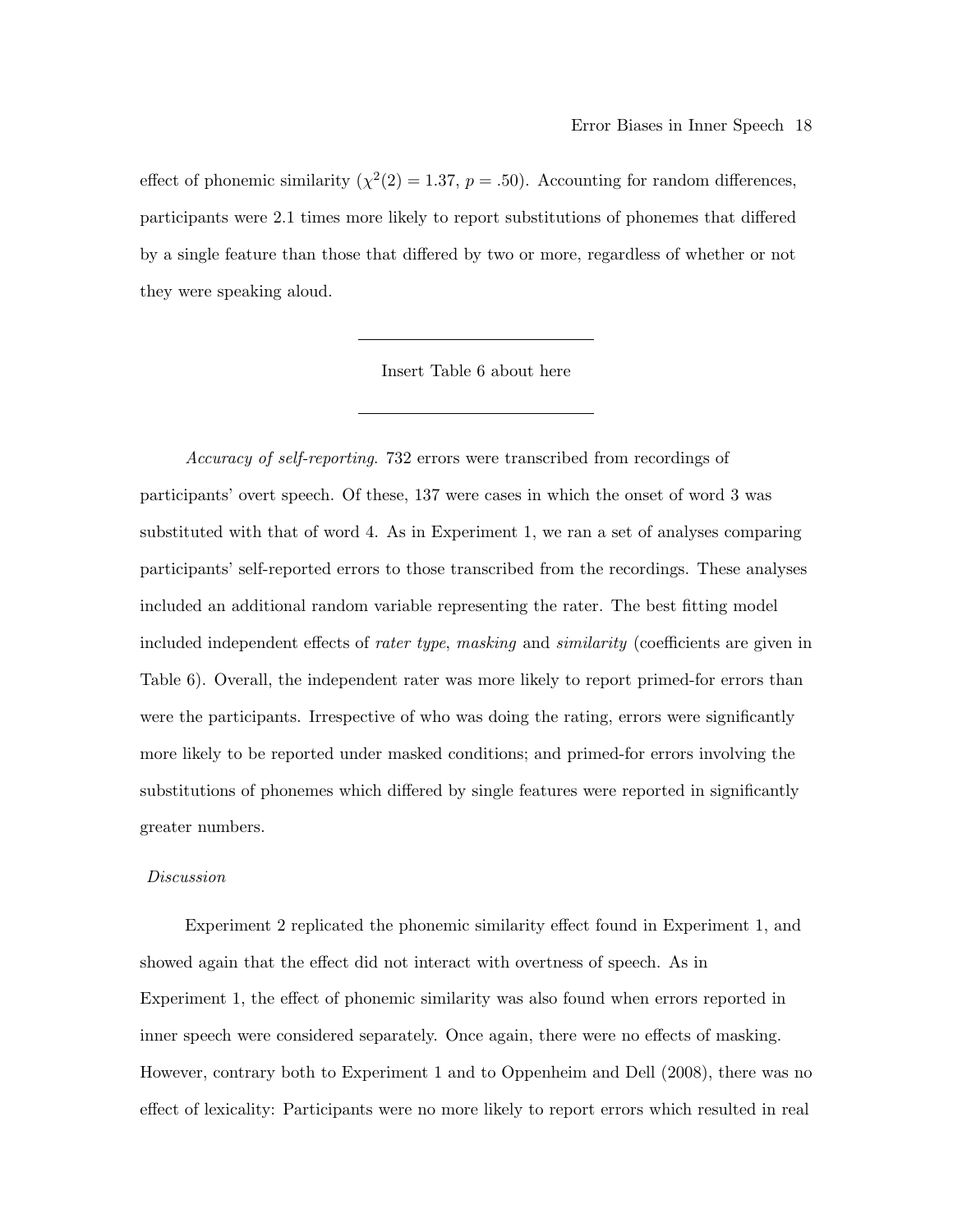effect of phonemic similarity ($\chi^2(2) = 1.37$, $p = .50$). Accounting for random differences, participants were 2.1 times more likely to report substitutions of phonemes that differed by a single feature than those that differed by two or more, regardless of whether or not they were speaking aloud.

---

Insert Table 6 about here

---

*Accuracy of self-reporting*. 732 errors were transcribed from recordings of participants' overt speech. Of these, 137 were cases in which the onset of word 3 was substituted with that of word 4. As in Experiment 1, we ran a set of analyses comparing participants' self-reported errors to those transcribed from the recordings. These analyses included an additional random variable representing the rater. The best fitting model included independent effects of *rater type*, *masking* and *similarity* (coefficients are given in Table 6). Overall, the independent rater was more likely to report primed-for errors than were the participants. Irrespective of who was doing the rating, errors were significantly more likely to be reported under masked conditions; and primed-for errors involving the substitutions of phonemes which differed by single features were reported in significantly greater numbers.

*Discussion*

Experiment 2 replicated the phonemic similarity effect found in Experiment 1, and showed again that the effect did not interact with overtness of speech. As in Experiment 1, the effect of phonemic similarity was also found when errors reported in inner speech were considered separately. Once again, there were no effects of masking. However, contrary both to Experiment 1 and to Oppenheim and Dell (2008), there was no effect of lexicality: Participants were no more likely to report errors which resulted in real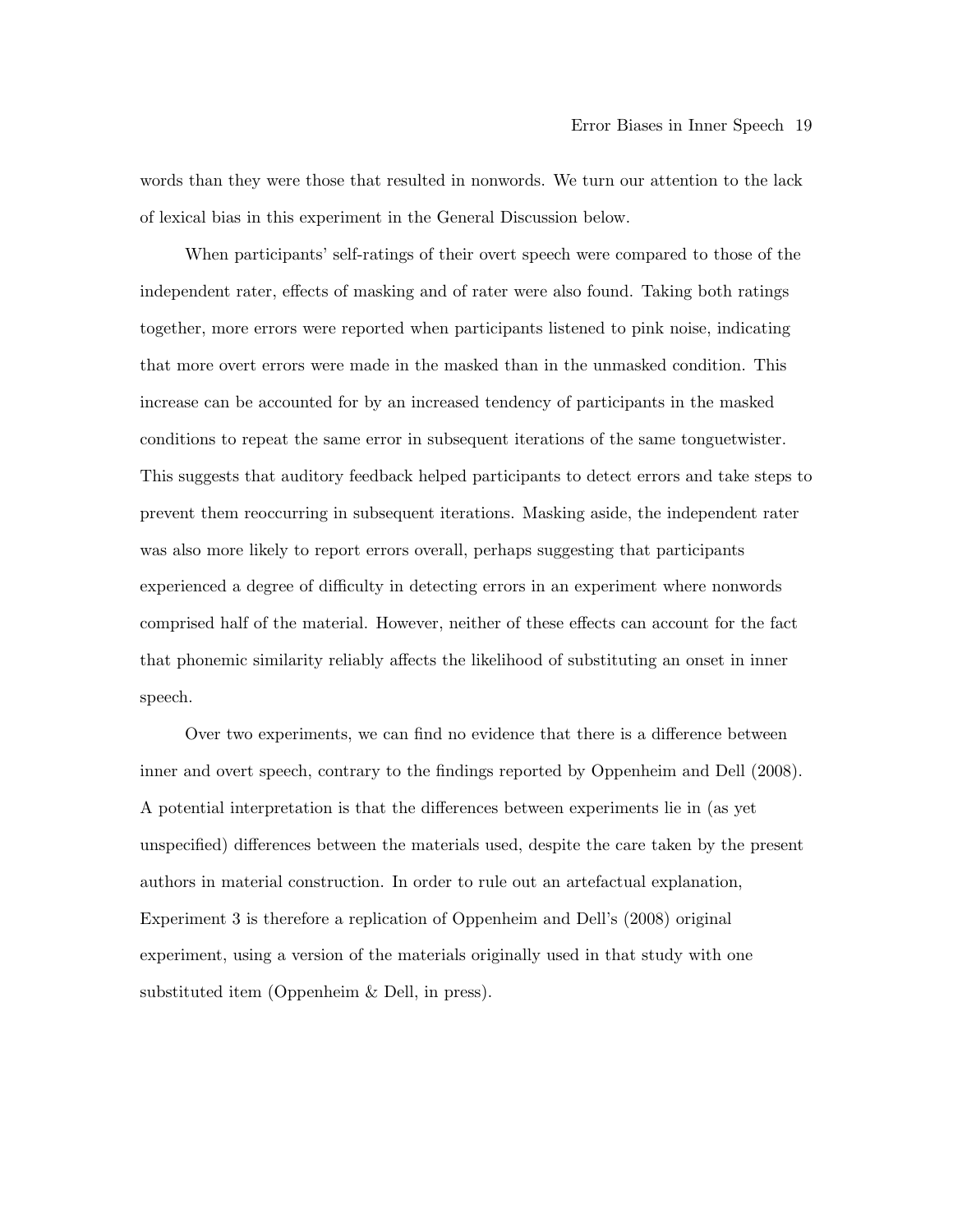words than they were those that resulted in nonwords. We turn our attention to the lack of lexical bias in this experiment in the General Discussion below.

When participants' self-ratings of their overt speech were compared to those of the independent rater, effects of masking and of rater were also found. Taking both ratings together, more errors were reported when participants listened to pink noise, indicating that more overt errors were made in the masked than in the unmasked condition. This increase can be accounted for by an increased tendency of participants in the masked conditions to repeat the same error in subsequent iterations of the same tonguetwister. This suggests that auditory feedback helped participants to detect errors and take steps to prevent them reoccurring in subsequent iterations. Masking aside, the independent rater was also more likely to report errors overall, perhaps suggesting that participants experienced a degree of difficulty in detecting errors in an experiment where nonwords comprised half of the material. However, neither of these effects can account for the fact that phonemic similarity reliably affects the likelihood of substituting an onset in inner speech.

Over two experiments, we can find no evidence that there is a difference between inner and overt speech, contrary to the findings reported by Oppenheim and Dell (2008). A potential interpretation is that the differences between experiments lie in (as yet unspecified) differences between the materials used, despite the care taken by the present authors in material construction. In order to rule out an artefactual explanation, Experiment 3 is therefore a replication of Oppenheim and Dell's (2008) original experiment, using a version of the materials originally used in that study with one substituted item (Oppenheim & Dell, in press).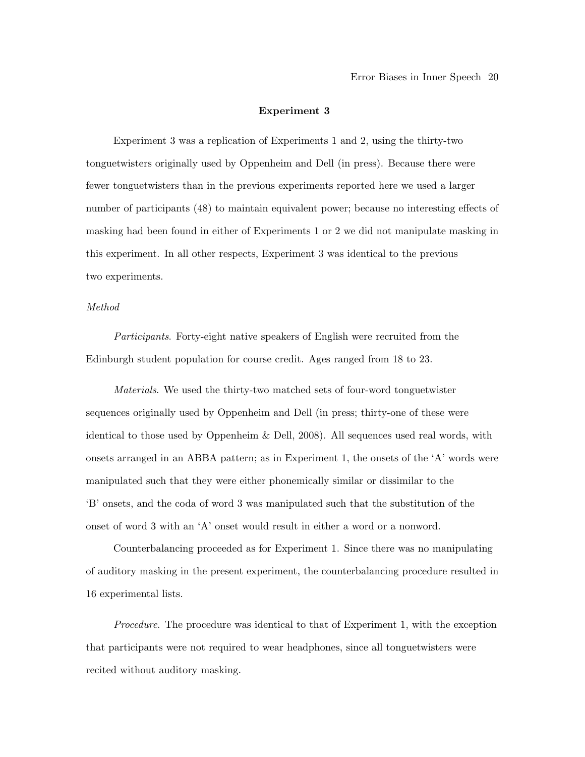## Experiment 3

Experiment 3 was a replication of Experiments 1 and 2, using the thirty-two tonguetwisters originally used by Oppenheim and Dell (in press). Because there were fewer tonguetwisters than in the previous experiments reported here we used a larger number of participants (48) to maintain equivalent power; because no interesting effects of masking had been found in either of Experiments 1 or 2 we did not manipulate masking in this experiment. In all other respects, Experiment 3 was identical to the previous two experiments.

*Method*

*Participants*. Forty-eight native speakers of English were recruited from the Edinburgh student population for course credit. Ages ranged from 18 to 23.

*Materials*. We used the thirty-two matched sets of four-word tonguetwister sequences originally used by Oppenheim and Dell (in press; thirty-one of these were identical to those used by Oppenheim & Dell, 2008). All sequences used real words, with onsets arranged in an ABBA pattern; as in Experiment 1, the onsets of the 'A' words were manipulated such that they were either phonemically similar or dissimilar to the 'B' onsets, and the coda of word 3 was manipulated such that the substitution of the onset of word 3 with an 'A' onset would result in either a word or a nonword.

Counterbalancing proceeded as for Experiment 1. Since there was no manipulating of auditory masking in the present experiment, the counterbalancing procedure resulted in 16 experimental lists.

*Procedure*. The procedure was identical to that of Experiment 1, with the exception that participants were not required to wear headphones, since all tonguetwisters were recited without auditory masking.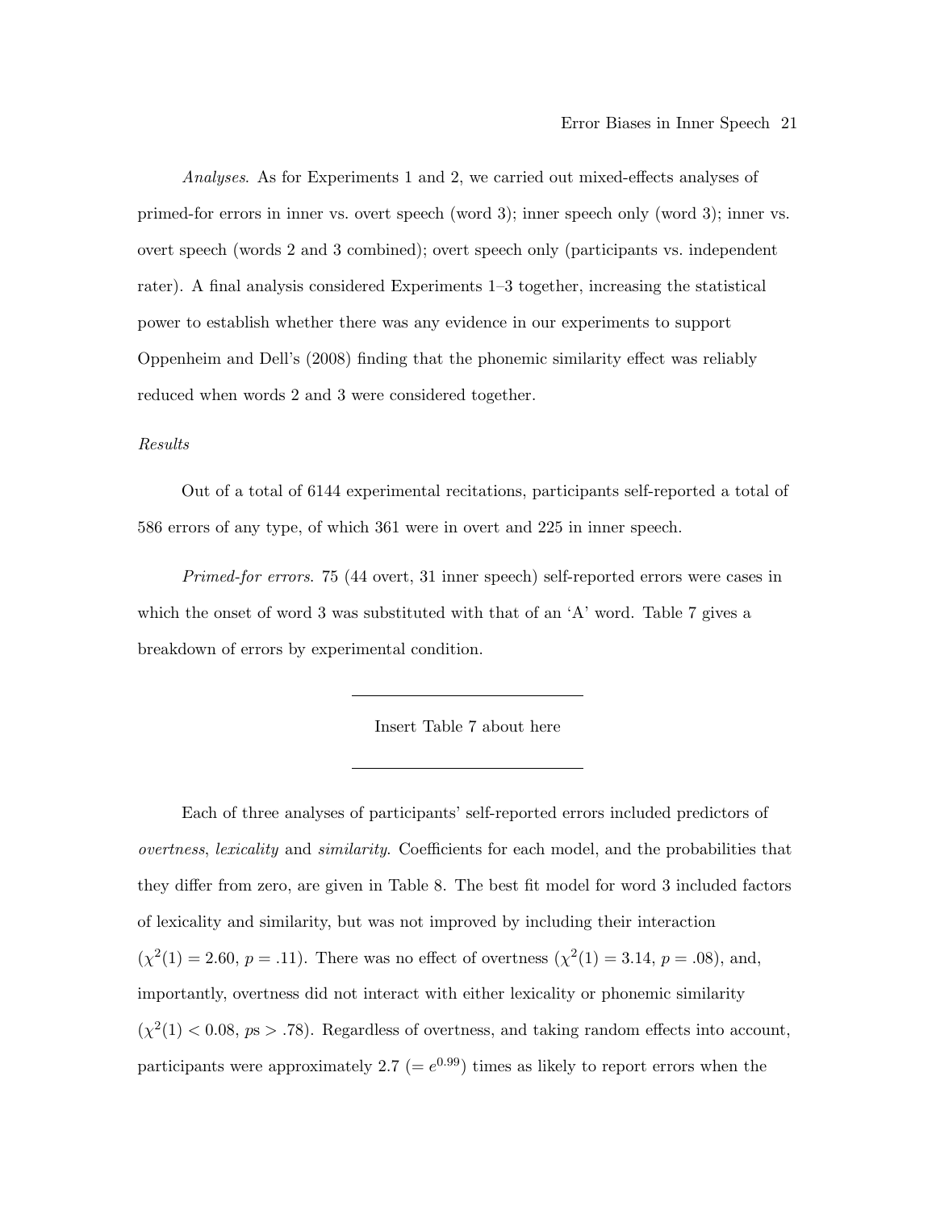*Analyses*. As for Experiments 1 and 2, we carried out mixed-effects analyses of primed-for errors in inner vs. overt speech (word 3); inner speech only (word 3); inner vs. overt speech (words 2 and 3 combined); overt speech only (participants vs. independent rater). A final analysis considered Experiments 1–3 together, increasing the statistical power to establish whether there was any evidence in our experiments to support Oppenheim and Dell's (2008) finding that the phonemic similarity effect was reliably reduced when words 2 and 3 were considered together.

*Results*

Out of a total of 6144 experimental recitations, participants self-reported a total of 586 errors of any type, of which 361 were in overt and 225 in inner speech.

*Primed-for errors*. 75 (44 overt, 31 inner speech) self-reported errors were cases in which the onset of word 3 was substituted with that of an 'A' word. Table 7 gives a breakdown of errors by experimental condition.

Insert Table 7 about here

Each of three analyses of participants' self-reported errors included predictors of *overtness*, *lexicality* and *similarity*. Coefficients for each model, and the probabilities that they differ from zero, are given in Table 8. The best fit model for word 3 included factors of lexicality and similarity, but was not improved by including their interaction ($\chi^2(1) = 2.60$, $p = .11$). There was no effect of overtness ($\chi^2(1) = 3.14$, $p = .08$), and, importantly, overtness did not interact with either lexicality or phonemic similarity ($\chi^2(1) < 0.08$, $ps > .78$). Regardless of overtness, and taking random effects into account, participants were approximately 2.7 ($= e^{0.99}$) times as likely to report errors when the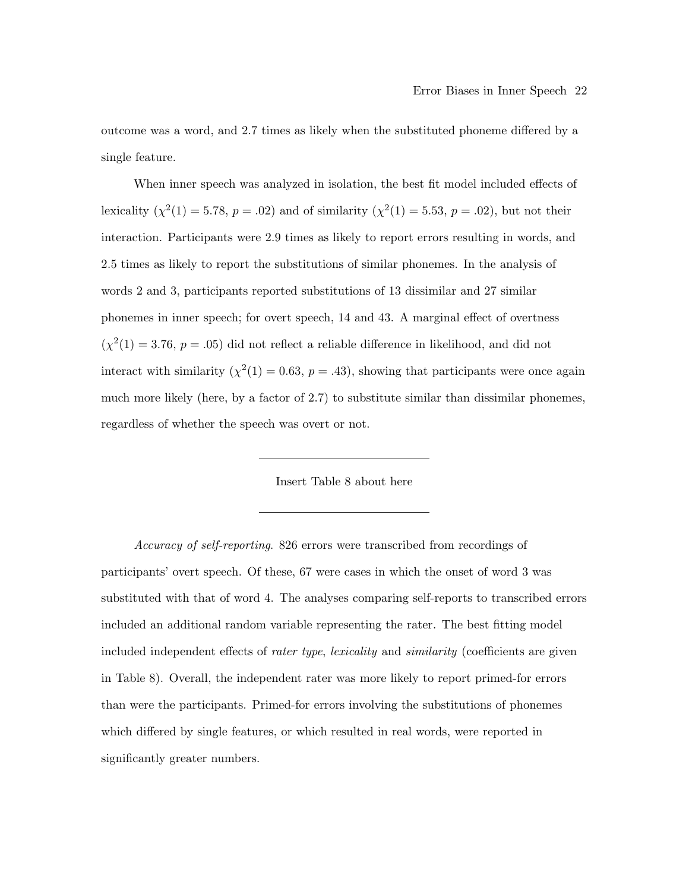outcome was a word, and 2.7 times as likely when the substituted phoneme differed by a single feature.

When inner speech was analyzed in isolation, the best fit model included effects of lexicality ($\chi^2(1) = 5.78$, $p = .02$) and of similarity ($\chi^2(1) = 5.53$, $p = .02$), but not their interaction. Participants were 2.9 times as likely to report errors resulting in words, and 2.5 times as likely to report the substitutions of similar phonemes. In the analysis of words 2 and 3, participants reported substitutions of 13 dissimilar and 27 similar phonemes in inner speech; for overt speech, 14 and 43. A marginal effect of overtness ($\chi^2(1) = 3.76$, $p = .05$) did not reflect a reliable difference in likelihood, and did not interact with similarity ($\chi^2(1) = 0.63$, $p = .43$), showing that participants were once again much more likely (here, by a factor of 2.7) to substitute similar than dissimilar phonemes, regardless of whether the speech was overt or not.

---

Insert Table 8 about here

---

*Accuracy of self-reporting.* 826 errors were transcribed from recordings of participants' overt speech. Of these, 67 were cases in which the onset of word 3 was substituted with that of word 4. The analyses comparing self-reports to transcribed errors included an additional random variable representing the rater. The best fitting model included independent effects of *rater type*, *lexicality* and *similarity* (coefficients are given in Table 8). Overall, the independent rater was more likely to report primed-for errors than were the participants. Primed-for errors involving the substitutions of phonemes which differed by single features, or which resulted in real words, were reported in significantly greater numbers.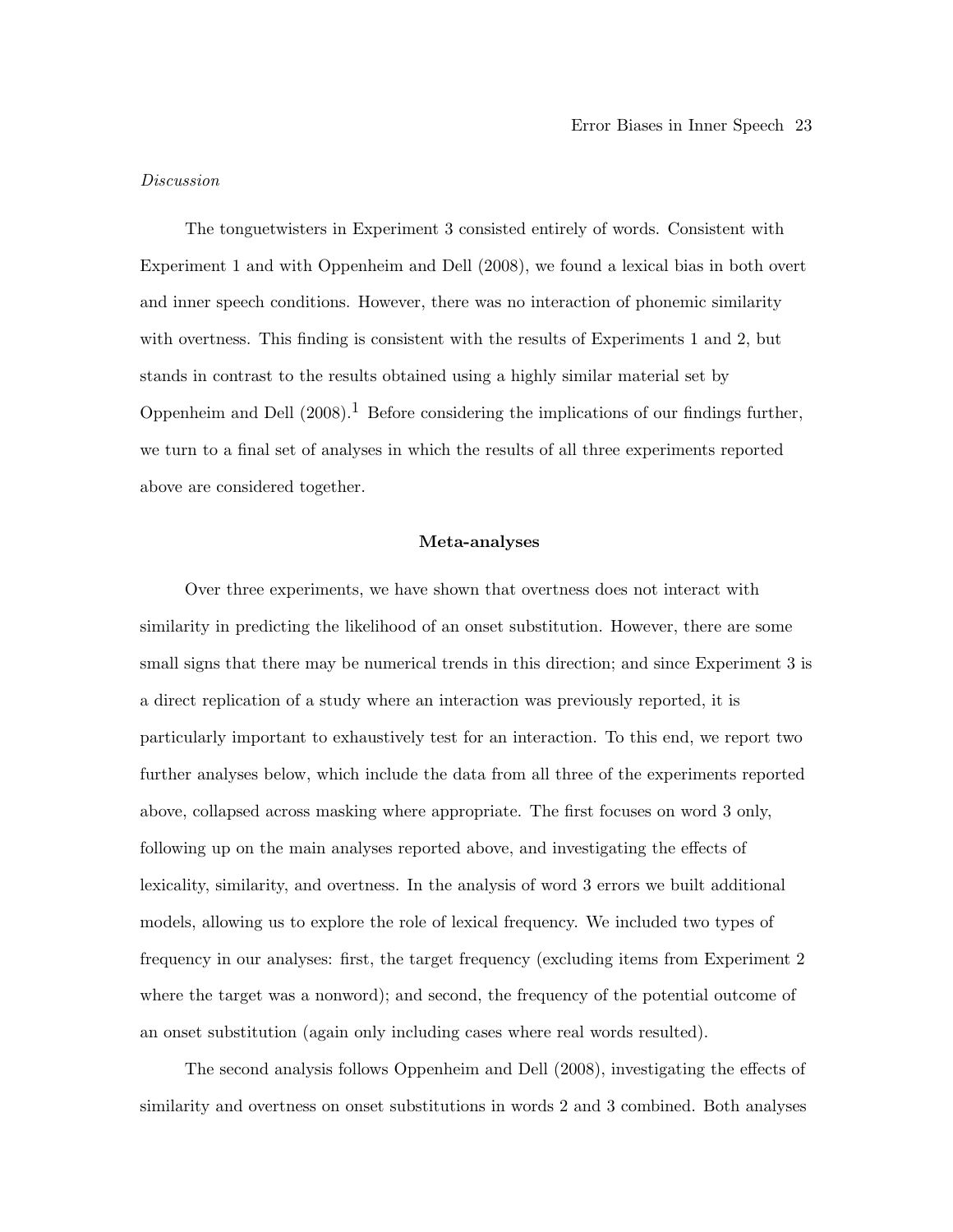*Discussion*

The tonguetwisters in Experiment 3 consisted entirely of words. Consistent with Experiment 1 and with Oppenheim and Dell (2008), we found a lexical bias in both overt and inner speech conditions. However, there was no interaction of phonemic similarity with overtness. This finding is consistent with the results of Experiments 1 and 2, but stands in contrast to the results obtained using a highly similar material set by Oppenheim and Dell (2008).[1] Before considering the implications of our findings further, we turn to a final set of analyses in which the results of all three experiments reported above are considered together.

**Meta-analyses**

Over three experiments, we have shown that overtness does not interact with similarity in predicting the likelihood of an onset substitution. However, there are some small signs that there may be numerical trends in this direction; and since Experiment 3 is a direct replication of a study where an interaction was previously reported, it is particularly important to exhaustively test for an interaction. To this end, we report two further analyses below, which include the data from all three of the experiments reported above, collapsed across masking where appropriate. The first focuses on word 3 only, following up on the main analyses reported above, and investigating the effects of lexicality, similarity, and overtness. In the analysis of word 3 errors we built additional models, allowing us to explore the role of lexical frequency. We included two types of frequency in our analyses: first, the target frequency (excluding items from Experiment 2 where the target was a nonword); and second, the frequency of the potential outcome of an onset substitution (again only including cases where real words resulted).

The second analysis follows Oppenheim and Dell (2008), investigating the effects of similarity and overtness on onset substitutions in words 2 and 3 combined. Both analyses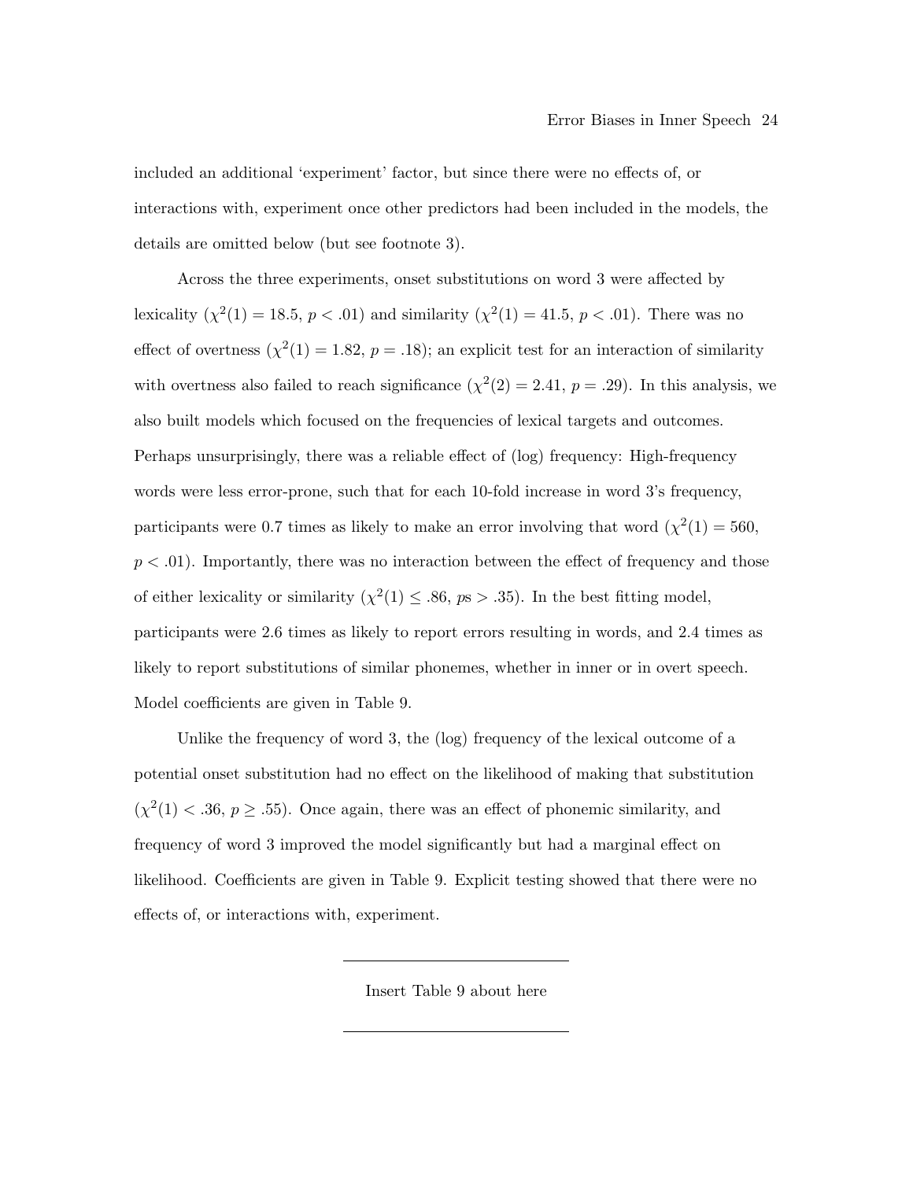included an additional 'experiment' factor, but since there were no effects of, or interactions with, experiment once other predictors had been included in the models, the details are omitted below (but see footnote 3).

Across the three experiments, onset substitutions on word 3 were affected by lexicality ($\chi^2(1) = 18.5$, $p < .01$) and similarity ($\chi^2(1) = 41.5$, $p < .01$). There was no effect of overtness ($\chi^2(1) = 1.82$, $p = .18$); an explicit test for an interaction of similarity with overtness also failed to reach significance ($\chi^2(2) = 2.41$, $p = .29$). In this analysis, we also built models which focused on the frequencies of lexical targets and outcomes. Perhaps unsurprisingly, there was a reliable effect of (log) frequency: High-frequency words were less error-prone, such that for each 10-fold increase in word 3's frequency, participants were 0.7 times as likely to make an error involving that word ($\chi^2(1) = 560$, $p < .01$). Importantly, there was no interaction between the effect of frequency and those of either lexicality or similarity ($\chi^2(1) \leq .86$, $p$s $> .35$). In the best fitting model, participants were 2.6 times as likely to report errors resulting in words, and 2.4 times as likely to report substitutions of similar phonemes, whether in inner or in overt speech. Model coefficients are given in Table 9.

Unlike the frequency of word 3, the (log) frequency of the lexical outcome of a potential onset substitution had no effect on the likelihood of making that substitution ($\chi^2(1) < .36$, $p \geq .55$). Once again, there was an effect of phonemic similarity, and frequency of word 3 improved the model significantly but had a marginal effect on likelihood. Coefficients are given in Table 9. Explicit testing showed that there were no effects of, or interactions with, experiment.

---

Insert Table 9 about here

---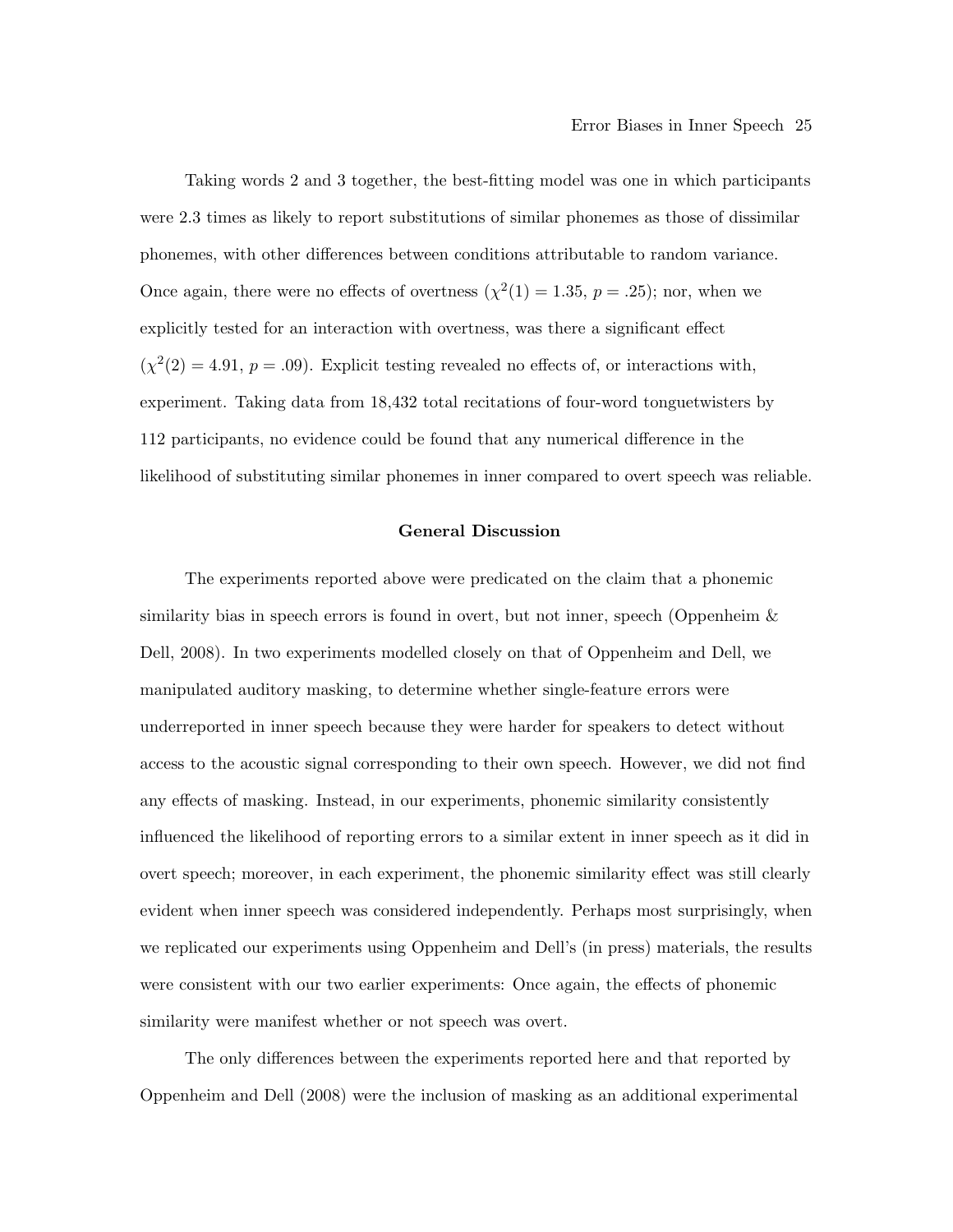Taking words 2 and 3 together, the best-fitting model was one in which participants were 2.3 times as likely to report substitutions of similar phonemes as those of dissimilar phonemes, with other differences between conditions attributable to random variance. Once again, there were no effects of overtness ($\chi^2(1) = 1.35$, $p = .25$); nor, when we explicitly tested for an interaction with overtness, was there a significant effect ($\chi^2(2) = 4.91$, $p = .09$). Explicit testing revealed no effects of, or interactions with, experiment. Taking data from 18,432 total recitations of four-word tonguetwisters by 112 participants, no evidence could be found that any numerical difference in the likelihood of substituting similar phonemes in inner compared to overt speech was reliable.

## General Discussion

The experiments reported above were predicated on the claim that a phonemic similarity bias in speech errors is found in overt, but not inner, speech (Oppenheim & Dell, 2008). In two experiments modelled closely on that of Oppenheim and Dell, we manipulated auditory masking, to determine whether single-feature errors were underreported in inner speech because they were harder for speakers to detect without access to the acoustic signal corresponding to their own speech. However, we did not find any effects of masking. Instead, in our experiments, phonemic similarity consistently influenced the likelihood of reporting errors to a similar extent in inner speech as it did in overt speech; moreover, in each experiment, the phonemic similarity effect was still clearly evident when inner speech was considered independently. Perhaps most surprisingly, when we replicated our experiments using Oppenheim and Dell's (in press) materials, the results were consistent with our two earlier experiments: Once again, the effects of phonemic similarity were manifest whether or not speech was overt.

The only differences between the experiments reported here and that reported by Oppenheim and Dell (2008) were the inclusion of masking as an additional experimental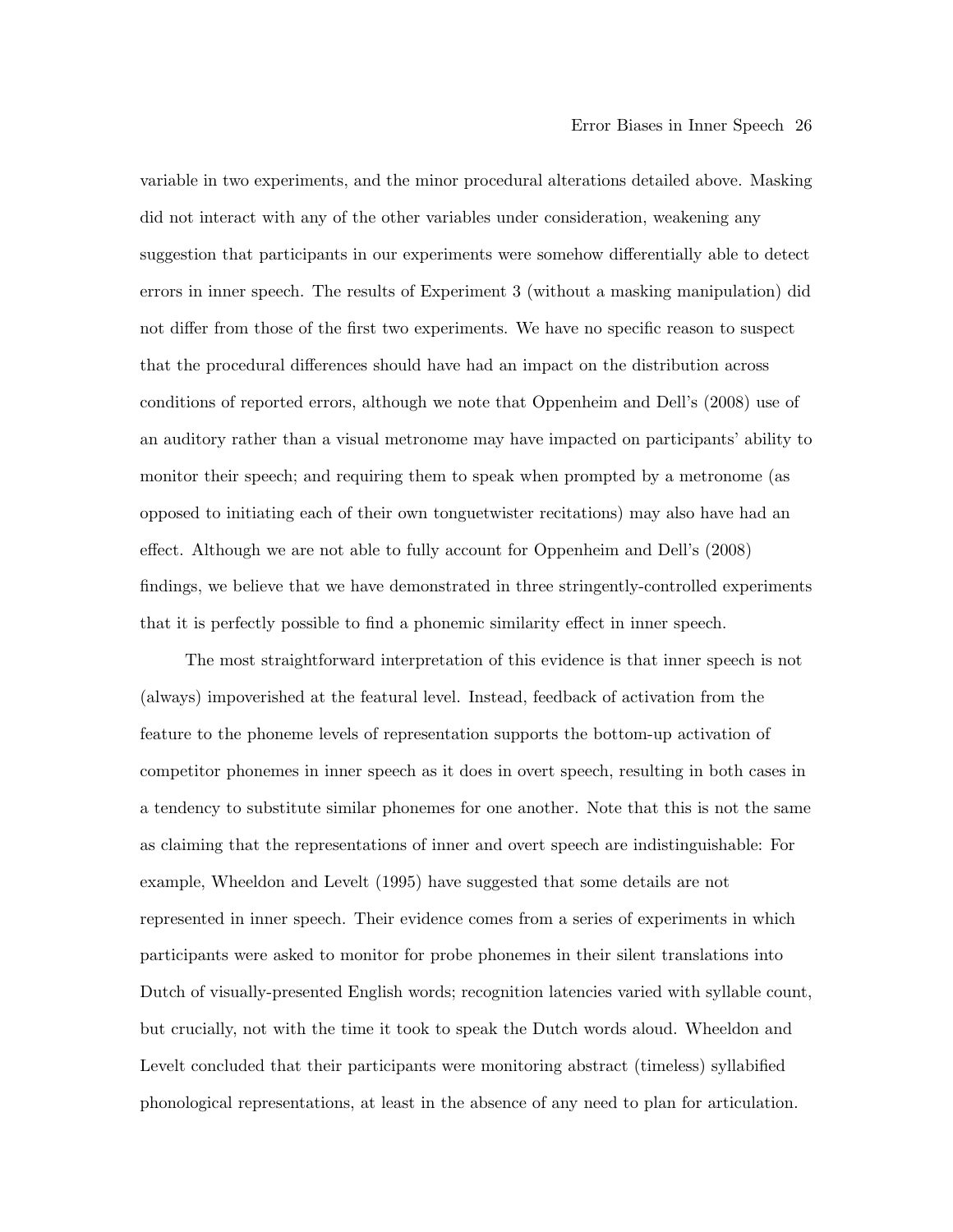variable in two experiments, and the minor procedural alterations detailed above. Masking did not interact with any of the other variables under consideration, weakening any suggestion that participants in our experiments were somehow differentially able to detect errors in inner speech. The results of Experiment 3 (without a masking manipulation) did not differ from those of the first two experiments. We have no specific reason to suspect that the procedural differences should have had an impact on the distribution across conditions of reported errors, although we note that Oppenheim and Dell's (2008) use of an auditory rather than a visual metronome may have impacted on participants' ability to monitor their speech; and requiring them to speak when prompted by a metronome (as opposed to initiating each of their own tonguetwister recitations) may also have had an effect. Although we are not able to fully account for Oppenheim and Dell's (2008) findings, we believe that we have demonstrated in three stringently-controlled experiments that it is perfectly possible to find a phonemic similarity effect in inner speech.

The most straightforward interpretation of this evidence is that inner speech is not (always) impoverished at the featural level. Instead, feedback of activation from the feature to the phoneme levels of representation supports the bottom-up activation of competitor phonemes in inner speech as it does in overt speech, resulting in both cases in a tendency to substitute similar phonemes for one another. Note that this is not the same as claiming that the representations of inner and overt speech are indistinguishable: For example, Wheeldon and Levelt (1995) have suggested that some details are not represented in inner speech. Their evidence comes from a series of experiments in which participants were asked to monitor for probe phonemes in their silent translations into Dutch of visually-presented English words; recognition latencies varied with syllable count, but crucially, not with the time it took to speak the Dutch words aloud. Wheeldon and Levelt concluded that their participants were monitoring abstract (timeless) syllabified phonological representations, at least in the absence of any need to plan for articulation.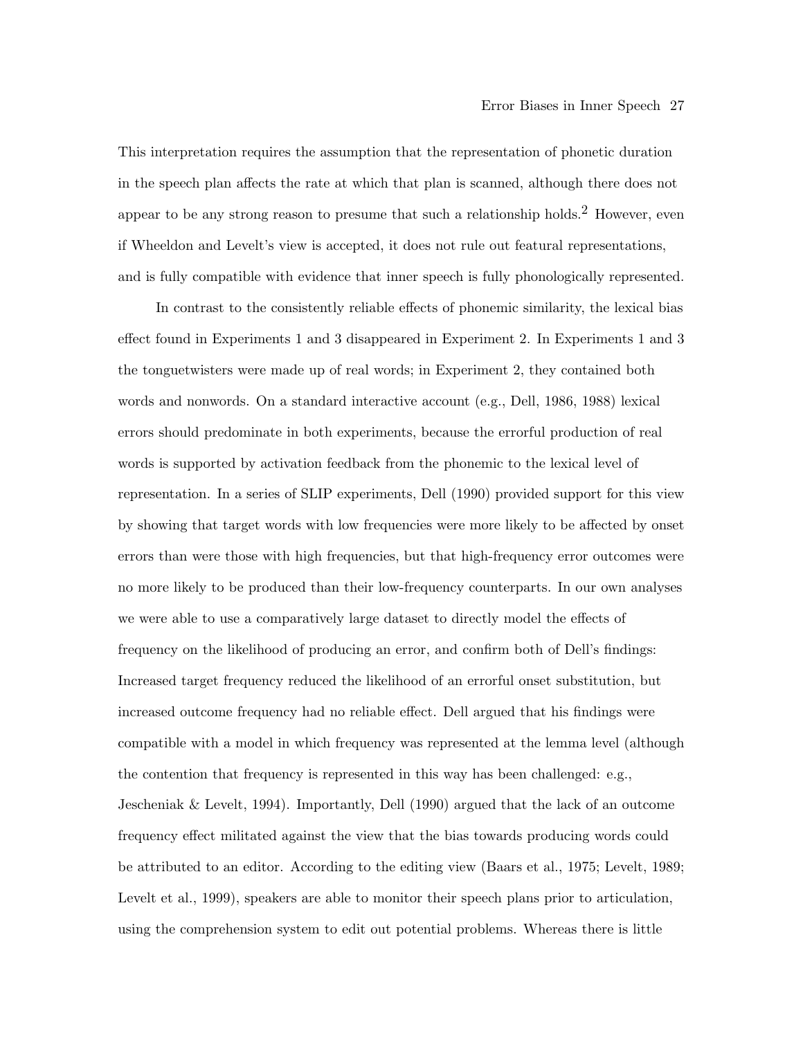This interpretation requires the assumption that the representation of phonetic duration in the speech plan affects the rate at which that plan is scanned, although there does not appear to be any strong reason to presume that such a relationship holds.[2] However, even if Wheeldon and Levelt's view is accepted, it does not rule out featural representations, and is fully compatible with evidence that inner speech is fully phonologically represented.

In contrast to the consistently reliable effects of phonemic similarity, the lexical bias effect found in Experiments 1 and 3 disappeared in Experiment 2. In Experiments 1 and 3 the tonguetwisters were made up of real words; in Experiment 2, they contained both words and nonwords. On a standard interactive account (e.g., Dell, 1986, 1988) lexical errors should predominate in both experiments, because the errorful production of real words is supported by activation feedback from the phonemic to the lexical level of representation. In a series of SLIP experiments, Dell (1990) provided support for this view by showing that target words with low frequencies were more likely to be affected by onset errors than were those with high frequencies, but that high-frequency error outcomes were no more likely to be produced than their low-frequency counterparts. In our own analyses we were able to use a comparatively large dataset to directly model the effects of frequency on the likelihood of producing an error, and confirm both of Dell's findings: Increased target frequency reduced the likelihood of an errorful onset substitution, but increased outcome frequency had no reliable effect. Dell argued that his findings were compatible with a model in which frequency was represented at the lemma level (although the contention that frequency is represented in this way has been challenged: e.g., Jescheniak & Levelt, 1994). Importantly, Dell (1990) argued that the lack of an outcome frequency effect militated against the view that the bias towards producing words could be attributed to an editor. According to the editing view (Baars et al., 1975; Levelt, 1989; Levelt et al., 1999), speakers are able to monitor their speech plans prior to articulation, using the comprehension system to edit out potential problems. Whereas there is little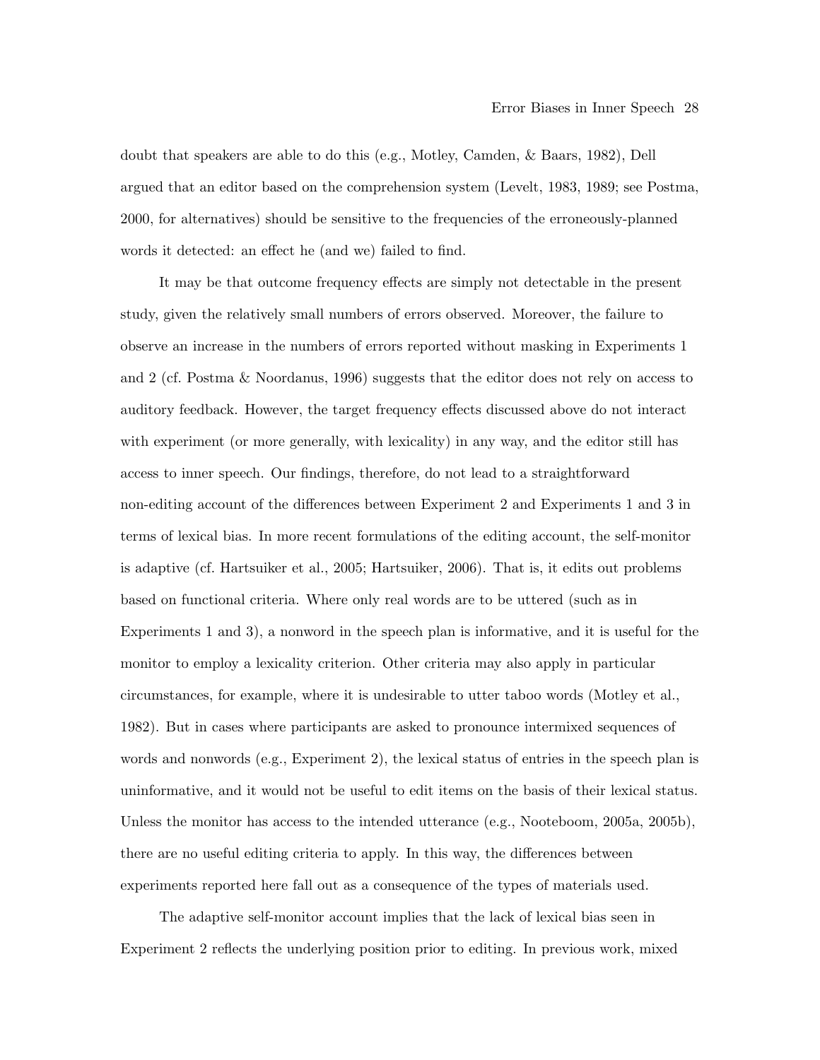doubt that speakers are able to do this (e.g., Motley, Camden, & Baars, 1982), Dell argued that an editor based on the comprehension system (Levelt, 1983, 1989; see Postma, 2000, for alternatives) should be sensitive to the frequencies of the erroneously-planned words it detected: an effect he (and we) failed to find.

It may be that outcome frequency effects are simply not detectable in the present study, given the relatively small numbers of errors observed. Moreover, the failure to observe an increase in the numbers of errors reported without masking in Experiments 1 and 2 (cf. Postma & Noordanus, 1996) suggests that the editor does not rely on access to auditory feedback. However, the target frequency effects discussed above do not interact with experiment (or more generally, with lexicality) in any way, and the editor still has access to inner speech. Our findings, therefore, do not lead to a straightforward non-editing account of the differences between Experiment 2 and Experiments 1 and 3 in terms of lexical bias. In more recent formulations of the editing account, the self-monitor is adaptive (cf. Hartsuiker et al., 2005; Hartsuiker, 2006). That is, it edits out problems based on functional criteria. Where only real words are to be uttered (such as in Experiments 1 and 3), a nonword in the speech plan is informative, and it is useful for the monitor to employ a lexicality criterion. Other criteria may also apply in particular circumstances, for example, where it is undesirable to utter taboo words (Motley et al., 1982). But in cases where participants are asked to pronounce intermixed sequences of words and nonwords (e.g., Experiment 2), the lexical status of entries in the speech plan is uninformative, and it would not be useful to edit items on the basis of their lexical status. Unless the monitor has access to the intended utterance (e.g., Nooteboom, 2005a, 2005b), there are no useful editing criteria to apply. In this way, the differences between experiments reported here fall out as a consequence of the types of materials used.

The adaptive self-monitor account implies that the lack of lexical bias seen in Experiment 2 reflects the underlying position prior to editing. In previous work, mixed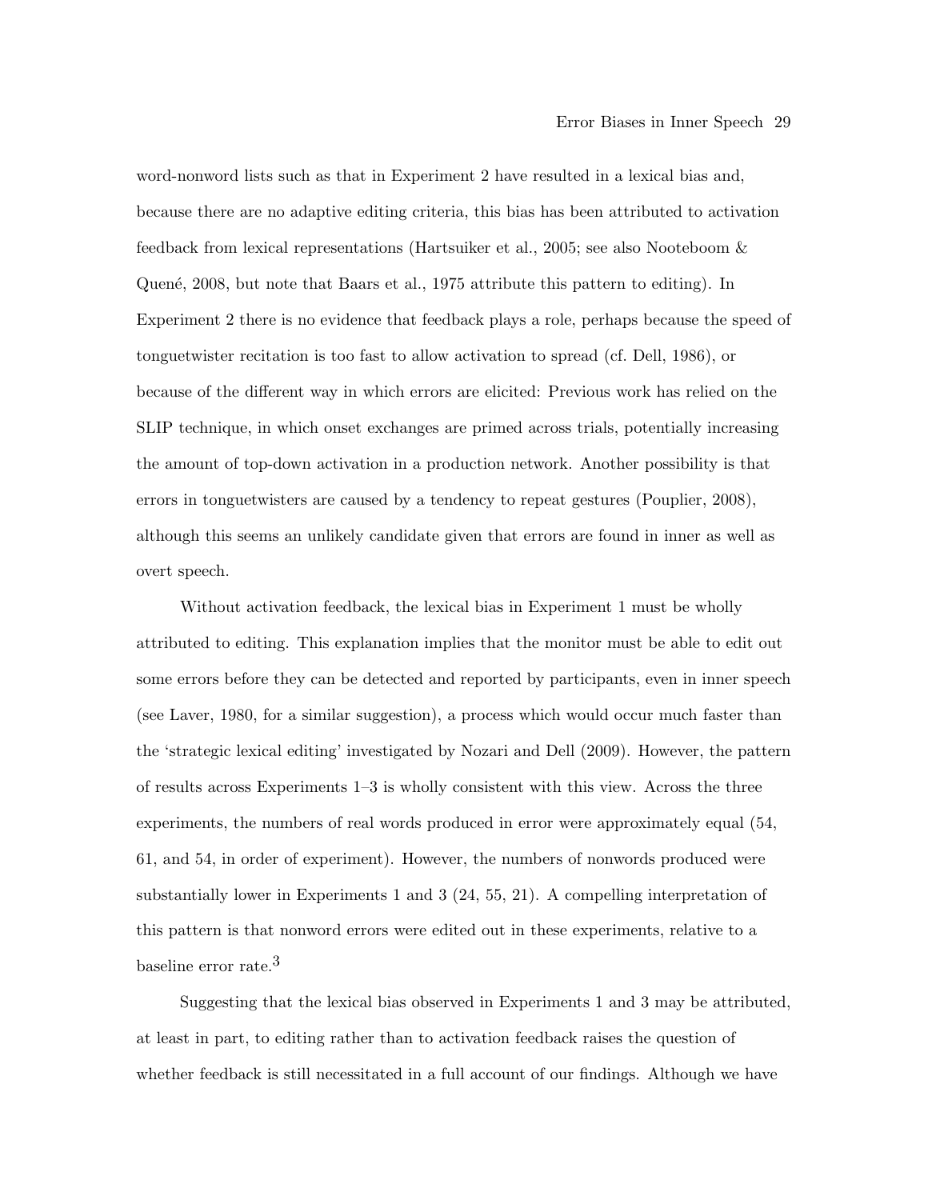word-nonword lists such as that in Experiment 2 have resulted in a lexical bias and, because there are no adaptive editing criteria, this bias has been attributed to activation feedback from lexical representations (Hartsuiker et al., 2005; see also Nooteboom & Quené, 2008, but note that Baars et al., 1975 attribute this pattern to editing). In Experiment 2 there is no evidence that feedback plays a role, perhaps because the speed of tonguetwister recitation is too fast to allow activation to spread (cf. Dell, 1986), or because of the different way in which errors are elicited: Previous work has relied on the SLIP technique, in which onset exchanges are primed across trials, potentially increasing the amount of top-down activation in a production network. Another possibility is that errors in tonguetwisters are caused by a tendency to repeat gestures (Pouplier, 2008), although this seems an unlikely candidate given that errors are found in inner as well as overt speech.

Without activation feedback, the lexical bias in Experiment 1 must be wholly attributed to editing. This explanation implies that the monitor must be able to edit out some errors before they can be detected and reported by participants, even in inner speech (see Laver, 1980, for a similar suggestion), a process which would occur much faster than the 'strategic lexical editing' investigated by Nozari and Dell (2009). However, the pattern of results across Experiments 1–3 is wholly consistent with this view. Across the three experiments, the numbers of real words produced in error were approximately equal (54, 61, and 54, in order of experiment). However, the numbers of nonwords produced were substantially lower in Experiments 1 and 3 (24, 55, 21). A compelling interpretation of this pattern is that nonword errors were edited out in these experiments, relative to a baseline error rate.[3]

Suggesting that the lexical bias observed in Experiments 1 and 3 may be attributed, at least in part, to editing rather than to activation feedback raises the question of whether feedback is still necessitated in a full account of our findings. Although we have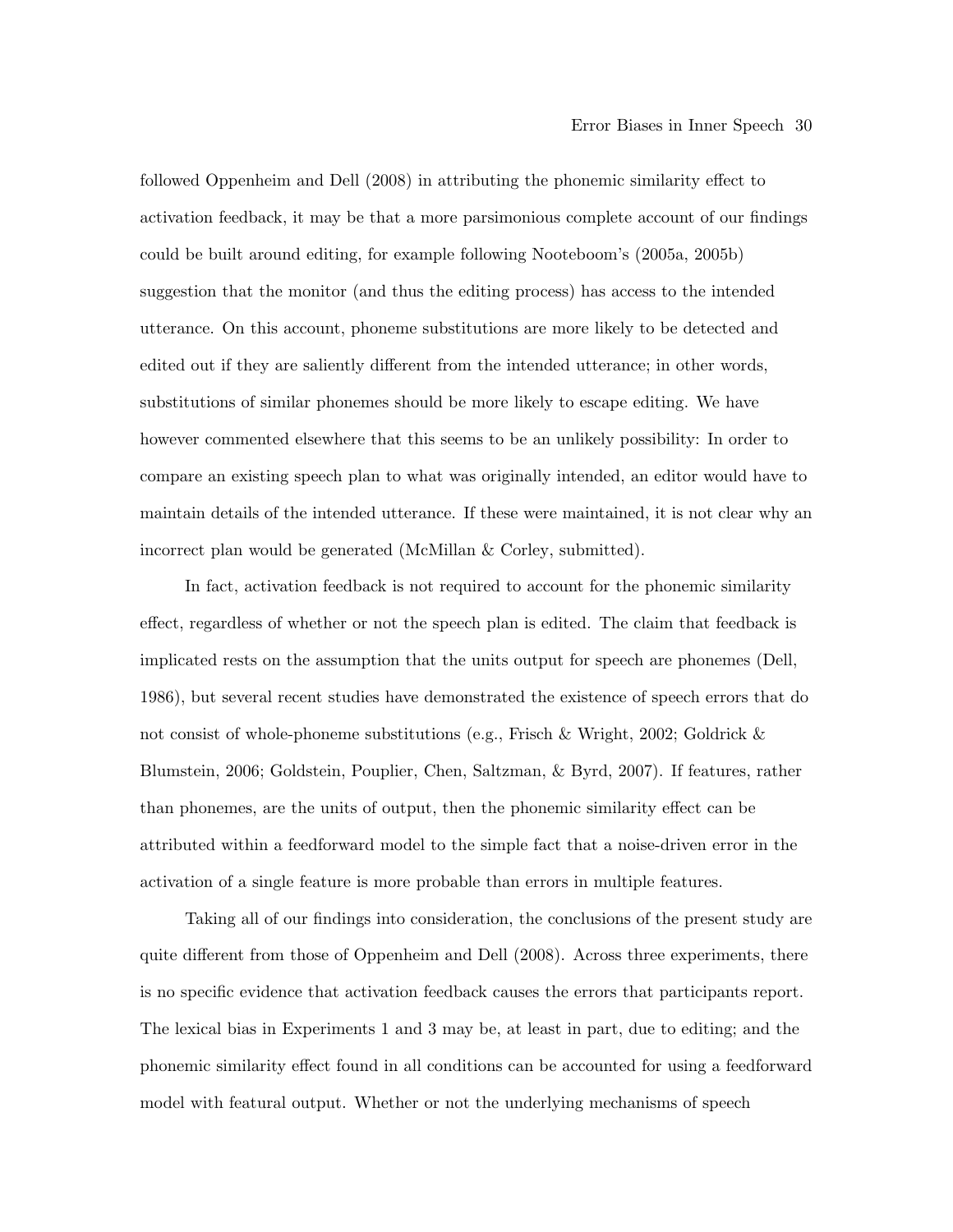followed Oppenheim and Dell (2008) in attributing the phonemic similarity effect to activation feedback, it may be that a more parsimonious complete account of our findings could be built around editing, for example following Nooteboom's (2005a, 2005b) suggestion that the monitor (and thus the editing process) has access to the intended utterance. On this account, phoneme substitutions are more likely to be detected and edited out if they are saliently different from the intended utterance; in other words, substitutions of similar phonemes should be more likely to escape editing. We have however commented elsewhere that this seems to be an unlikely possibility: In order to compare an existing speech plan to what was originally intended, an editor would have to maintain details of the intended utterance. If these were maintained, it is not clear why an incorrect plan would be generated (McMillan & Corley, submitted).

In fact, activation feedback is not required to account for the phonemic similarity effect, regardless of whether or not the speech plan is edited. The claim that feedback is implicated rests on the assumption that the units output for speech are phonemes (Dell, 1986), but several recent studies have demonstrated the existence of speech errors that do not consist of whole-phoneme substitutions (e.g., Frisch & Wright, 2002; Goldrick & Blumstein, 2006; Goldstein, Pouplier, Chen, Saltzman, & Byrd, 2007). If features, rather than phonemes, are the units of output, then the phonemic similarity effect can be attributed within a feedforward model to the simple fact that a noise-driven error in the activation of a single feature is more probable than errors in multiple features.

Taking all of our findings into consideration, the conclusions of the present study are quite different from those of Oppenheim and Dell (2008). Across three experiments, there is no specific evidence that activation feedback causes the errors that participants report. The lexical bias in Experiments 1 and 3 may be, at least in part, due to editing; and the phonemic similarity effect found in all conditions can be accounted for using a feedforward model with featural output. Whether or not the underlying mechanisms of speech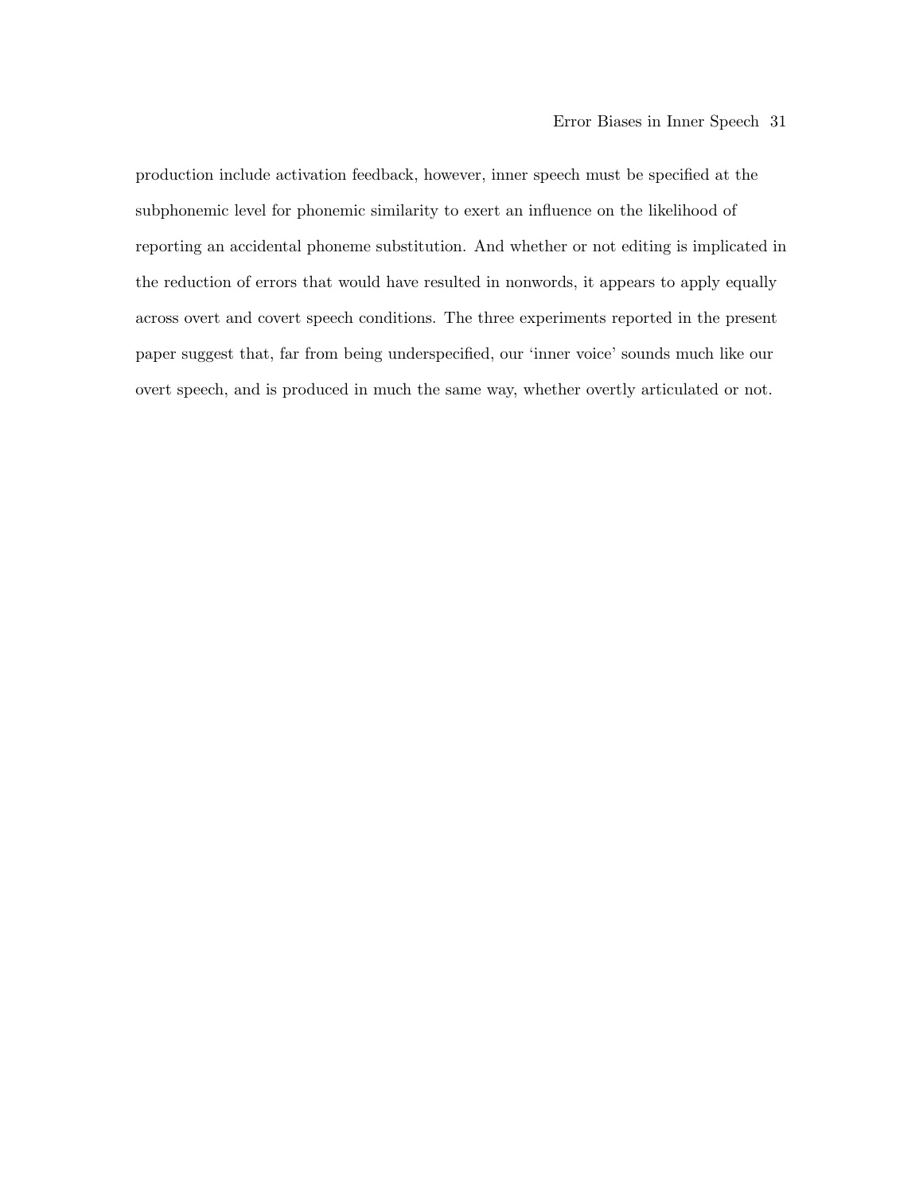production include activation feedback, however, inner speech must be specified at the subphonemic level for phonemic similarity to exert an influence on the likelihood of reporting an accidental phoneme substitution. And whether or not editing is implicated in the reduction of errors that would have resulted in nonwords, it appears to apply equally across overt and covert speech conditions. The three experiments reported in the present paper suggest that, far from being underspecified, our 'inner voice' sounds much like our overt speech, and is produced in much the same way, whether overtly articulated or not.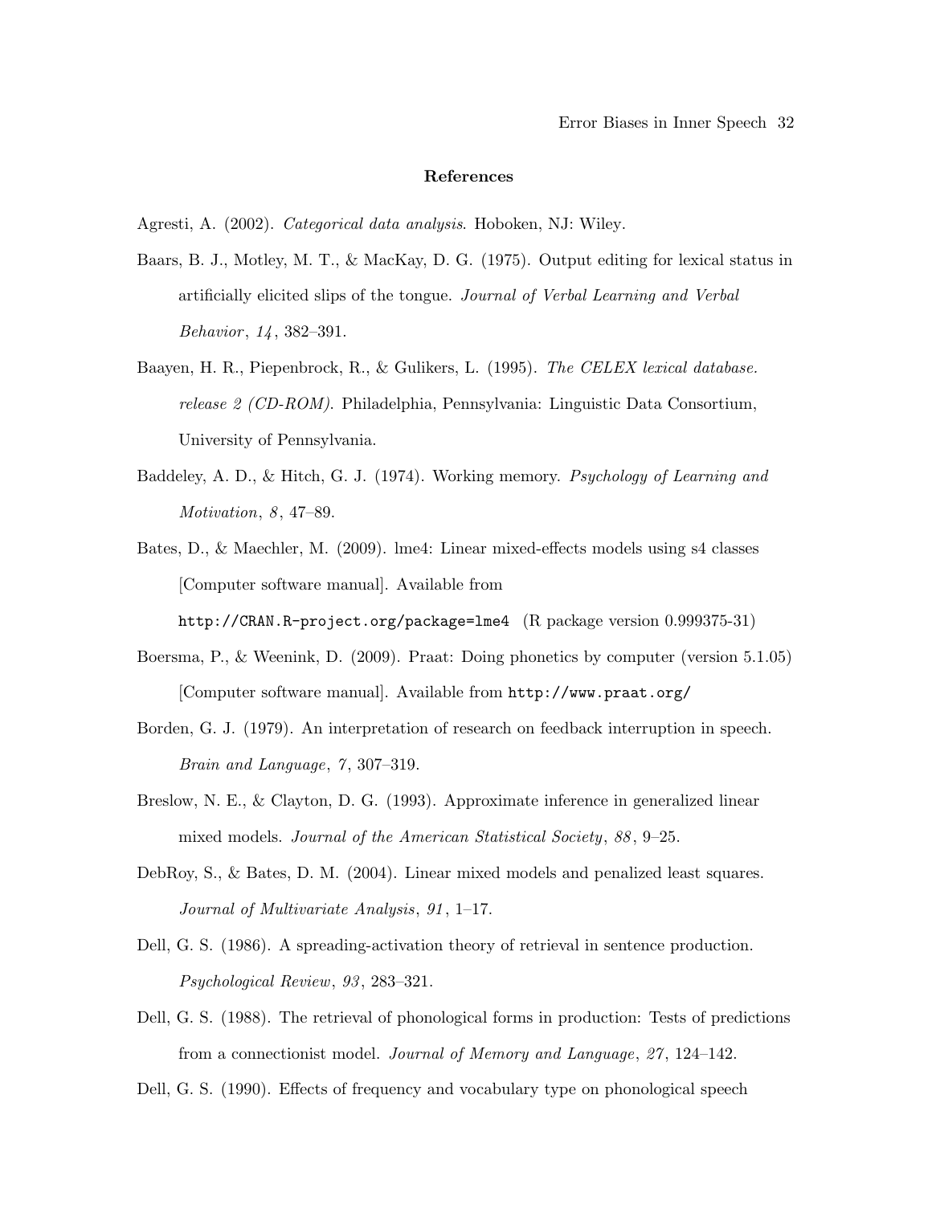## References

Agresti, A. (2002). *Categorical data analysis*. Hoboken, NJ: Wiley.

Baars, B. J., Motley, M. T., & MacKay, D. G. (1975). Output editing for lexical status in artificially elicited slips of the tongue. *Journal of Verbal Learning and Verbal Behavior*, *14*, 382–391.

Baayen, H. R., Piepenbrock, R., & Gulikers, L. (1995). *The CELEX lexical database. release 2 (CD-ROM)*. Philadelphia, Pennsylvania: Linguistic Data Consortium, University of Pennsylvania.

Baddeley, A. D., & Hitch, G. J. (1974). Working memory. *Psychology of Learning and Motivation*, *8*, 47–89.

Bates, D., & Maechler, M. (2009). lme4: Linear mixed-effects models using s4 classes [Computer software manual]. Available from `http://CRAN.R-project.org/package=lme4` (R package version 0.999375-31)

Boersma, P., & Weenink, D. (2009). Praat: Doing phonetics by computer (version 5.1.05) [Computer software manual]. Available from `http://www.praat.org/`

Borden, G. J. (1979). An interpretation of research on feedback interruption in speech. *Brain and Language*, *7*, 307–319.

Breslow, N. E., & Clayton, D. G. (1993). Approximate inference in generalized linear mixed models. *Journal of the American Statistical Society*, *88*, 9–25.

DebRoy, S., & Bates, D. M. (2004). Linear mixed models and penalized least squares. *Journal of Multivariate Analysis*, *91*, 1–17.

Dell, G. S. (1986). A spreading-activation theory of retrieval in sentence production. *Psychological Review*, *93*, 283–321.

Dell, G. S. (1988). The retrieval of phonological forms in production: Tests of predictions from a connectionist model. *Journal of Memory and Language*, *27*, 124–142.

Dell, G. S. (1990). Effects of frequency and vocabulary type on phonological speech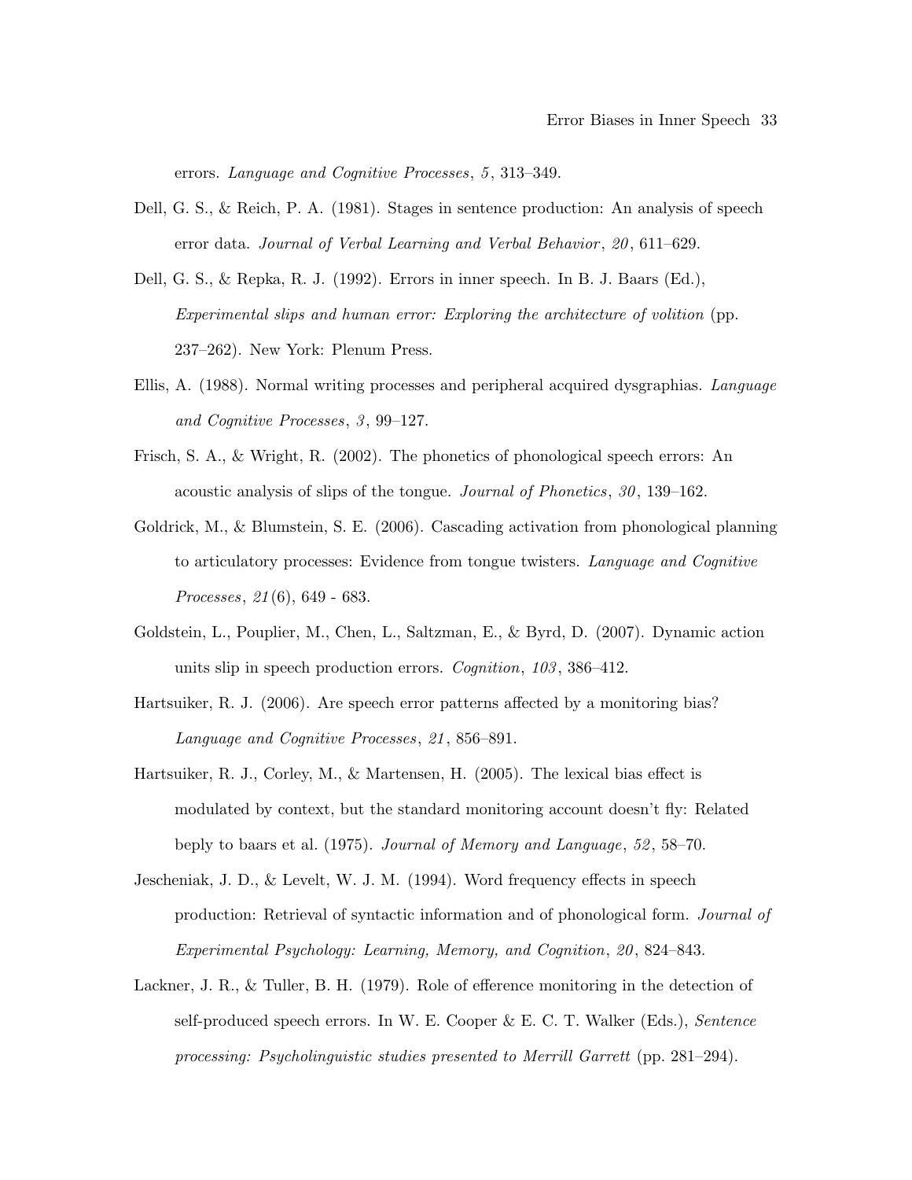errors. *Language and Cognitive Processes*, *5*, 313–349.

Dell, G. S., & Reich, P. A. (1981). Stages in sentence production: An analysis of speech error data. *Journal of Verbal Learning and Verbal Behavior*, *20*, 611–629.

Dell, G. S., & Repka, R. J. (1992). Errors in inner speech. In B. J. Baars (Ed.), *Experimental slips and human error: Exploring the architecture of volition* (pp. 237–262). New York: Plenum Press.

Ellis, A. (1988). Normal writing processes and peripheral acquired dysgraphias. *Language and Cognitive Processes*, *3*, 99–127.

Frisch, S. A., & Wright, R. (2002). The phonetics of phonological speech errors: An acoustic analysis of slips of the tongue. *Journal of Phonetics*, *30*, 139–162.

Goldrick, M., & Blumstein, S. E. (2006). Cascading activation from phonological planning to articulatory processes: Evidence from tongue twisters. *Language and Cognitive Processes*, *21*(6), 649 - 683.

Goldstein, L., Pouplier, M., Chen, L., Saltzman, E., & Byrd, D. (2007). Dynamic action units slip in speech production errors. *Cognition*, *103*, 386–412.

Hartsuiker, R. J. (2006). Are speech error patterns affected by a monitoring bias? *Language and Cognitive Processes*, *21*, 856–891.

Hartsuiker, R. J., Corley, M., & Martensen, H. (2005). The lexical bias effect is modulated by context, but the standard monitoring account doesn't fly: Related beply to baars et al. (1975). *Journal of Memory and Language*, *52*, 58–70.

Jescheniak, J. D., & Levelt, W. J. M. (1994). Word frequency effects in speech production: Retrieval of syntactic information and of phonological form. *Journal of Experimental Psychology: Learning, Memory, and Cognition*, *20*, 824–843.

Lackner, J. R., & Tuller, B. H. (1979). Role of efference monitoring in the detection of self-produced speech errors. In W. E. Cooper & E. C. T. Walker (Eds.), *Sentence processing: Psycholinguistic studies presented to Merrill Garrett* (pp. 281–294).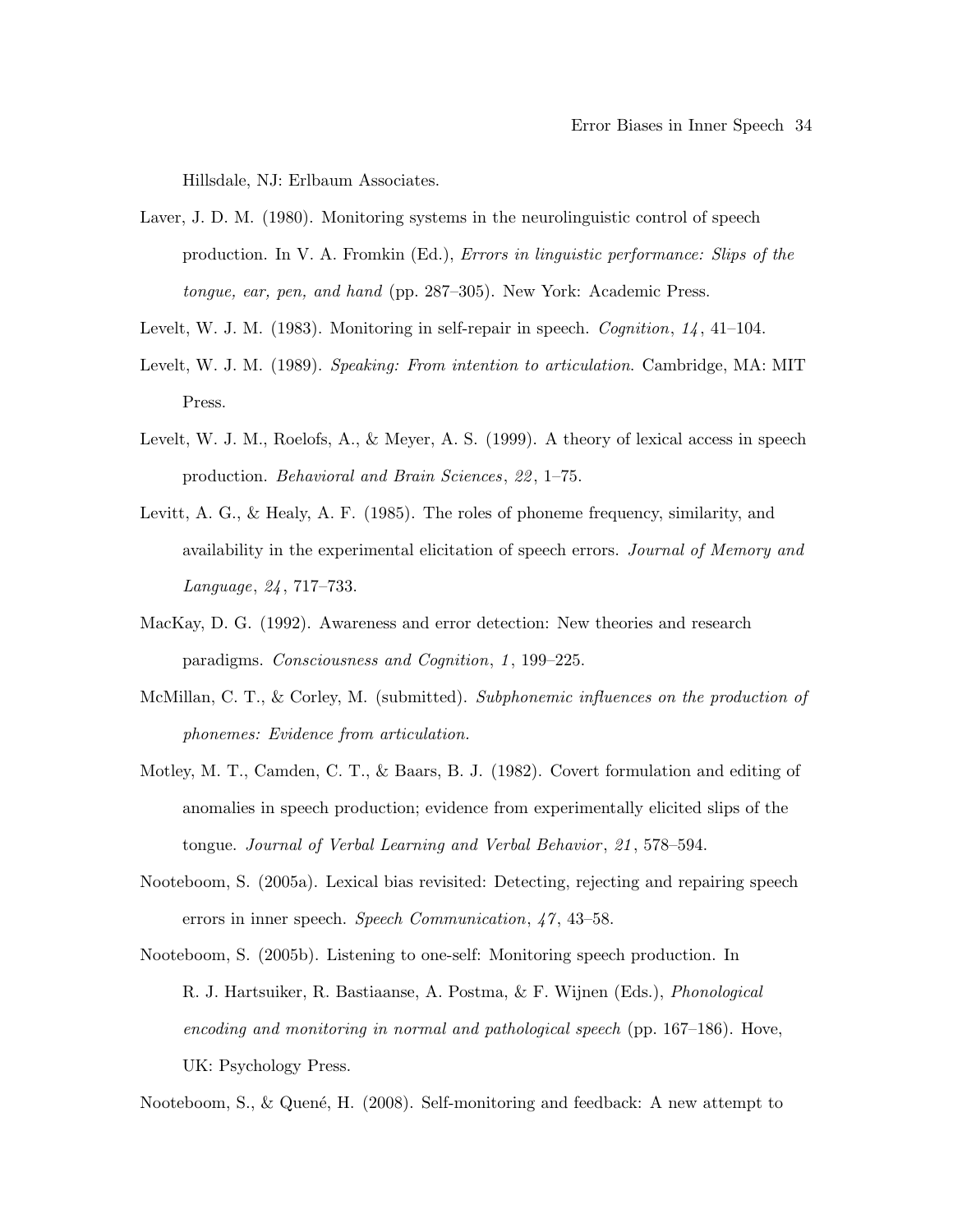Hillsdale, NJ: Erlbaum Associates.

Laver, J. D. M. (1980). Monitoring systems in the neurolinguistic control of speech production. In V. A. Fromkin (Ed.), *Errors in linguistic performance: Slips of the tongue, ear, pen, and hand* (pp. 287–305). New York: Academic Press.

Levelt, W. J. M. (1983). Monitoring in self-repair in speech. *Cognition*, *14*, 41–104.

Levelt, W. J. M. (1989). *Speaking: From intention to articulation*. Cambridge, MA: MIT Press.

Levelt, W. J. M., Roelofs, A., & Meyer, A. S. (1999). A theory of lexical access in speech production. *Behavioral and Brain Sciences*, *22*, 1–75.

Levitt, A. G., & Healy, A. F. (1985). The roles of phoneme frequency, similarity, and availability in the experimental elicitation of speech errors. *Journal of Memory and Language*, *24*, 717–733.

MacKay, D. G. (1992). Awareness and error detection: New theories and research paradigms. *Consciousness and Cognition*, *1*, 199–225.

McMillan, C. T., & Corley, M. (submitted). *Subphonemic influences on the production of phonemes: Evidence from articulation.*

Motley, M. T., Camden, C. T., & Baars, B. J. (1982). Covert formulation and editing of anomalies in speech production; evidence from experimentally elicited slips of the tongue. *Journal of Verbal Learning and Verbal Behavior*, *21*, 578–594.

Nooteboom, S. (2005a). Lexical bias revisited: Detecting, rejecting and repairing speech errors in inner speech. *Speech Communication*, *47*, 43–58.

Nooteboom, S. (2005b). Listening to one-self: Monitoring speech production. In R. J. Hartsuiker, R. Bastiaanse, A. Postma, & F. Wijnen (Eds.), *Phonological encoding and monitoring in normal and pathological speech* (pp. 167–186). Hove, UK: Psychology Press.

Nooteboom, S., & Quené, H. (2008). Self-monitoring and feedback: A new attempt to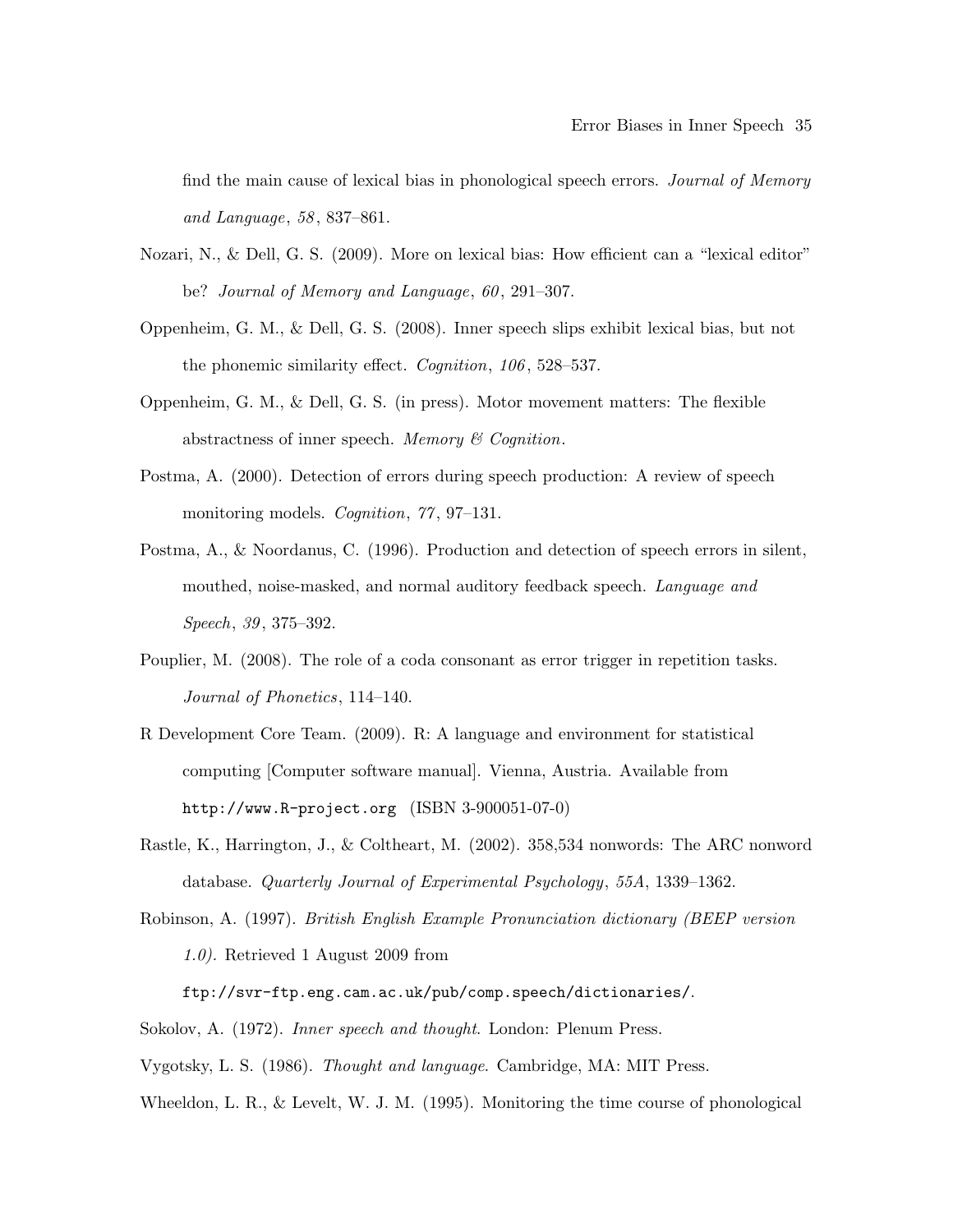find the main cause of lexical bias in phonological speech errors. *Journal of Memory and Language*, *58*, 837–861.

Nozari, N., & Dell, G. S. (2009). More on lexical bias: How efficient can a "lexical editor" be? *Journal of Memory and Language*, *60*, 291–307.

Oppenheim, G. M., & Dell, G. S. (2008). Inner speech slips exhibit lexical bias, but not the phonemic similarity effect. *Cognition*, *106*, 528–537.

Oppenheim, G. M., & Dell, G. S. (in press). Motor movement matters: The flexible abstractness of inner speech. *Memory & Cognition*.

Postma, A. (2000). Detection of errors during speech production: A review of speech monitoring models. *Cognition*, *77*, 97–131.

Postma, A., & Noordanus, C. (1996). Production and detection of speech errors in silent, mouthed, noise-masked, and normal auditory feedback speech. *Language and Speech*, *39*, 375–392.

Pouplier, M. (2008). The role of a coda consonant as error trigger in repetition tasks. *Journal of Phonetics*, 114–140.

R Development Core Team. (2009). R: A language and environment for statistical computing [Computer software manual]. Vienna, Austria. Available from `http://www.R-project.org` (ISBN 3-900051-07-0)

Rastle, K., Harrington, J., & Coltheart, M. (2002). 358,534 nonwords: The ARC nonword database. *Quarterly Journal of Experimental Psychology*, *55A*, 1339–1362.

Robinson, A. (1997). *British English Example Pronunciation dictionary (BEEP version 1.0).* Retrieved 1 August 2009 from `ftp://svr-ftp.eng.cam.ac.uk/pub/comp.speech/dictionaries/`.

Sokolov, A. (1972). *Inner speech and thought*. London: Plenum Press.

Vygotsky, L. S. (1986). *Thought and language*. Cambridge, MA: MIT Press.

Wheeldon, L. R., & Levelt, W. J. M. (1995). Monitoring the time course of phonological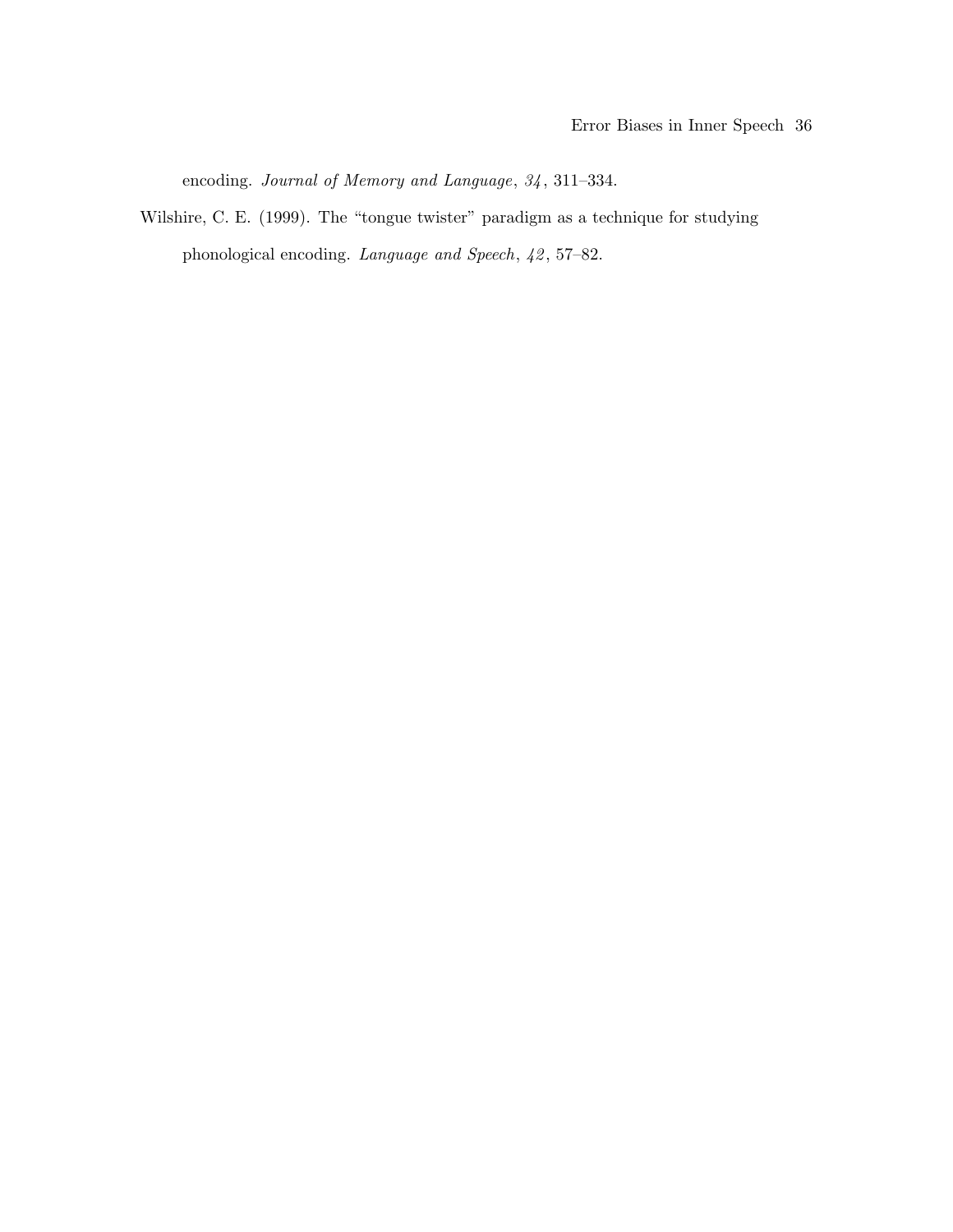encoding. *Journal of Memory and Language*, *34*, 311–334.

Wilshire, C. E. (1999). The "tongue twister" paradigm as a technique for studying phonological encoding. *Language and Speech*, *42*, 57–82.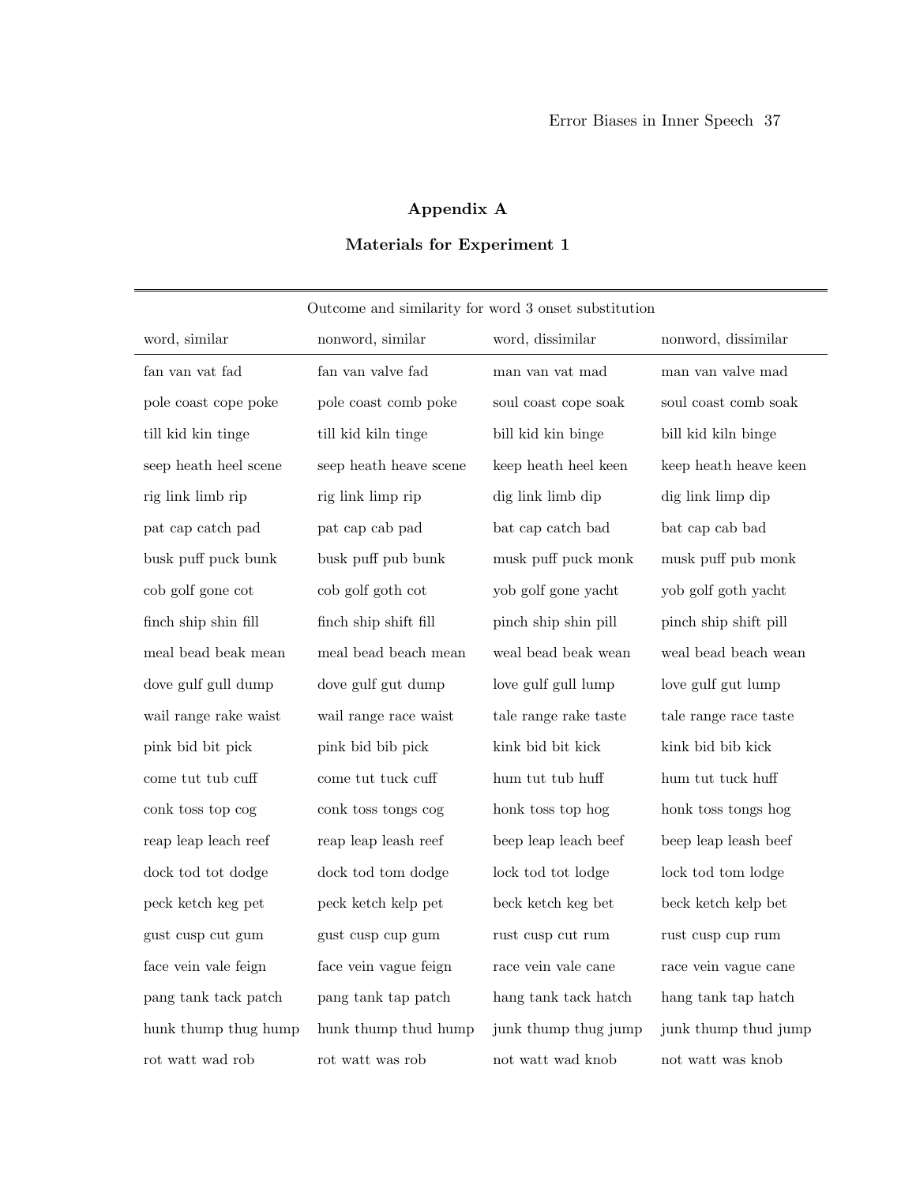## Appendix A

### Materials for Experiment 1

| Outcome and similarity for word 3 onset substitution | | | |
|---|---|---|---|
| word, similar | nonword, similar | word, dissimilar | nonword, dissimilar |
| fan van vat fad | fan van valve fad | man van vat mad | man van valve mad |
| pole coast cope poke | pole coast comb poke | soul coast cope soak | soul coast comb soak |
| till kid kin tinge | till kid kiln tinge | bill kid kin binge | bill kid kiln binge |
| seep heath heel scene | seep heath heave scene | keep heath heel keen | keep heath heave keen |
| rig link limb rip | rig link limp rip | dig link limb dip | dig link limp dip |
| pat cap catch pad | pat cap cab pad | bat cap catch bad | bat cap cab bad |
| busk puff puck bunk | busk puff pub bunk | musk puff puck monk | musk puff pub monk |
| cob golf gone cot | cob golf goth cot | yob golf gone yacht | yob golf goth yacht |
| finch ship shin fill | finch ship shift fill | pinch ship shin pill | pinch ship shift pill |
| meal bead beak mean | meal bead beach mean | weal bead beak wean | weal bead beach wean |
| dove gulf gull dump | dove gulf gut dump | love gulf gull lump | love gulf gut lump |
| wail range rake waist | wail range race waist | tale range rake taste | tale range race taste |
| pink bid bit pick | pink bid bib pick | kink bid bit kick | kink bid bib kick |
| come tut tub cuff | come tut tuck cuff | hum tut tub huff | hum tut tuck huff |
| conk toss top cog | conk toss tongs cog | honk toss top hog | honk toss tongs hog |
| reap leap leach reef | reap leap leash reef | beep leap leach beef | beep leap leash beef |
| dock tod tot dodge | dock tod tom dodge | lock tod tot lodge | lock tod tom lodge |
| peck ketch keg pet | peck ketch kelp pet | beck ketch keg bet | beck ketch kelp bet |
| gust cusp cut gum | gust cusp cup gum | rust cusp cut rum | rust cusp cup rum |
| face vein vale feign | face vein vague feign | race vein vale cane | race vein vague cane |
| pang tank tack patch | pang tank tap patch | hang tank tack hatch | hang tank tap hatch |
| hunk thump thug hump | hunk thump thud hump | junk thump thug jump | junk thump thud jump |
| rot watt wad rob | rot watt was rob | not watt wad knob | not watt was knob |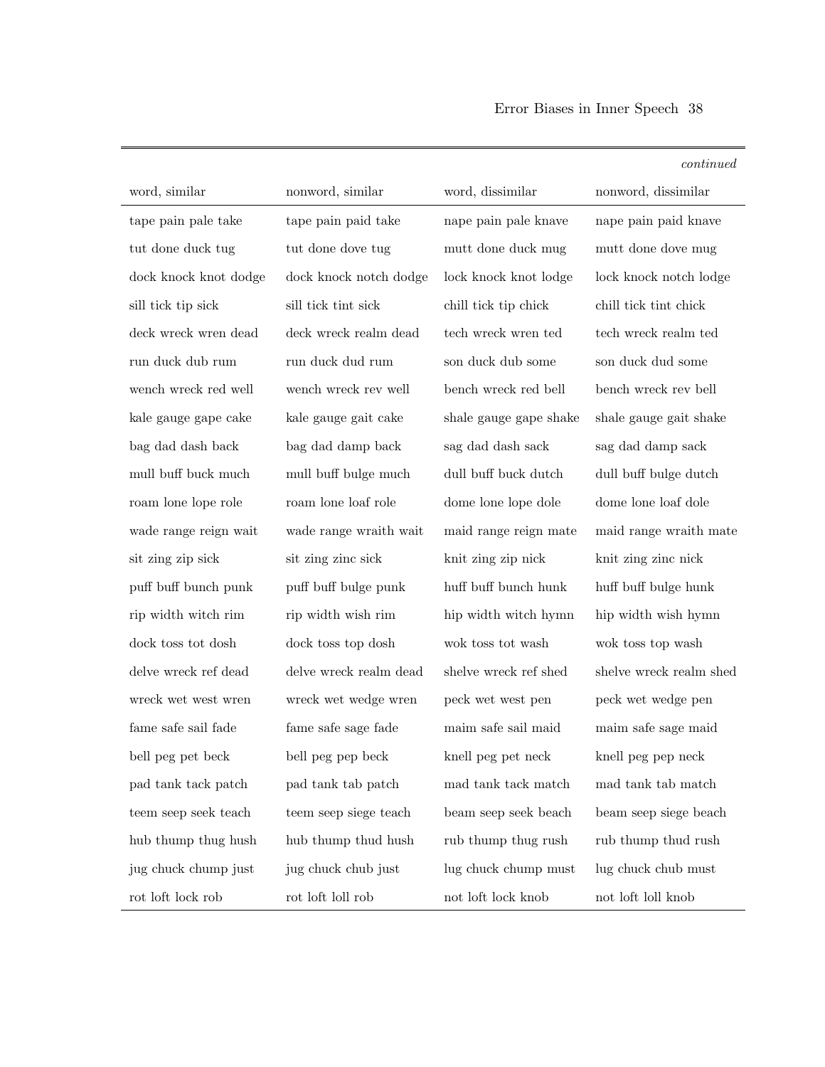*continued*

| word, similar | nonword, similar | word, dissimilar | nonword, dissimilar |
|---|---|---|---|
| tape pain pale take | tape pain paid take | nape pain pale knave | nape pain paid knave |
| tut done duck tug | tut done dove tug | mutt done duck mug | mutt done dove mug |
| dock knock knot dodge | dock knock notch dodge | lock knock knot lodge | lock knock notch lodge |
| sill tick tip sick | sill tick tint sick | chill tick tip chick | chill tick tint chick |
| deck wreck wren dead | deck wreck realm dead | tech wreck wren ted | tech wreck realm ted |
| run duck dub rum | run duck dud rum | son duck dub some | son duck dud some |
| wench wreck red well | wench wreck rev well | bench wreck red bell | bench wreck rev bell |
| kale gauge gape cake | kale gauge gait cake | shale gauge gape shake | shale gauge gait shake |
| bag dad dash back | bag dad damp back | sag dad dash sack | sag dad damp sack |
| mull buff buck much | mull buff bulge much | dull buff buck dutch | dull buff bulge dutch |
| roam lone lope role | roam lone loaf role | dome lone lope dole | dome lone loaf dole |
| wade range reign wait | wade range wraith wait | maid range reign mate | maid range wraith mate |
| sit zing zip sick | sit zing zinc sick | knit zing zip nick | knit zing zinc nick |
| puff buff bunch punk | puff buff bulge punk | huff buff bunch hunk | huff buff bulge hunk |
| rip width witch rim | rip width wish rim | hip width witch hymn | hip width wish hymn |
| dock toss tot dosh | dock toss top dosh | wok toss tot wash | wok toss top wash |
| delve wreck ref dead | delve wreck realm dead | shelve wreck ref shed | shelve wreck realm shed |
| wreck wet west wren | wreck wet wedge wren | peck wet west pen | peck wet wedge pen |
| fame safe sail fade | fame safe sage fade | maim safe sail maid | maim safe sage maid |
| bell peg pet beck | bell peg pep beck | knell peg pet neck | knell peg pep neck |
| pad tank tack patch | pad tank tab patch | mad tank tack match | mad tank tab match |
| teem seep seek teach | teem seep siege teach | beam seep seek beach | beam seep siege beach |
| hub thump thug hush | hub thump thud hush | rub thump thug rush | rub thump thud rush |
| jug chuck chump just | jug chuck chub just | lug chuck chump must | lug chuck chub must |
| rot loft lock rob | rot loft loll rob | not loft lock knob | not loft loll knob |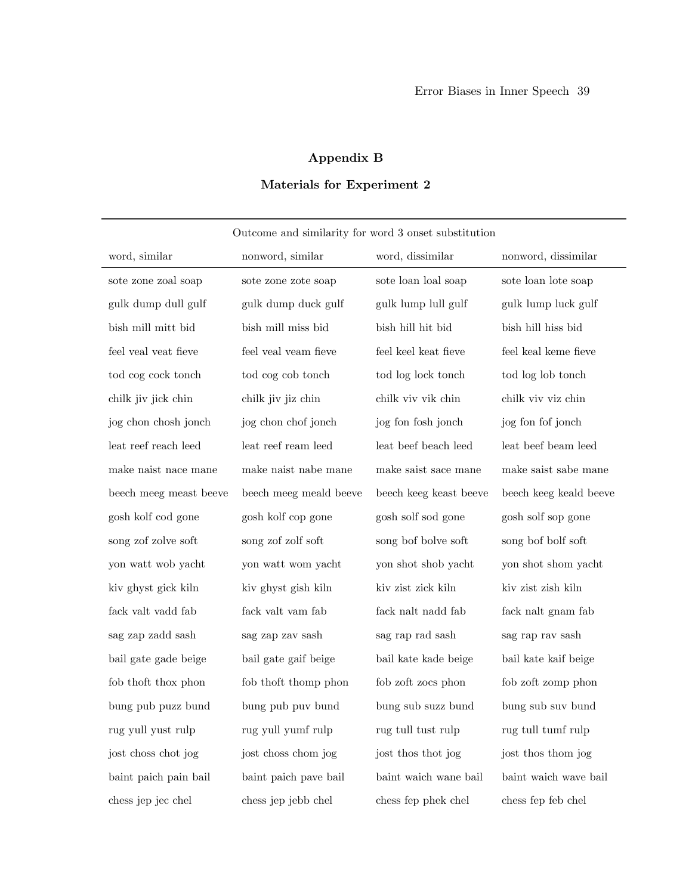## Appendix B

### Materials for Experiment 2

| Outcome and similarity for word 3 onset substitution | | | |
|---|---|---|---|
| word, similar | nonword, similar | word, dissimilar | nonword, dissimilar |
| sote zone zoal soap | sote zone zote soap | sote loan loal soap | sote loan lote soap |
| gulk dump dull gulf | gulk dump duck gulf | gulk lump lull gulf | gulk lump luck gulf |
| bish mill mitt bid | bish mill miss bid | bish hill hit bid | bish hill hiss bid |
| feel veal veat fieve | feel veal veam fieve | feel keel keat fieve | feel keal keme fieve |
| tod cog cock tonch | tod cog cob tonch | tod log lock tonch | tod log lob tonch |
| chilk jiv jick chin | chilk jiv jiz chin | chilk viv vik chin | chilk viv viz chin |
| jog chon chosh jonch | jog chon chof jonch | jog fon fosh jonch | jog fon fof jonch |
| leat reef reach leed | leat reef ream leed | leat beef beach leed | leat beef beam leed |
| make naist nace mane | make naist nabe mane | make saist sace mane | make saist sabe mane |
| beech meeg meast beeve | beech meeg meald beeve | beech keeg keast beeve | beech keeg keald beeve |
| gosh kolf cod gone | gosh kolf cop gone | gosh solf sod gone | gosh solf sop gone |
| song zof zolve soft | song zof zolf soft | song bof bolve soft | song bof bolf soft |
| yon watt wob yacht | yon watt wom yacht | yon shot shob yacht | yon shot shom yacht |
| kiv ghyst gick kiln | kiv ghyst gish kiln | kiv zist zick kiln | kiv zist zish kiln |
| fack valt vadd fab | fack valt vam fab | fack nalt nadd fab | fack nalt gnam fab |
| sag zap zadd sash | sag zap zav sash | sag rap rad sash | sag rap rav sash |
| bail gate gade beige | bail gate gaif beige | bail kate kade beige | bail kate kaif beige |
| fob thoft thox phon | fob thoft thomp phon | fob zoft zocs phon | fob zoft zomp phon |
| bung pub puzz bund | bung pub puv bund | bung sub suzz bund | bung sub suv bund |
| rug yull yust rulp | rug yull yumf rulp | rug tull tust rulp | rug tull tumf rulp |
| jost choss chot jog | jost choss chom jog | jost thos thot jog | jost thos thom jog |
| baint paich pain bail | baint paich pave bail | baint waich wane bail | baint waich wave bail |
| chess jep jec chel | chess jep jebb chel | chess fep phek chel | chess fep feb chel |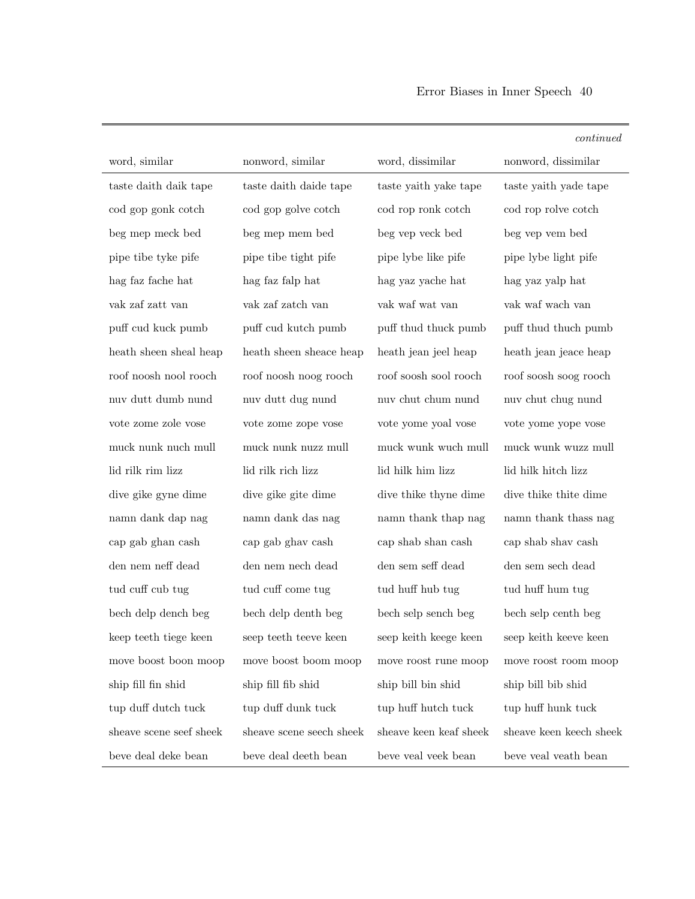*continued*

| word, similar | nonword, similar | word, dissimilar | nonword, dissimilar |
|---|---|---|---|
| taste daith daik tape | taste daith daide tape | taste yaith yake tape | taste yaith yade tape |
| cod gop gonk cotch | cod gop golve cotch | cod rop ronk cotch | cod rop rolve cotch |
| beg mep meck bed | beg mep mem bed | beg vep veck bed | beg vep vem bed |
| pipe tibe tyke pife | pipe tibe tight pife | pipe lybe like pife | pipe lybe light pife |
| hag faz fache hat | hag faz falp hat | hag yaz yache hat | hag yaz yalp hat |
| vak zaf zatt van | vak zaf zatch van | vak waf wat van | vak waf wach van |
| puff cud kuck pumb | puff cud kutch pumb | puff thud thuck pumb | puff thud thuch pumb |
| heath sheen sheal heap | heath sheen sheace heap | heath jean jeel heap | heath jean jeace heap |
| roof noosh nool rooch | roof noosh noog rooch | roof soosh sool rooch | roof soosh soog rooch |
| nuv dutt dumb nund | nuv dutt dug nund | nuv chut chum nund | nuv chut chug nund |
| vote zome zole vose | vote zome zope vose | vote yome yoal vose | vote yome yope vose |
| muck nunk nuch mull | muck nunk nuzz mull | muck wunk wuch mull | muck wunk wuzz mull |
| lid rilk rim lizz | lid rilk rich lizz | lid hilk him lizz | lid hilk hitch lizz |
| dive gike gyne dime | dive gike gite dime | dive thike thyne dime | dive thike thite dime |
| namn dank dap nag | namn dank das nag | namn thank thap nag | namn thank thass nag |
| cap gab ghan cash | cap gab ghav cash | cap shab shan cash | cap shab shav cash |
| den nem neff dead | den nem nech dead | den sem seff dead | den sem sech dead |
| tud cuff cub tug | tud cuff come tug | tud huff hub tug | tud huff hum tug |
| bech delp dench beg | bech delp denth beg | bech selp sench beg | bech selp centh beg |
| keep teeth tiege keen | seep teeth teeve keen | seep keith keege keen | seep keith keeve keen |
| move boost boon moop | move boost boom moop | move roost rune moop | move roost room moop |
| ship fill fin shid | ship fill fib shid | ship bill bin shid | ship bill bib shid |
| tup duff dutch tuck | tup duff dunk tuck | tup huff hutch tuck | tup huff hunk tuck |
| sheave scene seef sheek | sheave scene seech sheek | sheave keen keaf sheek | sheave keen keech sheek |
| beve deal deke bean | beve deal deeth bean | beve veal veek bean | beve veal veath bean |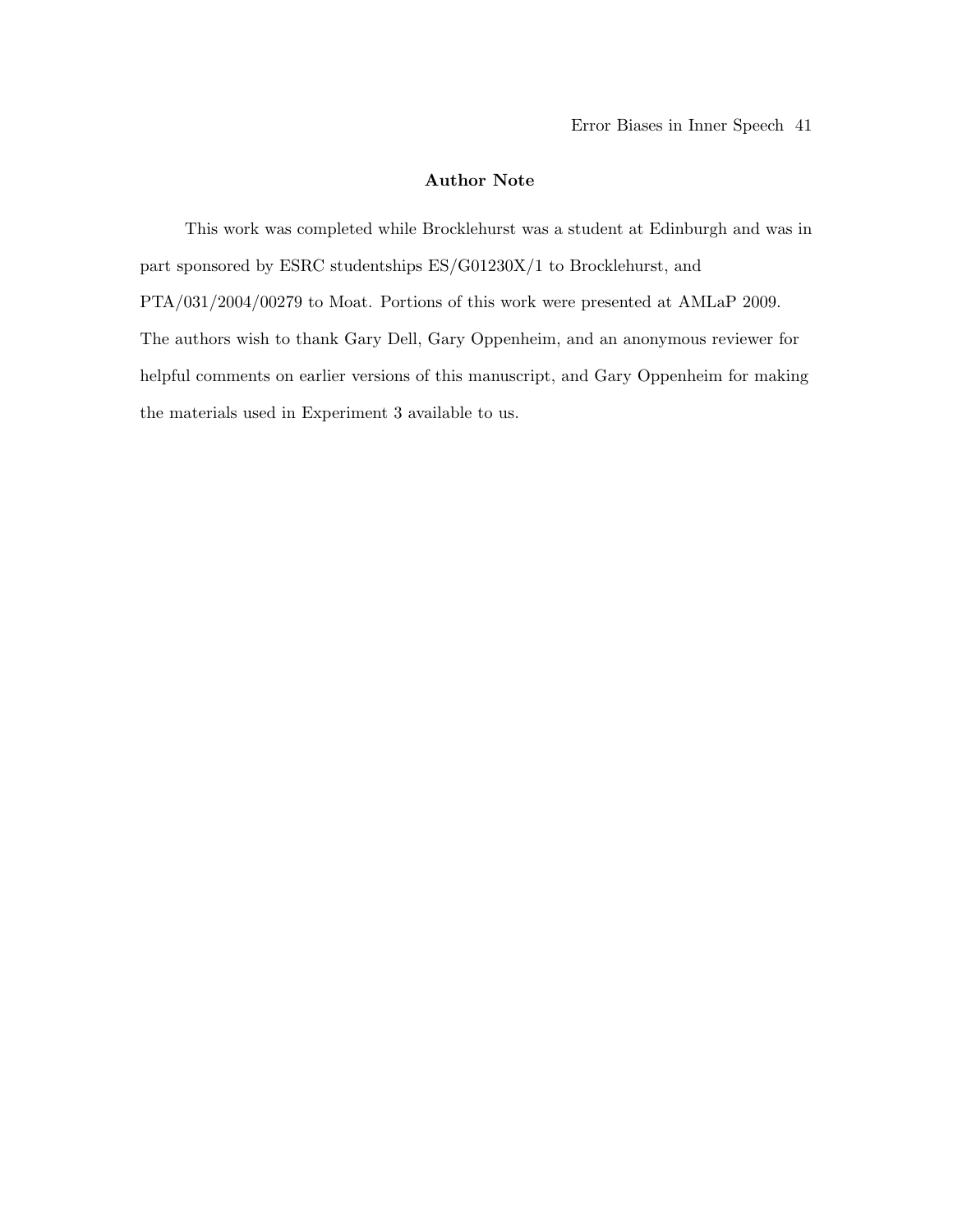## Author Note

This work was completed while Brocklehurst was a student at Edinburgh and was in part sponsored by ESRC studentships ES/G01230X/1 to Brocklehurst, and PTA/031/2004/00279 to Moat. Portions of this work were presented at AMLaP 2009. The authors wish to thank Gary Dell, Gary Oppenheim, and an anonymous reviewer for helpful comments on earlier versions of this manuscript, and Gary Oppenheim for making the materials used in Experiment 3 available to us.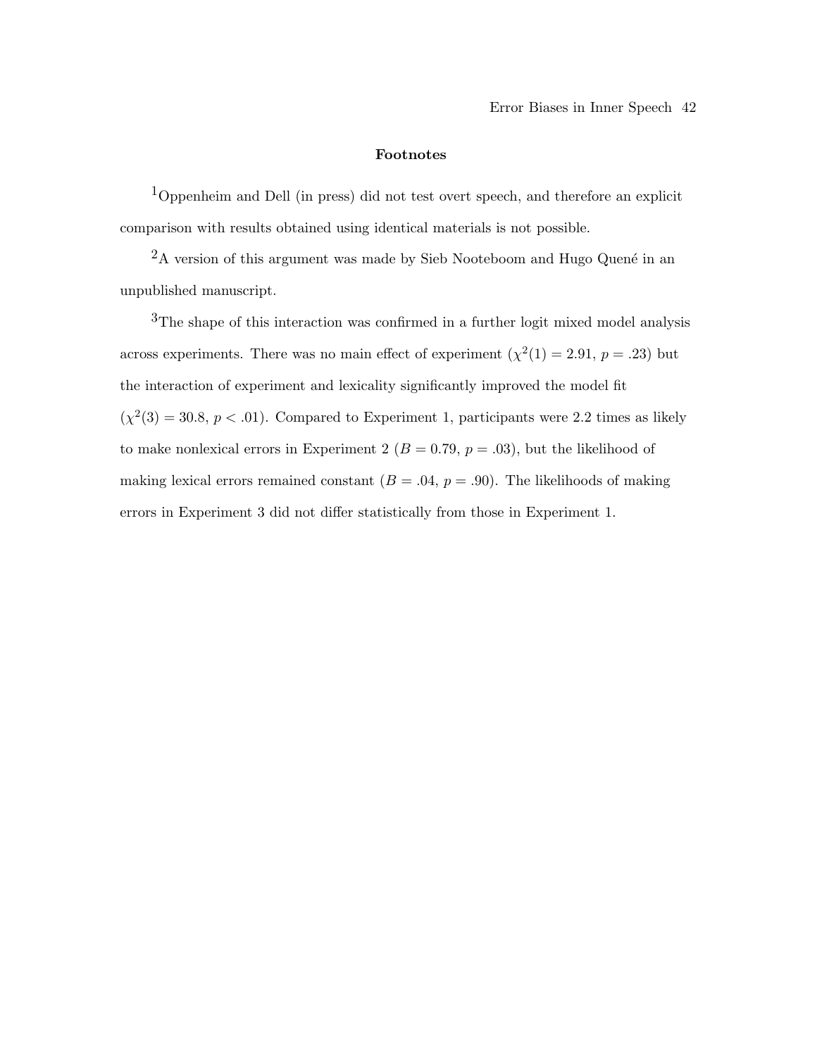## Footnotes

[1]Oppenheim and Dell (in press) did not test overt speech, and therefore an explicit comparison with results obtained using identical materials is not possible.

[2]A version of this argument was made by Sieb Nooteboom and Hugo Quené in an unpublished manuscript.

[3]The shape of this interaction was confirmed in a further logit mixed model analysis across experiments. There was no main effect of experiment ($\chi^2(1) = 2.91$, $p = .23$) but the interaction of experiment and lexicality significantly improved the model fit ($\chi^2(3) = 30.8$, $p < .01$). Compared to Experiment 1, participants were 2.2 times as likely to make nonlexical errors in Experiment 2 ($B = 0.79$, $p = .03$), but the likelihood of making lexical errors remained constant ($B = .04$, $p = .90$). The likelihoods of making errors in Experiment 3 did not differ statistically from those in Experiment 1.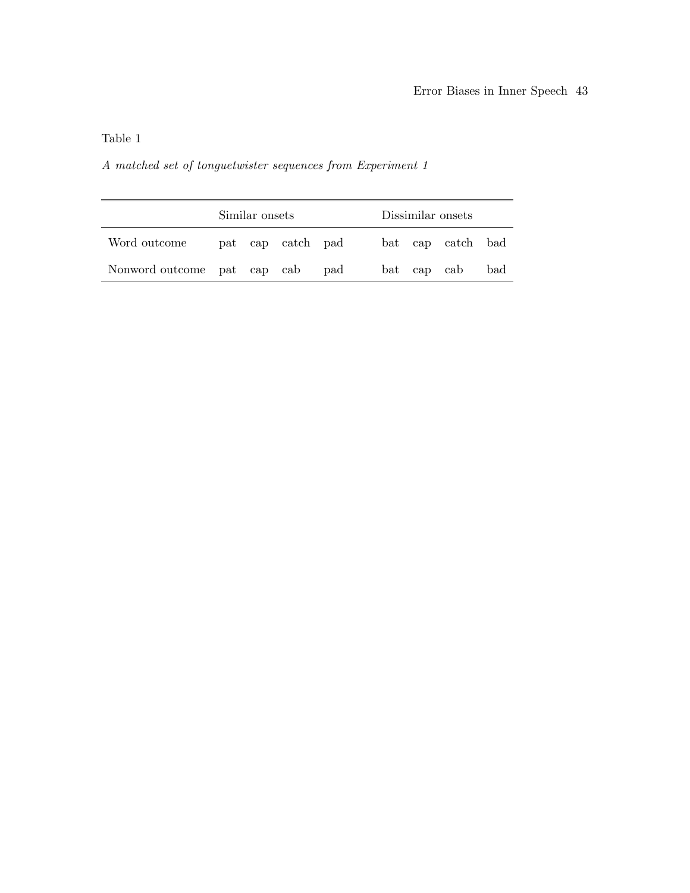Table 1

*A matched set of tonguetwister sequences from Experiment 1*

| | Similar onsets | | | | Dissimilar onsets | | | |
|---|---|---|---|---|---|---|---|---|
| Word outcome | pat | cap | catch | pad | bat | cap | catch | bad |
| Nonword outcome | pat | cap | cab | pad | bat | cap | cab | bad |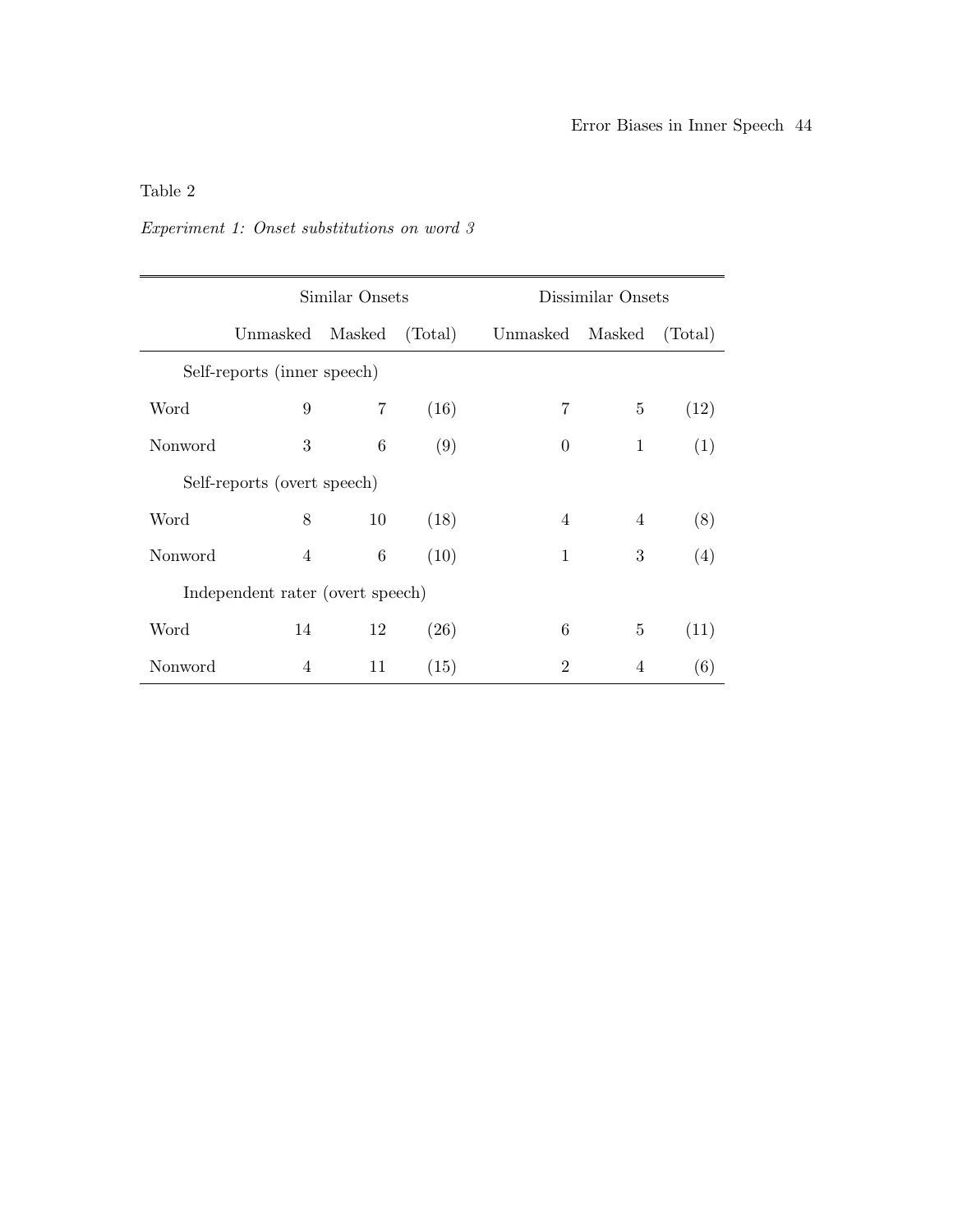Table 2

*Experiment 1: Onset substitutions on word 3*

| | Similar Onsets | | | Dissimilar Onsets | | |
|---|---|---|---|---|---|---|
| | Unmasked | Masked | (Total) | Unmasked | Masked | (Total) |
| Self-reports (inner speech) | | | | | | |
| Word | 9 | 7 | (16) | 7 | 5 | (12) |
| Nonword | 3 | 6 | (9) | 0 | 1 | (1) |
| Self-reports (overt speech) | | | | | | |
| Word | 8 | 10 | (18) | 4 | 4 | (8) |
| Nonword | 4 | 6 | (10) | 1 | 3 | (4) |
| Independent rater (overt speech) | | | | | | |
| Word | 14 | 12 | (26) | 6 | 5 | (11) |
| Nonword | 4 | 11 | (15) | 2 | 4 | (6) |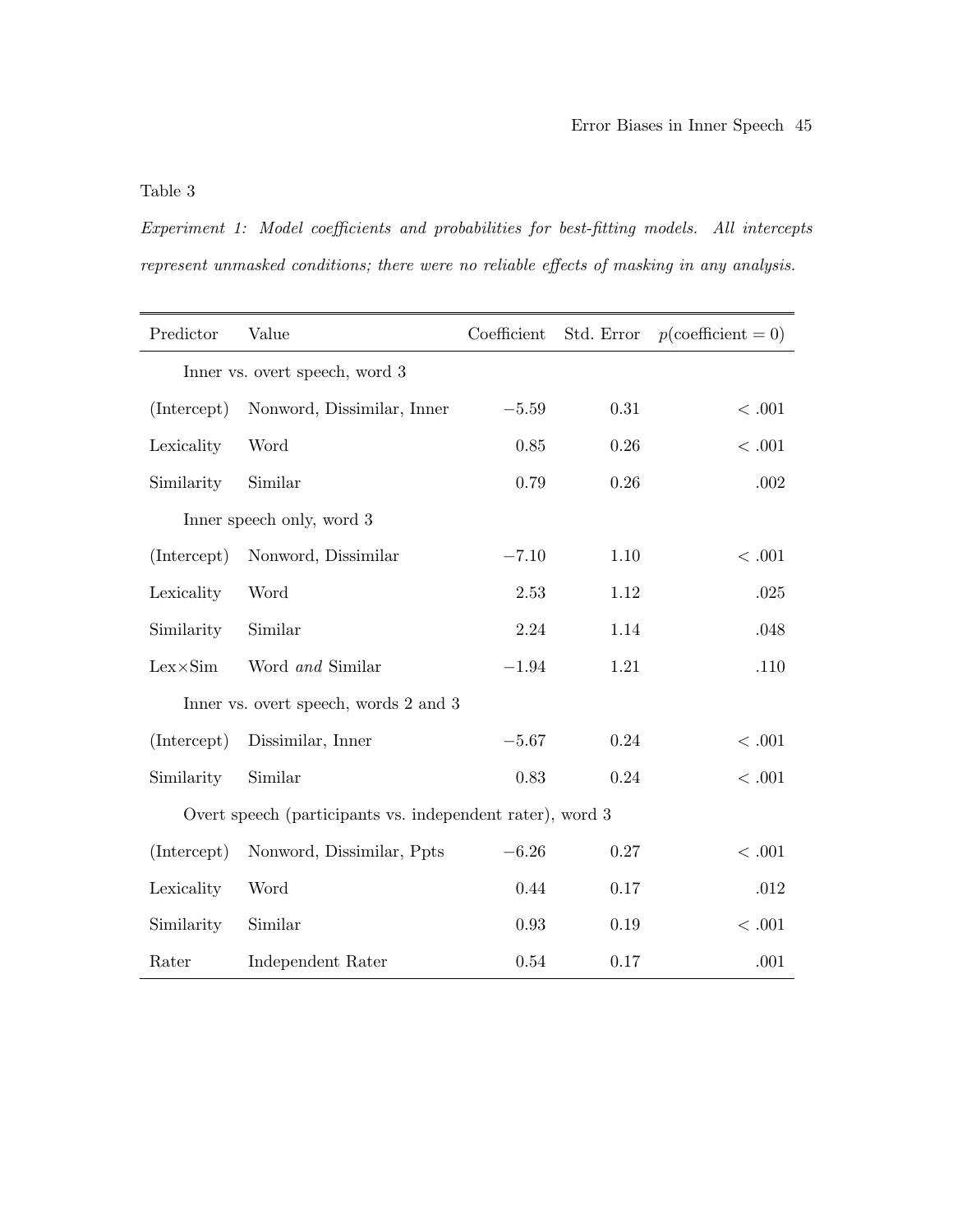Table 3

*Experiment 1: Model coefficients and probabilities for best-fitting models. All intercepts represent unmasked conditions; there were no reliable effects of masking in any analysis.*

| Predictor | Value | Coefficient | Std. Error | $p(\text{coefficient} = 0)$ |
|---|---|---|---|---|
| | Inner vs. overt speech, word 3 | | | |
| (Intercept) | Nonword, Dissimilar, Inner | $-5.59$ | 0.31 | $< .001$ |
| Lexicality | Word | 0.85 | 0.26 | $< .001$ |
| Similarity | Similar | 0.79 | 0.26 | .002 |
| | Inner speech only, word 3 | | | |
| (Intercept) | Nonword, Dissimilar | $-7.10$ | 1.10 | $< .001$ |
| Lexicality | Word | 2.53 | 1.12 | .025 |
| Similarity | Similar | 2.24 | 1.14 | .048 |
| Lex×Sim | Word *and* Similar | $-1.94$ | 1.21 | .110 |
| | Inner vs. overt speech, words 2 and 3 | | | |
| (Intercept) | Dissimilar, Inner | $-5.67$ | 0.24 | $< .001$ |
| Similarity | Similar | 0.83 | 0.24 | $< .001$ |
| | Overt speech (participants vs. independent rater), word 3 | | | |
| (Intercept) | Nonword, Dissimilar, Ppts | $-6.26$ | 0.27 | $< .001$ |
| Lexicality | Word | 0.44 | 0.17 | .012 |
| Similarity | Similar | 0.93 | 0.19 | $< .001$ |
| Rater | Independent Rater | 0.54 | 0.17 | .001 |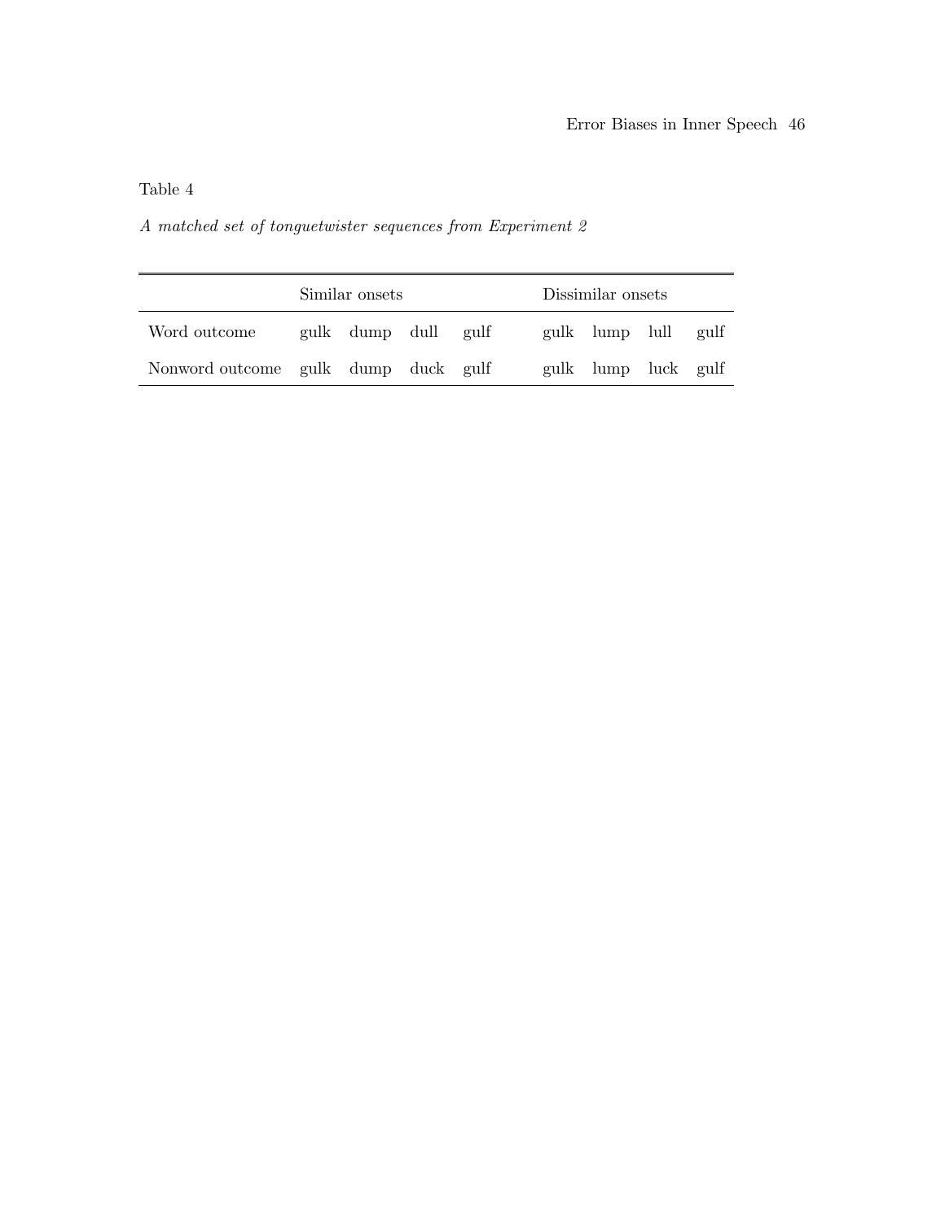Table 4

*A matched set of tonguetwister sequences from Experiment 2*

| | Similar onsets | | | | Dissimilar onsets | | | |
|---|---|---|---|---|---|---|---|---|
| Word outcome | gulk | dump | dull | gulf | gulk | lump | lull | gulf |
| Nonword outcome | gulk | dump | duck | gulf | gulk | lump | luck | gulf |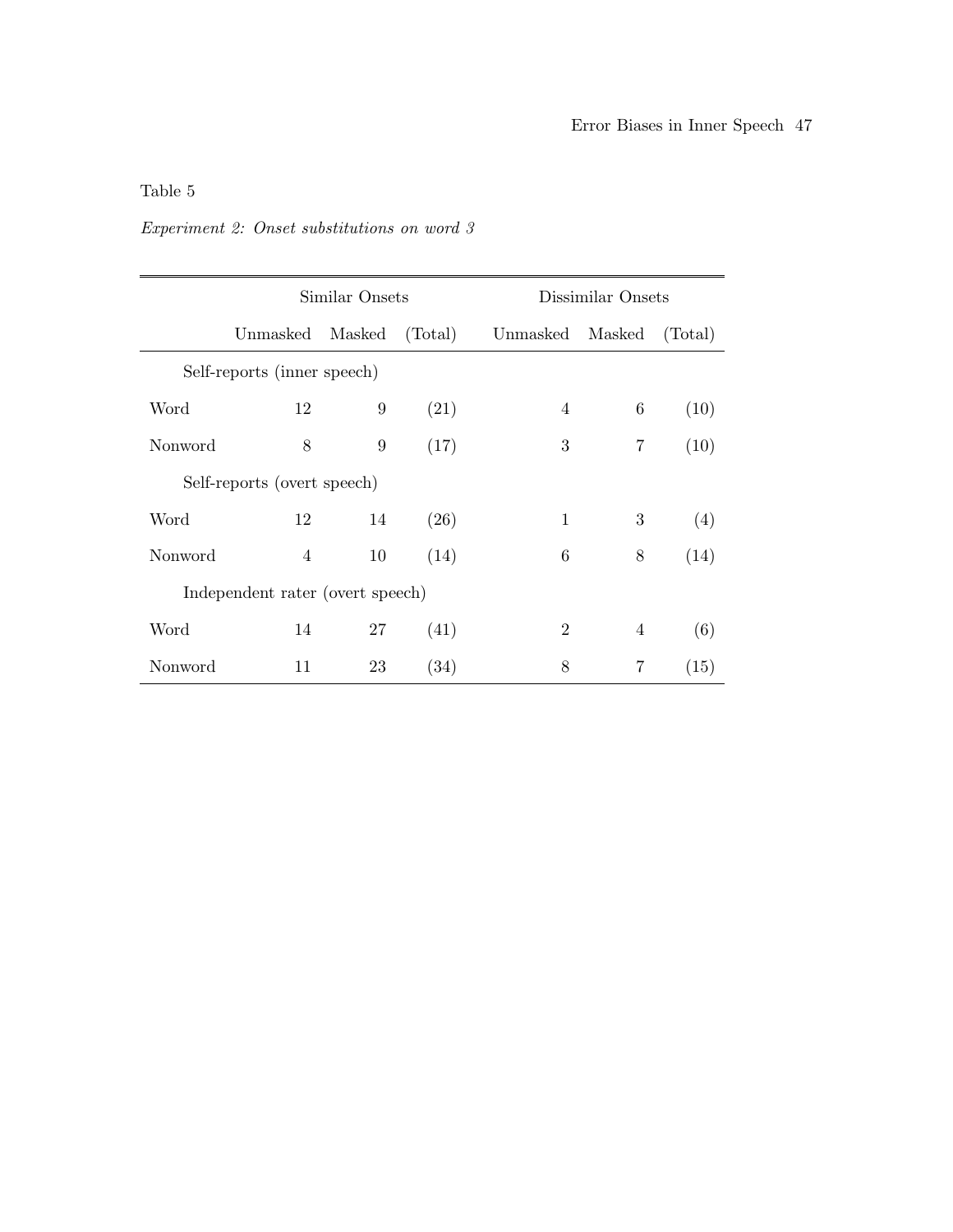Table 5

*Experiment 2: Onset substitutions on word 3*

| | Similar Onsets | | | Dissimilar Onsets | | |
|---|---|---|---|---|---|---|
| | Unmasked | Masked | (Total) | Unmasked | Masked | (Total) |
| Self-reports (inner speech) | | | | | | |
| Word | 12 | 9 | (21) | 4 | 6 | (10) |
| Nonword | 8 | 9 | (17) | 3 | 7 | (10) |
| Self-reports (overt speech) | | | | | | |
| Word | 12 | 14 | (26) | 1 | 3 | (4) |
| Nonword | 4 | 10 | (14) | 6 | 8 | (14) |
| Independent rater (overt speech) | | | | | | |
| Word | 14 | 27 | (41) | 2 | 4 | (6) |
| Nonword | 11 | 23 | (34) | 8 | 7 | (15) |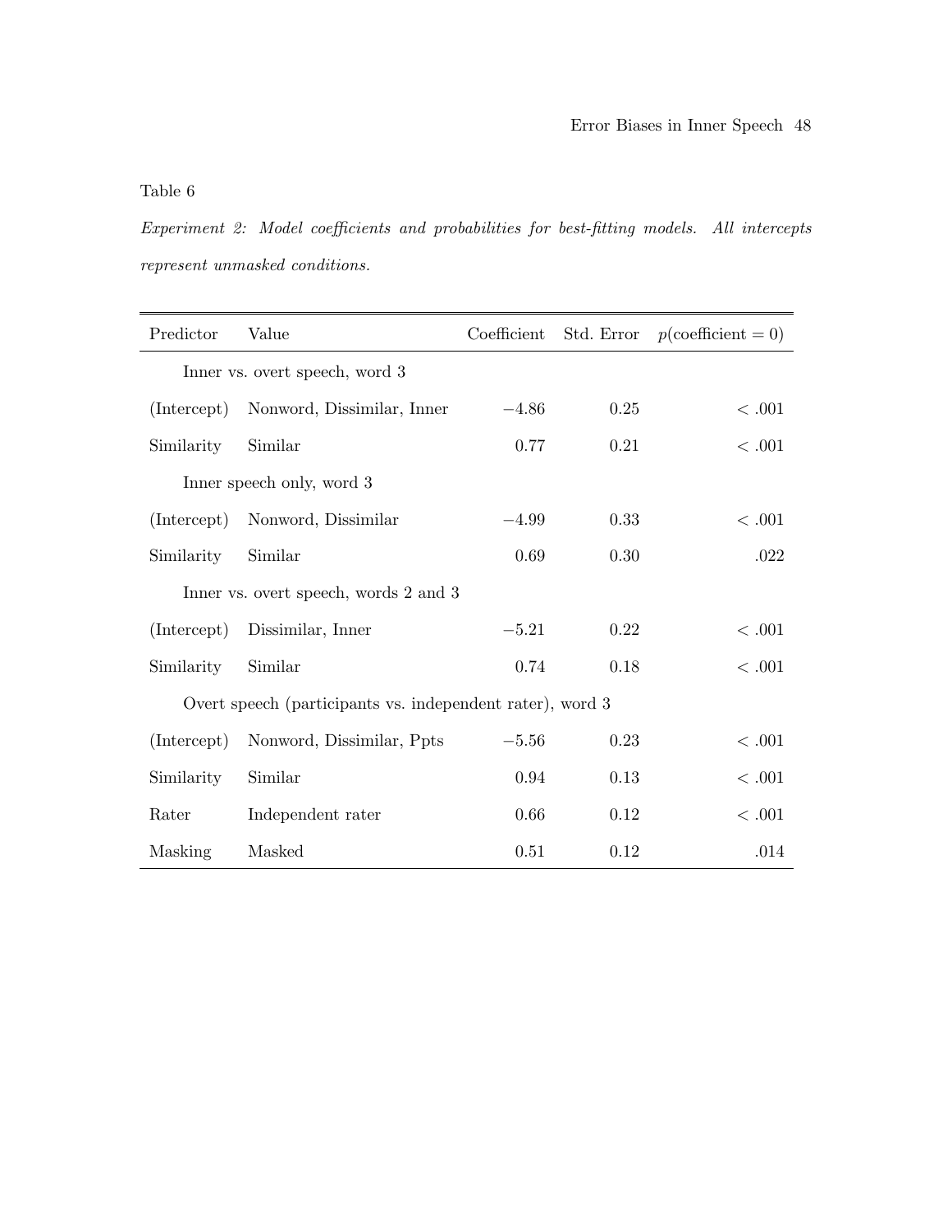Table 6

*Experiment 2: Model coefficients and probabilities for best-fitting models. All intercepts represent unmasked conditions.*

| Predictor | Value | Coefficient | Std. Error | $p(\text{coefficient} = 0)$ |
|---|---|---|---|---|
| | Inner vs. overt speech, word 3 | | | |
| (Intercept) | Nonword, Dissimilar, Inner | $-4.86$ | 0.25 | $< .001$ |
| Similarity | Similar | 0.77 | 0.21 | $< .001$ |
| | Inner speech only, word 3 | | | |
| (Intercept) | Nonword, Dissimilar | $-4.99$ | 0.33 | $< .001$ |
| Similarity | Similar | 0.69 | 0.30 | .022 |
| | Inner vs. overt speech, words 2 and 3 | | | |
| (Intercept) | Dissimilar, Inner | $-5.21$ | 0.22 | $< .001$ |
| Similarity | Similar | 0.74 | 0.18 | $< .001$ |
| | Overt speech (participants vs. independent rater), word 3 | | | |
| (Intercept) | Nonword, Dissimilar, Ppts | $-5.56$ | 0.23 | $< .001$ |
| Similarity | Similar | 0.94 | 0.13 | $< .001$ |
| Rater | Independent rater | 0.66 | 0.12 | $< .001$ |
| Masking | Masked | 0.51 | 0.12 | .014 |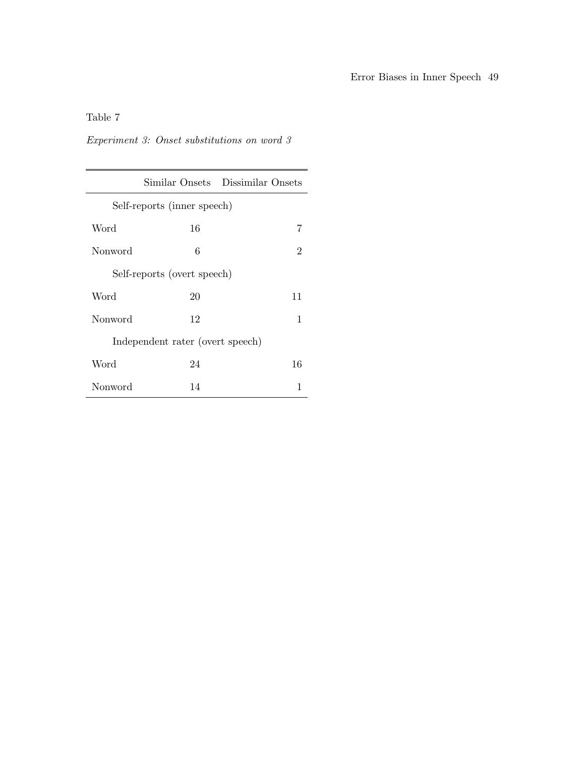Table 7

*Experiment 3: Onset substitutions on word 3*

| | Similar Onsets | Dissimilar Onsets |
|---|---|---|
| Self-reports (inner speech) | | |
| Word | 16 | 7 |
| Nonword | 6 | 2 |
| Self-reports (overt speech) | | |
| Word | 20 | 11 |
| Nonword | 12 | 1 |
| Independent rater (overt speech) | | |
| Word | 24 | 16 |
| Nonword | 14 | 1 |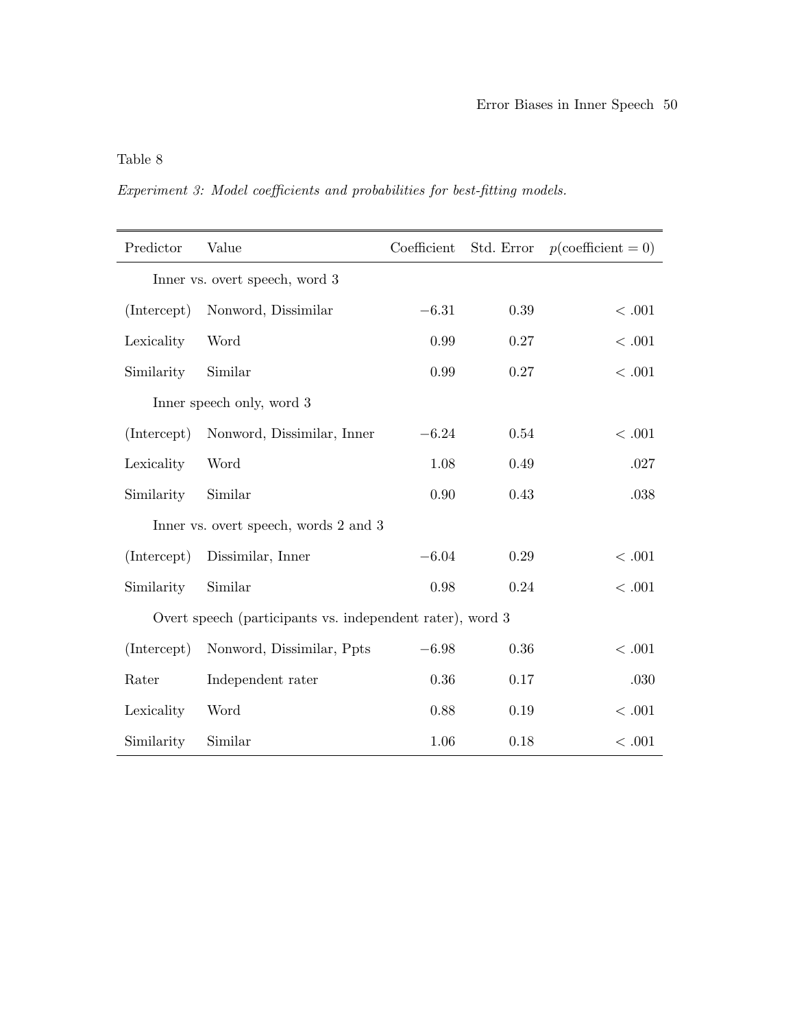Table 8

*Experiment 3: Model coefficients and probabilities for best-fitting models.*

| Predictor | Value | Coefficient | Std. Error | $p(\text{coefficient} = 0)$ |
|---|---|---|---|---|
| | Inner vs. overt speech, word 3 | | | |
| (Intercept) | Nonword, Dissimilar | $-6.31$ | 0.39 | $< .001$ |
| Lexicality | Word | 0.99 | 0.27 | $< .001$ |
| Similarity | Similar | 0.99 | 0.27 | $< .001$ |
| | Inner speech only, word 3 | | | |
| (Intercept) | Nonword, Dissimilar, Inner | $-6.24$ | 0.54 | $< .001$ |
| Lexicality | Word | 1.08 | 0.49 | .027 |
| Similarity | Similar | 0.90 | 0.43 | .038 |
| | Inner vs. overt speech, words 2 and 3 | | | |
| (Intercept) | Dissimilar, Inner | $-6.04$ | 0.29 | $< .001$ |
| Similarity | Similar | 0.98 | 0.24 | $< .001$ |
| | Overt speech (participants vs. independent rater), word 3 | | | |
| (Intercept) | Nonword, Dissimilar, Ppts | $-6.98$ | 0.36 | $< .001$ |
| Rater | Independent rater | 0.36 | 0.17 | .030 |
| Lexicality | Word | 0.88 | 0.19 | $< .001$ |
| Similarity | Similar | 1.06 | 0.18 | $< .001$ |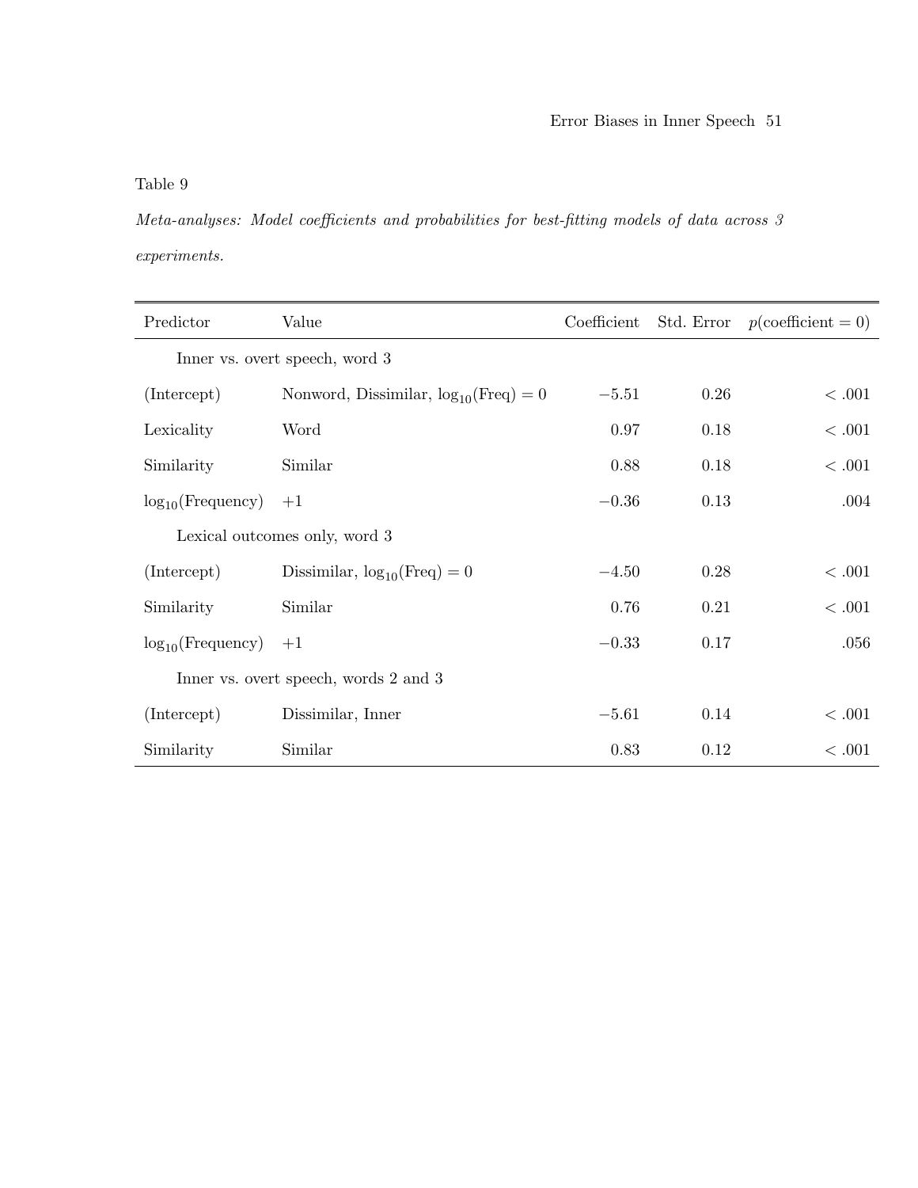Table 9

*Meta-analyses: Model coefficients and probabilities for best-fitting models of data across 3 experiments.*

| Predictor | Value | Coefficient | Std. Error | $p(\text{coefficient} = 0)$ |
|---|---|---|---|---|
| Inner vs. overt speech, word 3 | | | | |
| (Intercept) | Nonword, Dissimilar, $\log_{10}(\text{Freq}) = 0$ | $-5.51$ | 0.26 | $< .001$ |
| Lexicality | Word | 0.97 | 0.18 | $< .001$ |
| Similarity | Similar | 0.88 | 0.18 | $< .001$ |
| $\log_{10}(\text{Frequency})$ | $+1$ | $-0.36$ | 0.13 | .004 |
| Lexical outcomes only, word 3 | | | | |
| (Intercept) | Dissimilar, $\log_{10}(\text{Freq}) = 0$ | $-4.50$ | 0.28 | $< .001$ |
| Similarity | Similar | 0.76 | 0.21 | $< .001$ |
| $\log_{10}(\text{Frequency})$ | $+1$ | $-0.33$ | 0.17 | .056 |
| Inner vs. overt speech, words 2 and 3 | | | | |
| (Intercept) | Dissimilar, Inner | $-5.61$ | 0.14 | $< .001$ |
| Similarity | Similar | 0.83 | 0.12 | $< .001$ |